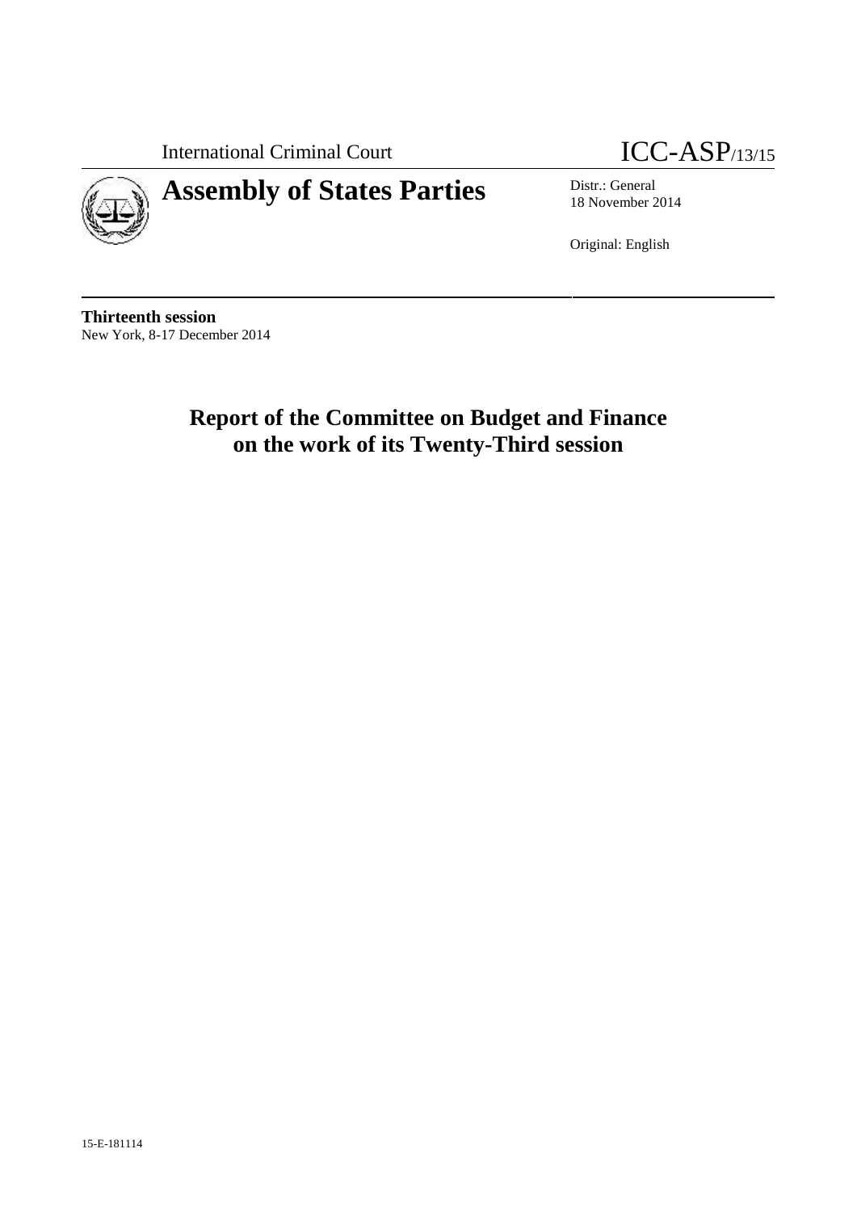International Criminal Court

ICC-ASP/13/15

# Assembly of States Parties

Distr.: General
18 November 2014

Original: English

**Thirteenth session**
New York, 8-17 December 2014

# Report of the Committee on Budget and Finance on the work of its Twenty-Third session

15-E-181114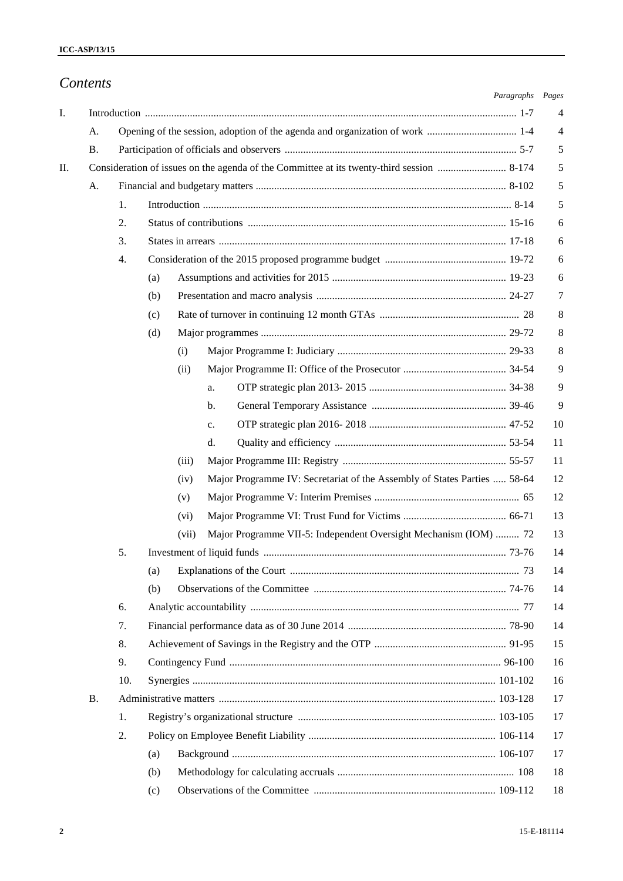## Contents

| | | | | | | Paragraphs | Pages |
|---|---|---|---|---|---|---|---|
| I. | Introduction | | | | | 1-7 | 4 |
| | A. | Opening of the session, adoption of the agenda and organization of work | | | | 1-4 | 4 |
| | B. | Participation of officials and observers | | | | 5-7 | 5 |
| II. | Consideration of issues on the agenda of the Committee at its twenty-third session | | | | | 8-174 | 5 |
| | A. | Financial and budgetary matters | | | | 8-102 | 5 |
| | | 1. | Introduction | | | 8-14 | 5 |
| | | 2. | Status of contributions | | | 15-16 | 6 |
| | | 3. | States in arrears | | | 17-18 | 6 |
| | | 4. | Consideration of the 2015 proposed programme budget | | | 19-72 | 6 |
| | | | (a) | Assumptions and activities for 2015 | | 19-23 | 6 |
| | | | (b) | Presentation and macro analysis | | 24-27 | 7 |
| | | | (c) | Rate of turnover in continuing 12 month GTAs | | 28 | 8 |
| | | | (d) | Major programmes | | 29-72 | 8 |
| | | | | (i) | Major Programme I: Judiciary | 29-33 | 8 |
| | | | | (ii) | Major Programme II: Office of the Prosecutor | 34-54 | 9 |
| | | | | | a. OTP strategic plan 2013- 2015 | 34-38 | 9 |
| | | | | | b. General Temporary Assistance | 39-46 | 9 |
| | | | | | c. OTP strategic plan 2016- 2018 | 47-52 | 10 |
| | | | | | d. Quality and efficiency | 53-54 | 11 |
| | | | | (iii) | Major Programme III: Registry | 55-57 | 11 |
| | | | | (iv) | Major Programme IV: Secretariat of the Assembly of States Parties | 58-64 | 12 |
| | | | | (v) | Major Programme V: Interim Premises | 65 | 12 |
| | | | | (vi) | Major Programme VI: Trust Fund for Victims | 66-71 | 13 |
| | | | | (vii) | Major Programme VII-5: Independent Oversight Mechanism (IOM) | 72 | 13 |
| | | 5. | Investment of liquid funds | | | 73-76 | 14 |
| | | | (a) | Explanations of the Court | | 73 | 14 |
| | | | (b) | Observations of the Committee | | 74-76 | 14 |
| | | 6. | Analytic accountability | | | 77 | 14 |
| | | 7. | Financial performance data as of 30 June 2014 | | | 78-90 | 14 |
| | | 8. | Achievement of Savings in the Registry and the OTP | | | 91-95 | 15 |
| | | 9. | Contingency Fund | | | 96-100 | 16 |
| | | 10. | Synergies | | | 101-102 | 16 |
| | B. | Administrative matters | | | | 103-128 | 17 |
| | | 1. | Registry's organizational structure | | | 103-105 | 17 |
| | | 2. | Policy on Employee Benefit Liability | | | 106-114 | 17 |
| | | | (a) | Background | | 106-107 | 17 |
| | | | (b) | Methodology for calculating accruals | | 108 | 18 |
| | | | (c) | Observations of the Committee | | 109-112 | 18 |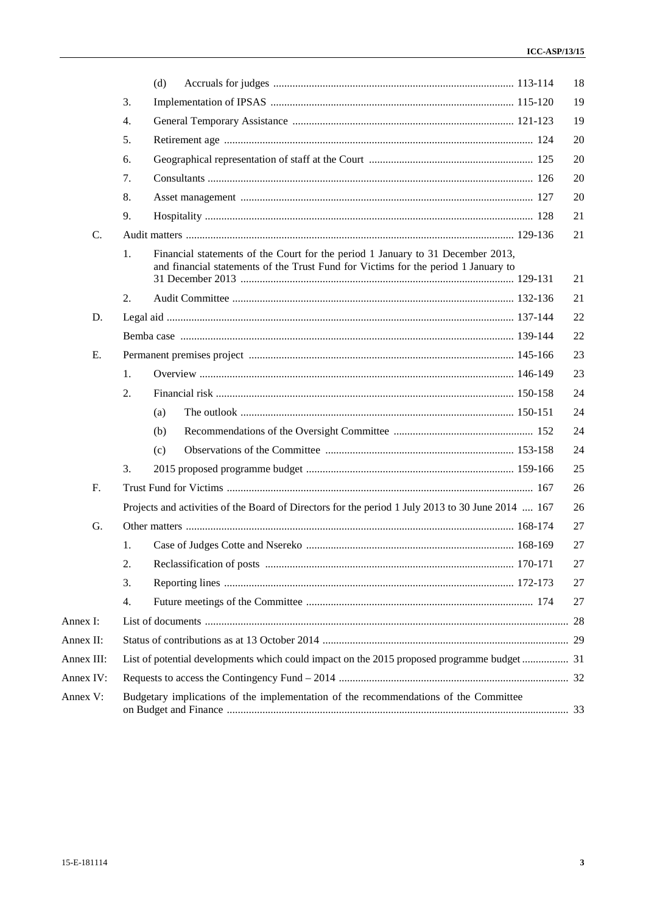| | | | | | |
|---|---|---|---|---|---|
| | | (d) | Accruals for judges | 113-114 | 18 |
| | 3. | | Implementation of IPSAS | 115-120 | 19 |
| | 4. | | General Temporary Assistance | 121-123 | 19 |
| | 5. | | Retirement age | 124 | 20 |
| | 6. | | Geographical representation of staff at the Court | 125 | 20 |
| | 7. | | Consultants | 126 | 20 |
| | 8. | | Asset management | 127 | 20 |
| | 9. | | Hospitality | 128 | 21 |
| C. | | | Audit matters | 129-136 | 21 |
| | 1. | | Financial statements of the Court for the period 1 January to 31 December 2013, and financial statements of the Trust Fund for Victims for the period 1 January to 31 December 2013 | 129-131 | 21 |
| | 2. | | Audit Committee | 132-136 | 21 |
| D. | | | Legal aid | 137-144 | 22 |
| | | | Bemba case | 139-144 | 22 |
| E. | | | Permanent premises project | 145-166 | 23 |
| | 1. | | Overview | 146-149 | 23 |
| | 2. | | Financial risk | 150-158 | 24 |
| | | (a) | The outlook | 150-151 | 24 |
| | | (b) | Recommendations of the Oversight Committee | 152 | 24 |
| | | (c) | Observations of the Committee | 153-158 | 24 |
| | 3. | | 2015 proposed programme budget | 159-166 | 25 |
| F. | | | Trust Fund for Victims | 167 | 26 |
| | | | Projects and activities of the Board of Directors for the period 1 July 2013 to 30 June 2014 | 167 | 26 |
| G. | | | Other matters | 168-174 | 27 |
| | 1. | | Case of Judges Cotte and Nsereko | 168-169 | 27 |
| | 2. | | Reclassification of posts | 170-171 | 27 |
| | 3. | | Reporting lines | 172-173 | 27 |
| | 4. | | Future meetings of the Committee | 174 | 27 |
| Annex I: | | | List of documents | | 28 |
| Annex II: | | | Status of contributions as at 13 October 2014 | | 29 |
| Annex III: | | | List of potential developments which could impact on the 2015 proposed programme budget | | 31 |
| Annex IV: | | | Requests to access the Contingency Fund – 2014 | | 32 |
| Annex V: | | | Budgetary implications of the implementation of the recommendations of the Committee on Budget and Finance | | 33 |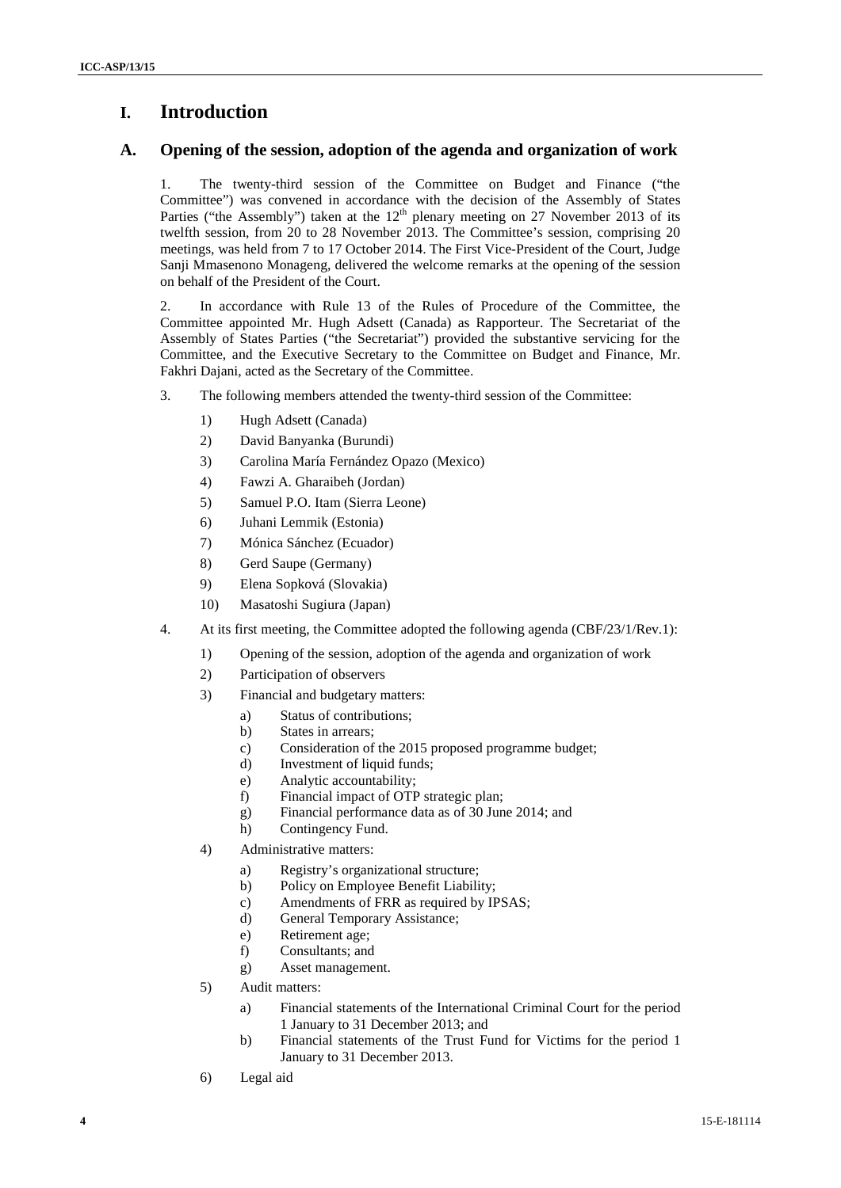# I. Introduction

## A. Opening of the session, adoption of the agenda and organization of work

1. The twenty-third session of the Committee on Budget and Finance ("the Committee") was convened in accordance with the decision of the Assembly of States Parties ("the Assembly") taken at the 12th plenary meeting on 27 November 2013 of its twelfth session, from 20 to 28 November 2013. The Committee's session, comprising 20 meetings, was held from 7 to 17 October 2014. The First Vice-President of the Court, Judge Sanji Mmasenono Monageng, delivered the welcome remarks at the opening of the session on behalf of the President of the Court.

2. In accordance with Rule 13 of the Rules of Procedure of the Committee, the Committee appointed Mr. Hugh Adsett (Canada) as Rapporteur. The Secretariat of the Assembly of States Parties ("the Secretariat") provided the substantive servicing for the Committee, and the Executive Secretary to the Committee on Budget and Finance, Mr. Fakhri Dajani, acted as the Secretary of the Committee.

3. The following members attended the twenty-third session of the Committee:

1) Hugh Adsett (Canada)
2) David Banyanka (Burundi)
3) Carolina María Fernández Opazo (Mexico)
4) Fawzi A. Gharaibeh (Jordan)
5) Samuel P.O. Itam (Sierra Leone)
6) Juhani Lemmik (Estonia)
7) Mónica Sánchez (Ecuador)
8) Gerd Saupe (Germany)
9) Elena Sopková (Slovakia)
10) Masatoshi Sugiura (Japan)

4. At its first meeting, the Committee adopted the following agenda (CBF/23/1/Rev.1):

1) Opening of the session, adoption of the agenda and organization of work
2) Participation of observers
3) Financial and budgetary matters:
   a) Status of contributions;
   b) States in arrears;
   c) Consideration of the 2015 proposed programme budget;
   d) Investment of liquid funds;
   e) Analytic accountability;
   f) Financial impact of OTP strategic plan;
   g) Financial performance data as of 30 June 2014; and
   h) Contingency Fund.
4) Administrative matters:
   a) Registry's organizational structure;
   b) Policy on Employee Benefit Liability;
   c) Amendments of FRR as required by IPSAS;
   d) General Temporary Assistance;
   e) Retirement age;
   f) Consultants; and
   g) Asset management.
5) Audit matters:
   a) Financial statements of the International Criminal Court for the period 1 January to 31 December 2013; and
   b) Financial statements of the Trust Fund for Victims for the period 1 January to 31 December 2013.
6) Legal aid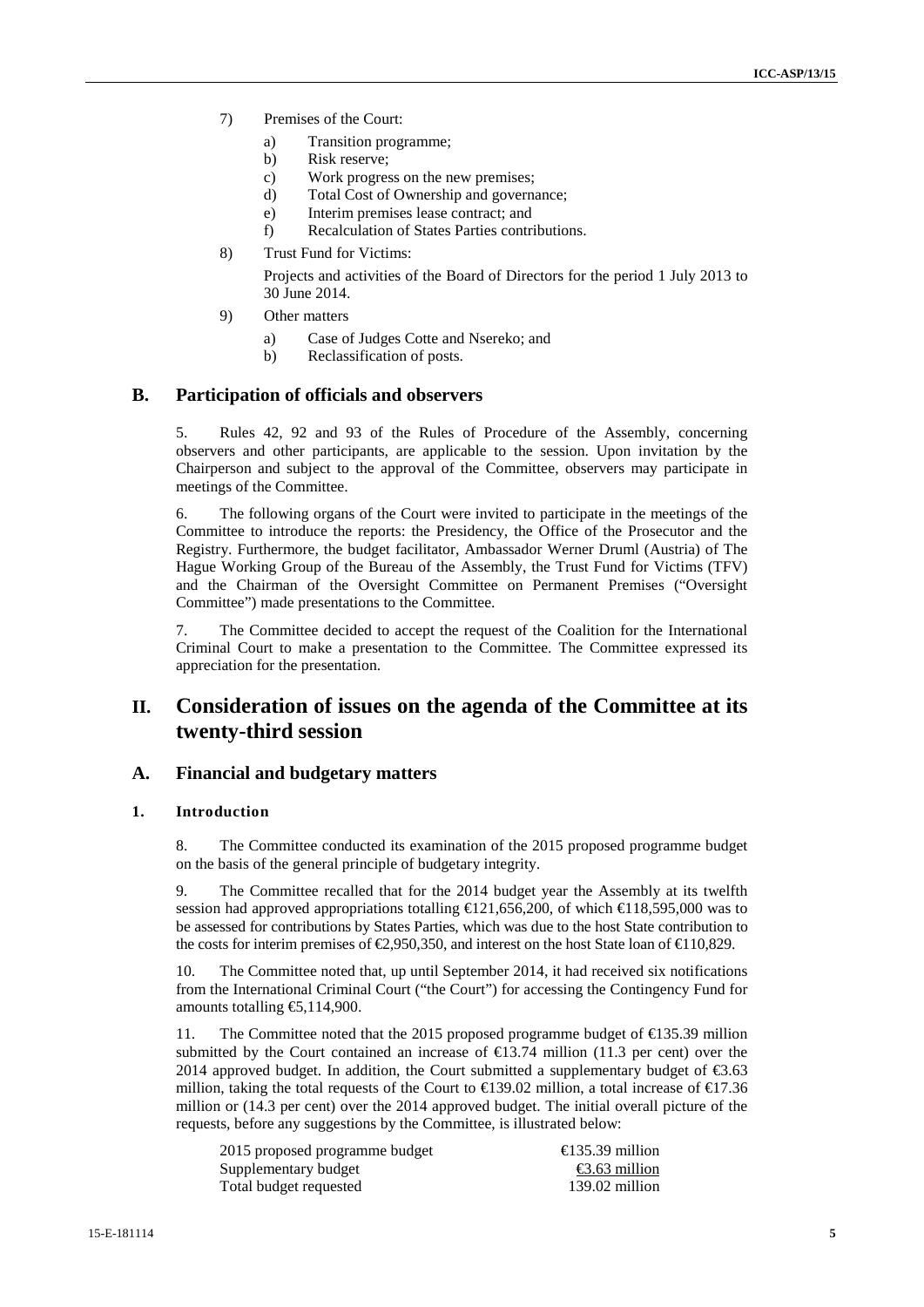7) Premises of the Court:
   a) Transition programme;
   b) Risk reserve;
   c) Work progress on the new premises;
   d) Total Cost of Ownership and governance;
   e) Interim premises lease contract; and
   f) Recalculation of States Parties contributions.

8) Trust Fund for Victims:

   Projects and activities of the Board of Directors for the period 1 July 2013 to 30 June 2014.

9) Other matters
   a) Case of Judges Cotte and Nsereko; and
   b) Reclassification of posts.

## B. Participation of officials and observers

5. Rules 42, 92 and 93 of the Rules of Procedure of the Assembly, concerning observers and other participants, are applicable to the session. Upon invitation by the Chairperson and subject to the approval of the Committee, observers may participate in meetings of the Committee.

6. The following organs of the Court were invited to participate in the meetings of the Committee to introduce the reports: the Presidency, the Office of the Prosecutor and the Registry. Furthermore, the budget facilitator, Ambassador Werner Druml (Austria) of The Hague Working Group of the Bureau of the Assembly, the Trust Fund for Victims (TFV) and the Chairman of the Oversight Committee on Permanent Premises ("Oversight Committee") made presentations to the Committee.

7. The Committee decided to accept the request of the Coalition for the International Criminal Court to make a presentation to the Committee. The Committee expressed its appreciation for the presentation.

# II. Consideration of issues on the agenda of the Committee at its twenty-third session

## A. Financial and budgetary matters

### 1. Introduction

8. The Committee conducted its examination of the 2015 proposed programme budget on the basis of the general principle of budgetary integrity.

9. The Committee recalled that for the 2014 budget year the Assembly at its twelfth session had approved appropriations totalling €121,656,200, of which €118,595,000 was to be assessed for contributions by States Parties, which was due to the host State contribution to the costs for interim premises of €2,950,350, and interest on the host State loan of €110,829.

10. The Committee noted that, up until September 2014, it had received six notifications from the International Criminal Court ("the Court") for accessing the Contingency Fund for amounts totalling €5,114,900.

11. The Committee noted that the 2015 proposed programme budget of €135.39 million submitted by the Court contained an increase of €13.74 million (11.3 per cent) over the 2014 approved budget. In addition, the Court submitted a supplementary budget of €3.63 million, taking the total requests of the Court to €139.02 million, a total increase of €17.36 million or (14.3 per cent) over the 2014 approved budget. The initial overall picture of the requests, before any suggestions by the Committee, is illustrated below:

| | |
|---|---|
| 2015 proposed programme budget | €135.39 million |
| Supplementary budget | €3.63 million |
| Total budget requested | 139.02 million |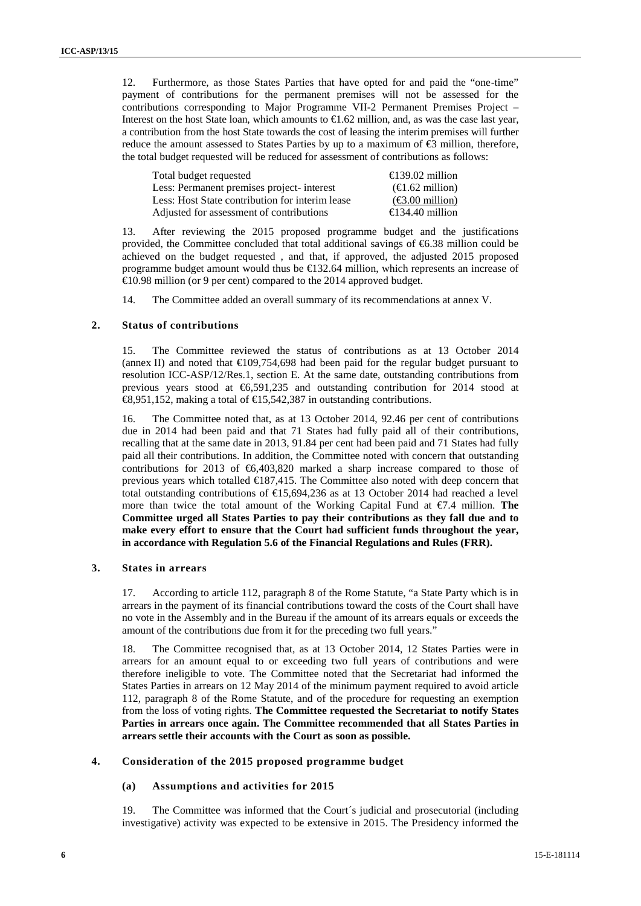12. Furthermore, as those States Parties that have opted for and paid the "one-time" payment of contributions for the permanent premises will not be assessed for the contributions corresponding to Major Programme VII-2 Permanent Premises Project – Interest on the host State loan, which amounts to €1.62 million, and, as was the case last year, a contribution from the host State towards the cost of leasing the interim premises will further reduce the amount assessed to States Parties by up to a maximum of €3 million, therefore, the total budget requested will be reduced for assessment of contributions as follows:

| | |
|---|---|
| Total budget requested | €139.02 million |
| Less: Permanent premises project- interest | (€1.62 million) |
| Less: Host State contribution for interim lease | (€3.00 million) |
| Adjusted for assessment of contributions | €134.40 million |

13. After reviewing the 2015 proposed programme budget and the justifications provided, the Committee concluded that total additional savings of €6.38 million could be achieved on the budget requested , and that, if approved, the adjusted 2015 proposed programme budget amount would thus be €132.64 million, which represents an increase of €10.98 million (or 9 per cent) compared to the 2014 approved budget.

14. The Committee added an overall summary of its recommendations at annex V.

### 2. Status of contributions

15. The Committee reviewed the status of contributions as at 13 October 2014 (annex II) and noted that €109,754,698 had been paid for the regular budget pursuant to resolution ICC-ASP/12/Res.1, section E. At the same date, outstanding contributions from previous years stood at €6,591,235 and outstanding contribution for 2014 stood at €8,951,152, making a total of €15,542,387 in outstanding contributions.

16. The Committee noted that, as at 13 October 2014, 92.46 per cent of contributions due in 2014 had been paid and that 71 States had fully paid all of their contributions, recalling that at the same date in 2013, 91.84 per cent had been paid and 71 States had fully paid all their contributions. In addition, the Committee noted with concern that outstanding contributions for 2013 of €6,403,820 marked a sharp increase compared to those of previous years which totalled €187,415. The Committee also noted with deep concern that total outstanding contributions of €15,694,236 as at 13 October 2014 had reached a level more than twice the total amount of the Working Capital Fund at €7.4 million. **The Committee urged all States Parties to pay their contributions as they fall due and to make every effort to ensure that the Court had sufficient funds throughout the year, in accordance with Regulation 5.6 of the Financial Regulations and Rules (FRR).**

### 3. States in arrears

17. According to article 112, paragraph 8 of the Rome Statute, "a State Party which is in arrears in the payment of its financial contributions toward the costs of the Court shall have no vote in the Assembly and in the Bureau if the amount of its arrears equals or exceeds the amount of the contributions due from it for the preceding two full years."

18. The Committee recognised that, as at 13 October 2014, 12 States Parties were in arrears for an amount equal to or exceeding two full years of contributions and were therefore ineligible to vote. The Committee noted that the Secretariat had informed the States Parties in arrears on 12 May 2014 of the minimum payment required to avoid article 112, paragraph 8 of the Rome Statute, and of the procedure for requesting an exemption from the loss of voting rights. **The Committee requested the Secretariat to notify States Parties in arrears once again. The Committee recommended that all States Parties in arrears settle their accounts with the Court as soon as possible.**

### 4. Consideration of the 2015 proposed programme budget

#### (a) Assumptions and activities for 2015

19. The Committee was informed that the Court´s judicial and prosecutorial (including investigative) activity was expected to be extensive in 2015. The Presidency informed the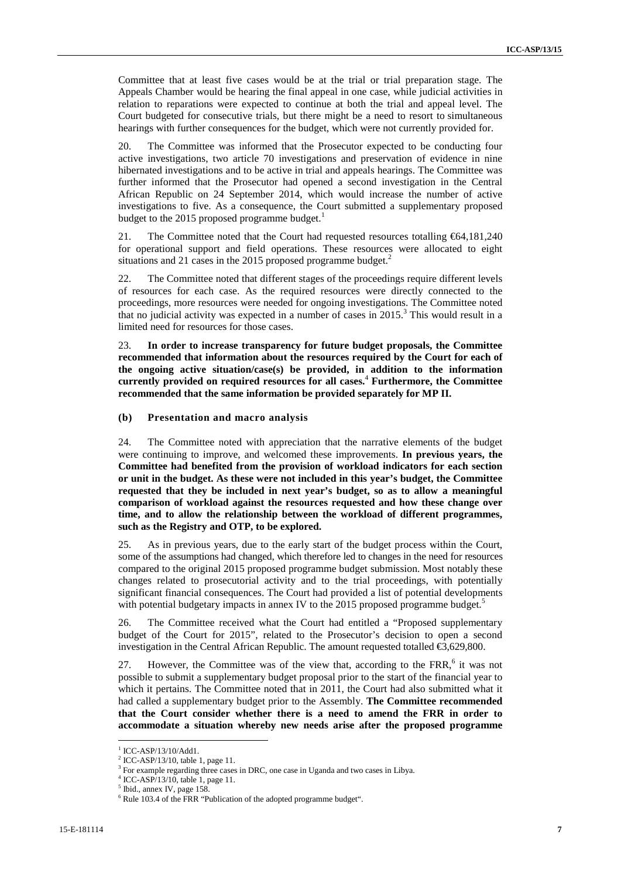Committee that at least five cases would be at the trial or trial preparation stage. The Appeals Chamber would be hearing the final appeal in one case, while judicial activities in relation to reparations were expected to continue at both the trial and appeal level. The Court budgeted for consecutive trials, but there might be a need to resort to simultaneous hearings with further consequences for the budget, which were not currently provided for.

20. The Committee was informed that the Prosecutor expected to be conducting four active investigations, two article 70 investigations and preservation of evidence in nine hibernated investigations and to be active in trial and appeals hearings. The Committee was further informed that the Prosecutor had opened a second investigation in the Central African Republic on 24 September 2014, which would increase the number of active investigations to five. As a consequence, the Court submitted a supplementary proposed budget to the 2015 proposed programme budget.[1]

21. The Committee noted that the Court had requested resources totalling €64,181,240 for operational support and field operations. These resources were allocated to eight situations and 21 cases in the 2015 proposed programme budget.[2]

22. The Committee noted that different stages of the proceedings require different levels of resources for each case. As the required resources were directly connected to the proceedings, more resources were needed for ongoing investigations. The Committee noted that no judicial activity was expected in a number of cases in 2015.[3] This would result in a limited need for resources for those cases.

23. **In order to increase transparency for future budget proposals, the Committee recommended that information about the resources required by the Court for each of the ongoing active situation/case(s) be provided, in addition to the information currently provided on required resources for all cases.[4] Furthermore, the Committee recommended that the same information be provided separately for MP II.**

#### (b) Presentation and macro analysis

24. The Committee noted with appreciation that the narrative elements of the budget were continuing to improve, and welcomed these improvements. **In previous years, the Committee had benefited from the provision of workload indicators for each section or unit in the budget. As these were not included in this year's budget, the Committee requested that they be included in next year's budget, so as to allow a meaningful comparison of workload against the resources requested and how these change over time, and to allow the relationship between the workload of different programmes, such as the Registry and OTP, to be explored.**

25. As in previous years, due to the early start of the budget process within the Court, some of the assumptions had changed, which therefore led to changes in the need for resources compared to the original 2015 proposed programme budget submission. Most notably these changes related to prosecutorial activity and to the trial proceedings, with potentially significant financial consequences. The Court had provided a list of potential developments with potential budgetary impacts in annex IV to the 2015 proposed programme budget.[5]

26. The Committee received what the Court had entitled a "Proposed supplementary budget of the Court for 2015", related to the Prosecutor's decision to open a second investigation in the Central African Republic. The amount requested totalled €3,629,800.

27. However, the Committee was of the view that, according to the FRR,[6] it was not possible to submit a supplementary budget proposal prior to the start of the financial year to which it pertains. The Committee noted that in 2011, the Court had also submitted what it had called a supplementary budget prior to the Assembly. **The Committee recommended that the Court consider whether there is a need to amend the FRR in order to accommodate a situation whereby new needs arise after the proposed programme**

---

[1] ICC-ASP/13/10/Add1.

[2] ICC-ASP/13/10, table 1, page 11.

[3] For example regarding three cases in DRC, one case in Uganda and two cases in Libya.

[4] ICC-ASP/13/10, table 1, page 11.

[5] Ibid., annex IV, page 158.

[6] Rule 103.4 of the FRR "Publication of the adopted programme budget".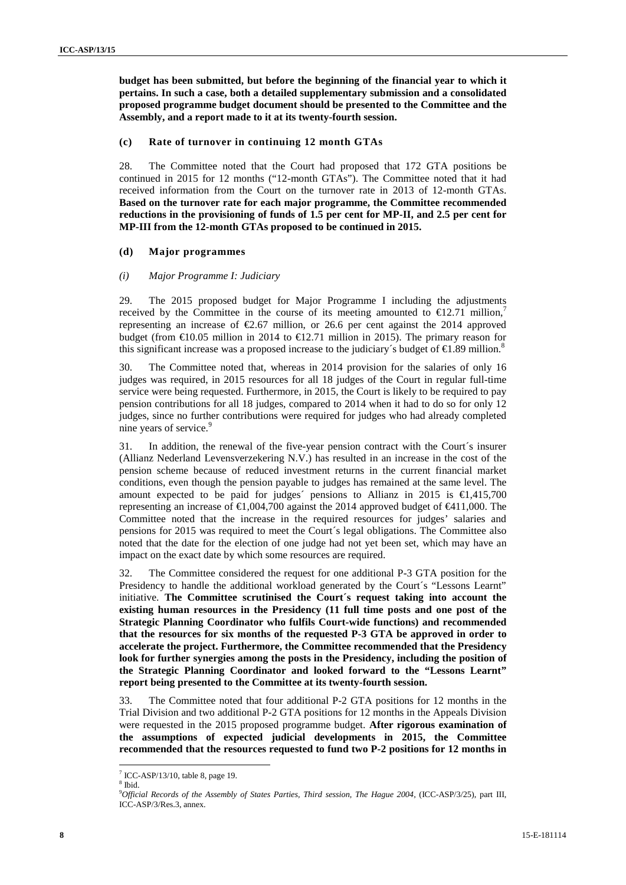**budget has been submitted, but before the beginning of the financial year to which it pertains. In such a case, both a detailed supplementary submission and a consolidated proposed programme budget document should be presented to the Committee and the Assembly, and a report made to it at its twenty-fourth session.**

#### (c) Rate of turnover in continuing 12 month GTAs

28. The Committee noted that the Court had proposed that 172 GTA positions be continued in 2015 for 12 months ("12-month GTAs"). The Committee noted that it had received information from the Court on the turnover rate in 2013 of 12-month GTAs. **Based on the turnover rate for each major programme, the Committee recommended reductions in the provisioning of funds of 1.5 per cent for MP-II, and 2.5 per cent for MP-III from the 12-month GTAs proposed to be continued in 2015.**

#### (d) Major programmes

##### *(i) Major Programme I: Judiciary*

29. The 2015 proposed budget for Major Programme I including the adjustments received by the Committee in the course of its meeting amounted to €12.71 million,[7] representing an increase of €2.67 million, or 26.6 per cent against the 2014 approved budget (from €10.05 million in 2014 to €12.71 million in 2015). The primary reason for this significant increase was a proposed increase to the judiciary´s budget of €1.89 million.[8]

30. The Committee noted that, whereas in 2014 provision for the salaries of only 16 judges was required, in 2015 resources for all 18 judges of the Court in regular full-time service were being requested. Furthermore, in 2015, the Court is likely to be required to pay pension contributions for all 18 judges, compared to 2014 when it had to do so for only 12 judges, since no further contributions were required for judges who had already completed nine years of service.[9]

31. In addition, the renewal of the five-year pension contract with the Court´s insurer (Allianz Nederland Levensverzekering N.V.) has resulted in an increase in the cost of the pension scheme because of reduced investment returns in the current financial market conditions, even though the pension payable to judges has remained at the same level. The amount expected to be paid for judges´ pensions to Allianz in 2015 is €1,415,700 representing an increase of €1,004,700 against the 2014 approved budget of €411,000. The Committee noted that the increase in the required resources for judges' salaries and pensions for 2015 was required to meet the Court´s legal obligations. The Committee also noted that the date for the election of one judge had not yet been set, which may have an impact on the exact date by which some resources are required.

32. The Committee considered the request for one additional P-3 GTA position for the Presidency to handle the additional workload generated by the Court´s "Lessons Learnt" initiative. **The Committee scrutinised the Court´s request taking into account the existing human resources in the Presidency (11 full time posts and one post of the Strategic Planning Coordinator who fulfils Court-wide functions) and recommended that the resources for six months of the requested P-3 GTA be approved in order to accelerate the project. Furthermore, the Committee recommended that the Presidency look for further synergies among the posts in the Presidency, including the position of the Strategic Planning Coordinator and looked forward to the "Lessons Learnt" report being presented to the Committee at its twenty-fourth session.**

33. The Committee noted that four additional P-2 GTA positions for 12 months in the Trial Division and two additional P-2 GTA positions for 12 months in the Appeals Division were requested in the 2015 proposed programme budget. **After rigorous examination of the assumptions of expected judicial developments in 2015, the Committee recommended that the resources requested to fund two P-2 positions for 12 months in**

---

[7] ICC-ASP/13/10, table 8, page 19.

[8] Ibid.

[9] *Official Records of the Assembly of States Parties, Third session, The Hague 2004*, (ICC-ASP/3/25), part III, ICC-ASP/3/Res.3, annex.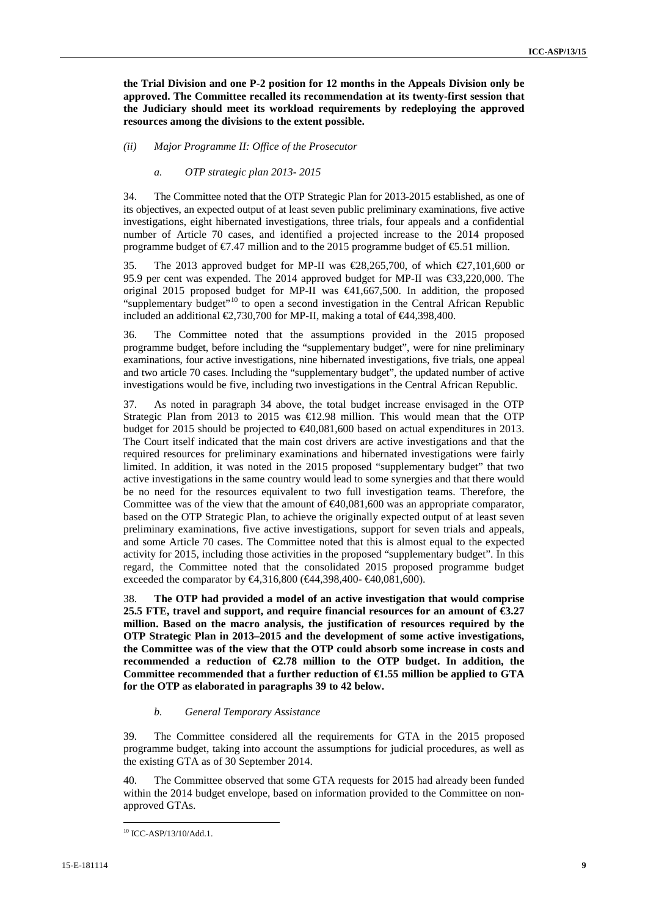**the Trial Division and one P-2 position for 12 months in the Appeals Division only be approved. The Committee recalled its recommendation at its twenty-first session that the Judiciary should meet its workload requirements by redeploying the approved resources among the divisions to the extent possible.**

*(ii) Major Programme II: Office of the Prosecutor*

*a. OTP strategic plan 2013- 2015*

34. The Committee noted that the OTP Strategic Plan for 2013-2015 established, as one of its objectives, an expected output of at least seven public preliminary examinations, five active investigations, eight hibernated investigations, three trials, four appeals and a confidential number of Article 70 cases, and identified a projected increase to the 2014 proposed programme budget of €7.47 million and to the 2015 programme budget of €5.51 million.

35. The 2013 approved budget for MP-II was €28,265,700, of which €27,101,600 or 95.9 per cent was expended. The 2014 approved budget for MP-II was €33,220,000. The original 2015 proposed budget for MP-II was €41,667,500. In addition, the proposed "supplementary budget"[10] to open a second investigation in the Central African Republic included an additional €2,730,700 for MP-II, making a total of €44,398,400.

36. The Committee noted that the assumptions provided in the 2015 proposed programme budget, before including the "supplementary budget", were for nine preliminary examinations, four active investigations, nine hibernated investigations, five trials, one appeal and two article 70 cases. Including the "supplementary budget", the updated number of active investigations would be five, including two investigations in the Central African Republic.

37. As noted in paragraph 34 above, the total budget increase envisaged in the OTP Strategic Plan from 2013 to 2015 was €12.98 million. This would mean that the OTP budget for 2015 should be projected to €40,081,600 based on actual expenditures in 2013. The Court itself indicated that the main cost drivers are active investigations and that the required resources for preliminary examinations and hibernated investigations were fairly limited. In addition, it was noted in the 2015 proposed "supplementary budget" that two active investigations in the same country would lead to some synergies and that there would be no need for the resources equivalent to two full investigation teams. Therefore, the Committee was of the view that the amount of €40,081,600 was an appropriate comparator, based on the OTP Strategic Plan, to achieve the originally expected output of at least seven preliminary examinations, five active investigations, support for seven trials and appeals, and some Article 70 cases. The Committee noted that this is almost equal to the expected activity for 2015, including those activities in the proposed "supplementary budget". In this regard, the Committee noted that the consolidated 2015 proposed programme budget exceeded the comparator by €4,316,800 (€44,398,400- €40,081,600).

38. **The OTP had provided a model of an active investigation that would comprise 25.5 FTE, travel and support, and require financial resources for an amount of €3.27 million. Based on the macro analysis, the justification of resources required by the OTP Strategic Plan in 2013–2015 and the development of some active investigations, the Committee was of the view that the OTP could absorb some increase in costs and recommended a reduction of €2.78 million to the OTP budget. In addition, the Committee recommended that a further reduction of €1.55 million be applied to GTA for the OTP as elaborated in paragraphs 39 to 42 below.**

*b. General Temporary Assistance*

39. The Committee considered all the requirements for GTA in the 2015 proposed programme budget, taking into account the assumptions for judicial procedures, as well as the existing GTA as of 30 September 2014.

40. The Committee observed that some GTA requests for 2015 had already been funded within the 2014 budget envelope, based on information provided to the Committee on non-approved GTAs.

---

[10] ICC-ASP/13/10/Add.1.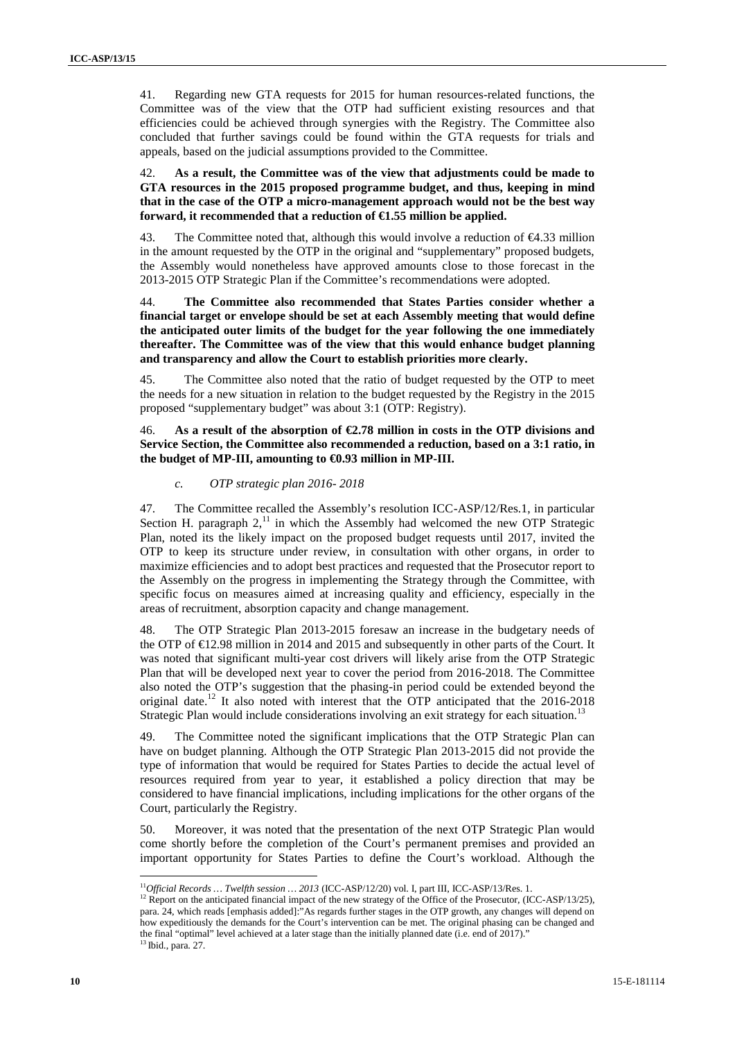41. Regarding new GTA requests for 2015 for human resources-related functions, the Committee was of the view that the OTP had sufficient existing resources and that efficiencies could be achieved through synergies with the Registry. The Committee also concluded that further savings could be found within the GTA requests for trials and appeals, based on the judicial assumptions provided to the Committee.

42. **As a result, the Committee was of the view that adjustments could be made to GTA resources in the 2015 proposed programme budget, and thus, keeping in mind that in the case of the OTP a micro-management approach would not be the best way forward, it recommended that a reduction of €1.55 million be applied.**

43. The Committee noted that, although this would involve a reduction of €4.33 million in the amount requested by the OTP in the original and "supplementary" proposed budgets, the Assembly would nonetheless have approved amounts close to those forecast in the 2013-2015 OTP Strategic Plan if the Committee's recommendations were adopted.

44. **The Committee also recommended that States Parties consider whether a financial target or envelope should be set at each Assembly meeting that would define the anticipated outer limits of the budget for the year following the one immediately thereafter. The Committee was of the view that this would enhance budget planning and transparency and allow the Court to establish priorities more clearly.**

45. The Committee also noted that the ratio of budget requested by the OTP to meet the needs for a new situation in relation to the budget requested by the Registry in the 2015 proposed "supplementary budget" was about 3:1 (OTP: Registry).

46. **As a result of the absorption of €2.78 million in costs in the OTP divisions and Service Section, the Committee also recommended a reduction, based on a 3:1 ratio, in the budget of MP-III, amounting to €0.93 million in MP-III.**

*c. OTP strategic plan 2016- 2018*

47. The Committee recalled the Assembly's resolution ICC-ASP/12/Res.1, in particular Section H. paragraph 2,[11] in which the Assembly had welcomed the new OTP Strategic Plan, noted its the likely impact on the proposed budget requests until 2017, invited the OTP to keep its structure under review, in consultation with other organs, in order to maximize efficiencies and to adopt best practices and requested that the Prosecutor report to the Assembly on the progress in implementing the Strategy through the Committee, with specific focus on measures aimed at increasing quality and efficiency, especially in the areas of recruitment, absorption capacity and change management.

48. The OTP Strategic Plan 2013-2015 foresaw an increase in the budgetary needs of the OTP of €12.98 million in 2014 and 2015 and subsequently in other parts of the Court. It was noted that significant multi-year cost drivers will likely arise from the OTP Strategic Plan that will be developed next year to cover the period from 2016-2018. The Committee also noted the OTP's suggestion that the phasing-in period could be extended beyond the original date.[12] It also noted with interest that the OTP anticipated that the 2016-2018 Strategic Plan would include considerations involving an exit strategy for each situation.[13]

49. The Committee noted the significant implications that the OTP Strategic Plan can have on budget planning. Although the OTP Strategic Plan 2013-2015 did not provide the type of information that would be required for States Parties to decide the actual level of resources required from year to year, it established a policy direction that may be considered to have financial implications, including implications for the other organs of the Court, particularly the Registry.

50. Moreover, it was noted that the presentation of the next OTP Strategic Plan would come shortly before the completion of the Court's permanent premises and provided an important opportunity for States Parties to define the Court's workload. Although the

---

[11] *Official Records … Twelfth session … 2013* (ICC-ASP/12/20) vol. I, part III, ICC-ASP/13/Res. 1.

[12] Report on the anticipated financial impact of the new strategy of the Office of the Prosecutor, (ICC-ASP/13/25), para. 24, which reads [emphasis added]:"As regards further stages in the OTP growth, any changes will depend on how expeditiously the demands for the Court's intervention can be met. The original phasing can be changed and the final "optimal" level achieved at a later stage than the initially planned date (i.e. end of 2017)."

[13] Ibid., para. 27.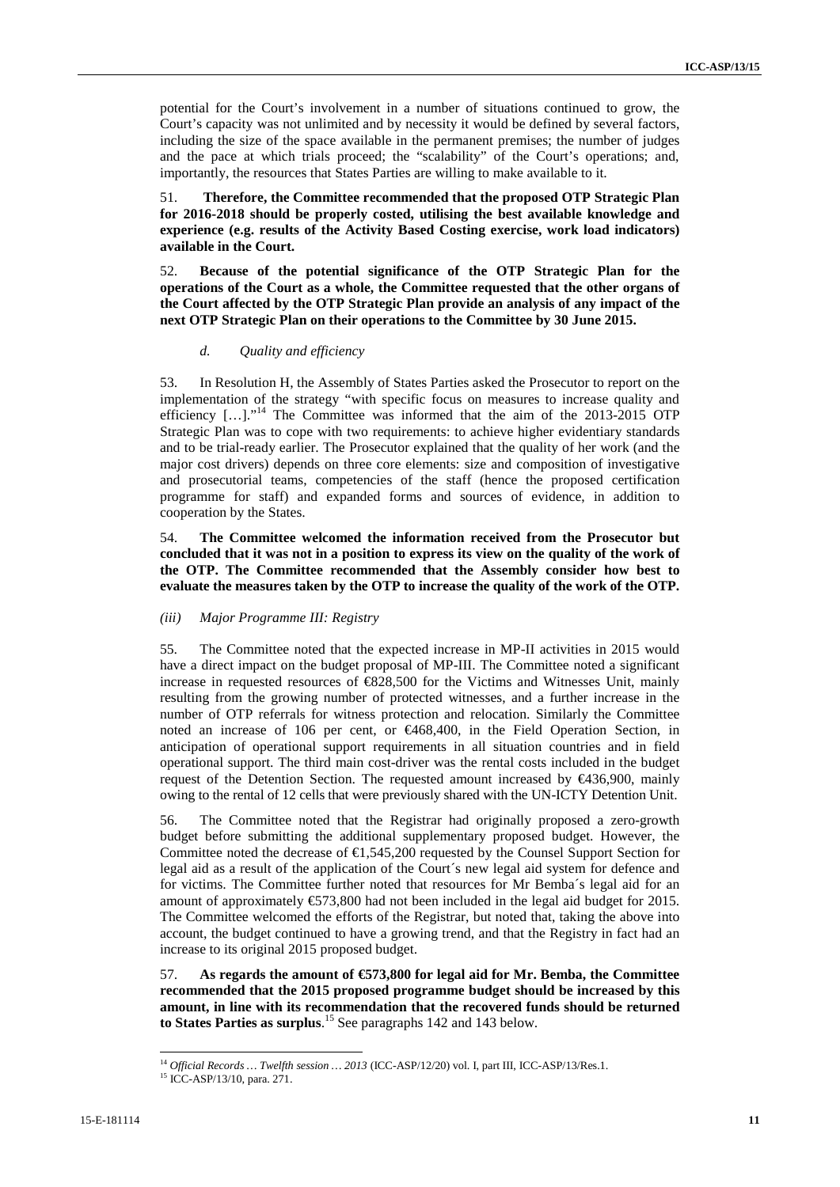potential for the Court's involvement in a number of situations continued to grow, the Court's capacity was not unlimited and by necessity it would be defined by several factors, including the size of the space available in the permanent premises; the number of judges and the pace at which trials proceed; the "scalability" of the Court's operations; and, importantly, the resources that States Parties are willing to make available to it.

51. **Therefore, the Committee recommended that the proposed OTP Strategic Plan for 2016-2018 should be properly costed, utilising the best available knowledge and experience (e.g. results of the Activity Based Costing exercise, work load indicators) available in the Court.**

52. **Because of the potential significance of the OTP Strategic Plan for the operations of the Court as a whole, the Committee requested that the other organs of the Court affected by the OTP Strategic Plan provide an analysis of any impact of the next OTP Strategic Plan on their operations to the Committee by 30 June 2015.**

*d. Quality and efficiency*

53. In Resolution H, the Assembly of States Parties asked the Prosecutor to report on the implementation of the strategy "with specific focus on measures to increase quality and efficiency […]."[14] The Committee was informed that the aim of the 2013-2015 OTP Strategic Plan was to cope with two requirements: to achieve higher evidentiary standards and to be trial-ready earlier. The Prosecutor explained that the quality of her work (and the major cost drivers) depends on three core elements: size and composition of investigative and prosecutorial teams, competencies of the staff (hence the proposed certification programme for staff) and expanded forms and sources of evidence, in addition to cooperation by the States.

54. **The Committee welcomed the information received from the Prosecutor but concluded that it was not in a position to express its view on the quality of the work of the OTP. The Committee recommended that the Assembly consider how best to evaluate the measures taken by the OTP to increase the quality of the work of the OTP.**

*(iii) Major Programme III: Registry*

55. The Committee noted that the expected increase in MP-II activities in 2015 would have a direct impact on the budget proposal of MP-III. The Committee noted a significant increase in requested resources of €828,500 for the Victims and Witnesses Unit, mainly resulting from the growing number of protected witnesses, and a further increase in the number of OTP referrals for witness protection and relocation. Similarly the Committee noted an increase of 106 per cent, or €468,400, in the Field Operation Section, in anticipation of operational support requirements in all situation countries and in field operational support. The third main cost-driver was the rental costs included in the budget request of the Detention Section. The requested amount increased by €436,900, mainly owing to the rental of 12 cells that were previously shared with the UN-ICTY Detention Unit.

56. The Committee noted that the Registrar had originally proposed a zero-growth budget before submitting the additional supplementary proposed budget. However, the Committee noted the decrease of €1,545,200 requested by the Counsel Support Section for legal aid as a result of the application of the Court´s new legal aid system for defence and for victims. The Committee further noted that resources for Mr Bemba´s legal aid for an amount of approximately €573,800 had not been included in the legal aid budget for 2015. The Committee welcomed the efforts of the Registrar, but noted that, taking the above into account, the budget continued to have a growing trend, and that the Registry in fact had an increase to its original 2015 proposed budget.

57. **As regards the amount of €573,800 for legal aid for Mr. Bemba, the Committee recommended that the 2015 proposed programme budget should be increased by this amount, in line with its recommendation that the recovered funds should be returned to States Parties as surplus**.[15] See paragraphs 142 and 143 below.

[14] *Official Records … Twelfth session … 2013* (ICC-ASP/12/20) vol. I, part III, ICC-ASP/13/Res.1.

[15] ICC-ASP/13/10, para. 271.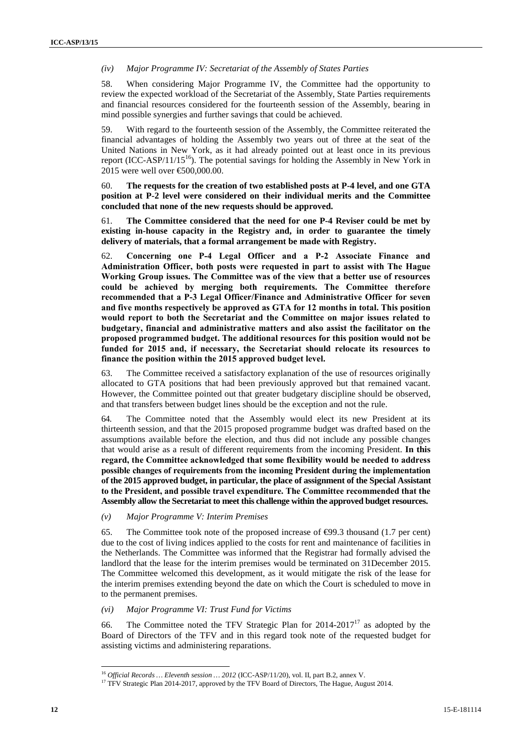*(iv) Major Programme IV: Secretariat of the Assembly of States Parties*

58. When considering Major Programme IV, the Committee had the opportunity to review the expected workload of the Secretariat of the Assembly, State Parties requirements and financial resources considered for the fourteenth session of the Assembly, bearing in mind possible synergies and further savings that could be achieved.

59. With regard to the fourteenth session of the Assembly, the Committee reiterated the financial advantages of holding the Assembly two years out of three at the seat of the United Nations in New York, as it had already pointed out at least once in its previous report (ICC-ASP/11/15[16]). The potential savings for holding the Assembly in New York in 2015 were well over €500,000.00.

60. **The requests for the creation of two established posts at P-4 level, and one GTA position at P-2 level were considered on their individual merits and the Committee concluded that none of the new requests should be approved.**

61. **The Committee considered that the need for one P-4 Reviser could be met by existing in-house capacity in the Registry and, in order to guarantee the timely delivery of materials, that a formal arrangement be made with Registry.**

62. **Concerning one P-4 Legal Officer and a P-2 Associate Finance and Administration Officer, both posts were requested in part to assist with The Hague Working Group issues. The Committee was of the view that a better use of resources could be achieved by merging both requirements. The Committee therefore recommended that a P-3 Legal Officer/Finance and Administrative Officer for seven and five months respectively be approved as GTA for 12 months in total. This position would report to both the Secretariat and the Committee on major issues related to budgetary, financial and administrative matters and also assist the facilitator on the proposed programmed budget. The additional resources for this position would not be funded for 2015 and, if necessary, the Secretariat should relocate its resources to finance the position within the 2015 approved budget level.**

63. The Committee received a satisfactory explanation of the use of resources originally allocated to GTA positions that had been previously approved but that remained vacant. However, the Committee pointed out that greater budgetary discipline should be observed, and that transfers between budget lines should be the exception and not the rule.

64. The Committee noted that the Assembly would elect its new President at its thirteenth session, and that the 2015 proposed programme budget was drafted based on the assumptions available before the election, and thus did not include any possible changes that would arise as a result of different requirements from the incoming President. **In this regard, the Committee acknowledged that some flexibility would be needed to address possible changes of requirements from the incoming President during the implementation of the 2015 approved budget, in particular, the place of assignment of the Special Assistant to the President, and possible travel expenditure. The Committee recommended that the Assembly allow the Secretariat to meet this challenge within the approved budget resources.**

*(v) Major Programme V: Interim Premises*

65. The Committee took note of the proposed increase of €99.3 thousand (1.7 per cent) due to the cost of living indices applied to the costs for rent and maintenance of facilities in the Netherlands. The Committee was informed that the Registrar had formally advised the landlord that the lease for the interim premises would be terminated on 31December 2015. The Committee welcomed this development, as it would mitigate the risk of the lease for the interim premises extending beyond the date on which the Court is scheduled to move in to the permanent premises.

*(vi) Major Programme VI: Trust Fund for Victims*

66. The Committee noted the TFV Strategic Plan for 2014-2017[17] as adopted by the Board of Directors of the TFV and in this regard took note of the requested budget for assisting victims and administering reparations.

---

[16] *Official Records … Eleventh session … 2012* (ICC-ASP/11/20), vol. II, part B.2, annex V.

[17] TFV Strategic Plan 2014-2017, approved by the TFV Board of Directors, The Hague, August 2014.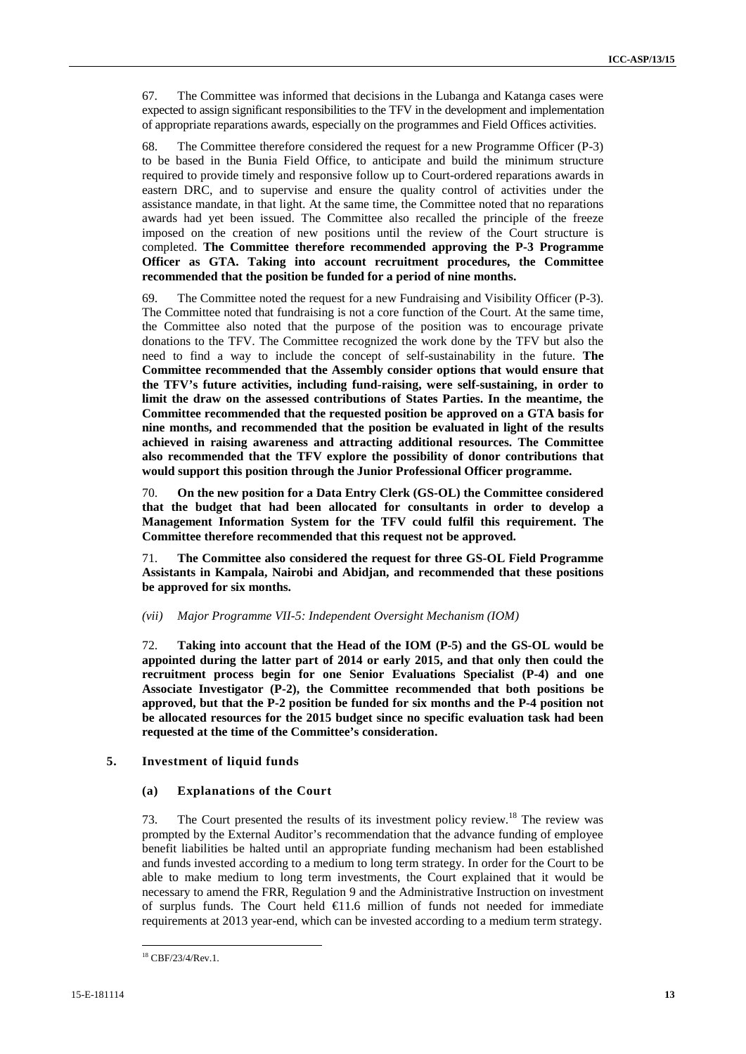67. The Committee was informed that decisions in the Lubanga and Katanga cases were expected to assign significant responsibilities to the TFV in the development and implementation of appropriate reparations awards, especially on the programmes and Field Offices activities.

68. The Committee therefore considered the request for a new Programme Officer (P-3) to be based in the Bunia Field Office, to anticipate and build the minimum structure required to provide timely and responsive follow up to Court-ordered reparations awards in eastern DRC, and to supervise and ensure the quality control of activities under the assistance mandate, in that light. At the same time, the Committee noted that no reparations awards had yet been issued. The Committee also recalled the principle of the freeze imposed on the creation of new positions until the review of the Court structure is completed. **The Committee therefore recommended approving the P-3 Programme Officer as GTA. Taking into account recruitment procedures, the Committee recommended that the position be funded for a period of nine months.**

69. The Committee noted the request for a new Fundraising and Visibility Officer (P-3). The Committee noted that fundraising is not a core function of the Court. At the same time, the Committee also noted that the purpose of the position was to encourage private donations to the TFV. The Committee recognized the work done by the TFV but also the need to find a way to include the concept of self-sustainability in the future. **The Committee recommended that the Assembly consider options that would ensure that the TFV's future activities, including fund-raising, were self-sustaining, in order to limit the draw on the assessed contributions of States Parties. In the meantime, the Committee recommended that the requested position be approved on a GTA basis for nine months, and recommended that the position be evaluated in light of the results achieved in raising awareness and attracting additional resources. The Committee also recommended that the TFV explore the possibility of donor contributions that would support this position through the Junior Professional Officer programme.**

70. **On the new position for a Data Entry Clerk (GS-OL) the Committee considered that the budget that had been allocated for consultants in order to develop a Management Information System for the TFV could fulfil this requirement. The Committee therefore recommended that this request not be approved.**

71. **The Committee also considered the request for three GS-OL Field Programme Assistants in Kampala, Nairobi and Abidjan, and recommended that these positions be approved for six months.**

*(vii) Major Programme VII-5: Independent Oversight Mechanism (IOM)*

72. **Taking into account that the Head of the IOM (P-5) and the GS-OL would be appointed during the latter part of 2014 or early 2015, and that only then could the recruitment process begin for one Senior Evaluations Specialist (P-4) and one Associate Investigator (P-2), the Committee recommended that both positions be approved, but that the P-2 position be funded for six months and the P-4 position not be allocated resources for the 2015 budget since no specific evaluation task had been requested at the time of the Committee's consideration.**

### 5. Investment of liquid funds

#### (a) Explanations of the Court

73. The Court presented the results of its investment policy review.[18] The review was prompted by the External Auditor's recommendation that the advance funding of employee benefit liabilities be halted until an appropriate funding mechanism had been established and funds invested according to a medium to long term strategy. In order for the Court to be able to make medium to long term investments, the Court explained that it would be necessary to amend the FRR, Regulation 9 and the Administrative Instruction on investment of surplus funds. The Court held €11.6 million of funds not needed for immediate requirements at 2013 year-end, which can be invested according to a medium term strategy.

[18] CBF/23/4/Rev.1.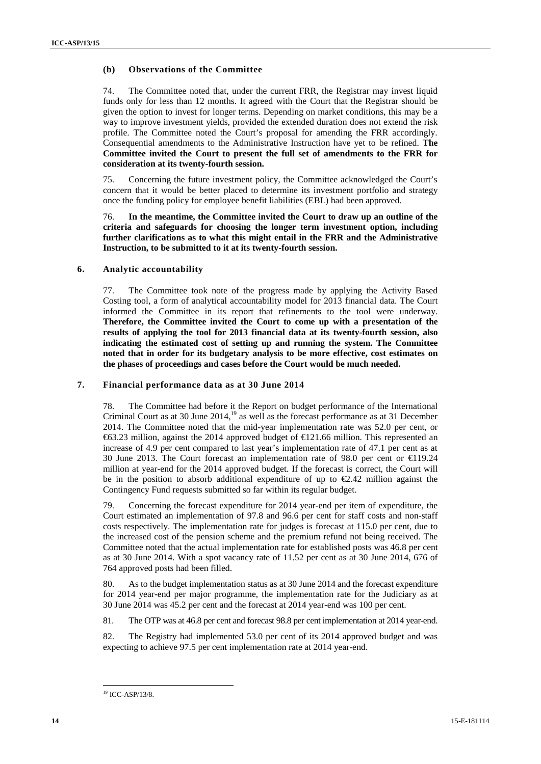### (b) Observations of the Committee

74. The Committee noted that, under the current FRR, the Registrar may invest liquid funds only for less than 12 months. It agreed with the Court that the Registrar should be given the option to invest for longer terms. Depending on market conditions, this may be a way to improve investment yields, provided the extended duration does not extend the risk profile. The Committee noted the Court's proposal for amending the FRR accordingly. Consequential amendments to the Administrative Instruction have yet to be refined. **The Committee invited the Court to present the full set of amendments to the FRR for consideration at its twenty-fourth session.**

75. Concerning the future investment policy, the Committee acknowledged the Court's concern that it would be better placed to determine its investment portfolio and strategy once the funding policy for employee benefit liabilities (EBL) had been approved.

76. **In the meantime, the Committee invited the Court to draw up an outline of the criteria and safeguards for choosing the longer term investment option, including further clarifications as to what this might entail in the FRR and the Administrative Instruction, to be submitted to it at its twenty-fourth session.**

## 6. Analytic accountability

77. The Committee took note of the progress made by applying the Activity Based Costing tool, a form of analytical accountability model for 2013 financial data. The Court informed the Committee in its report that refinements to the tool were underway. **Therefore, the Committee invited the Court to come up with a presentation of the results of applying the tool for 2013 financial data at its twenty-fourth session, also indicating the estimated cost of setting up and running the system. The Committee noted that in order for its budgetary analysis to be more effective, cost estimates on the phases of proceedings and cases before the Court would be much needed.**

## 7. Financial performance data as at 30 June 2014

78. The Committee had before it the Report on budget performance of the International Criminal Court as at 30 June 2014,[19] as well as the forecast performance as at 31 December 2014. The Committee noted that the mid-year implementation rate was 52.0 per cent, or €63.23 million, against the 2014 approved budget of €121.66 million. This represented an increase of 4.9 per cent compared to last year's implementation rate of 47.1 per cent as at 30 June 2013. The Court forecast an implementation rate of 98.0 per cent or €119.24 million at year-end for the 2014 approved budget. If the forecast is correct, the Court will be in the position to absorb additional expenditure of up to €2.42 million against the Contingency Fund requests submitted so far within its regular budget.

79. Concerning the forecast expenditure for 2014 year-end per item of expenditure, the Court estimated an implementation of 97.8 and 96.6 per cent for staff costs and non-staff costs respectively. The implementation rate for judges is forecast at 115.0 per cent, due to the increased cost of the pension scheme and the premium refund not being received. The Committee noted that the actual implementation rate for established posts was 46.8 per cent as at 30 June 2014. With a spot vacancy rate of 11.52 per cent as at 30 June 2014, 676 of 764 approved posts had been filled.

80. As to the budget implementation status as at 30 June 2014 and the forecast expenditure for 2014 year-end per major programme, the implementation rate for the Judiciary as at 30 June 2014 was 45.2 per cent and the forecast at 2014 year-end was 100 per cent.

81. The OTP was at 46.8 per cent and forecast 98.8 per cent implementation at 2014 year-end.

82. The Registry had implemented 53.0 per cent of its 2014 approved budget and was expecting to achieve 97.5 per cent implementation rate at 2014 year-end.

---

[19] ICC-ASP/13/8.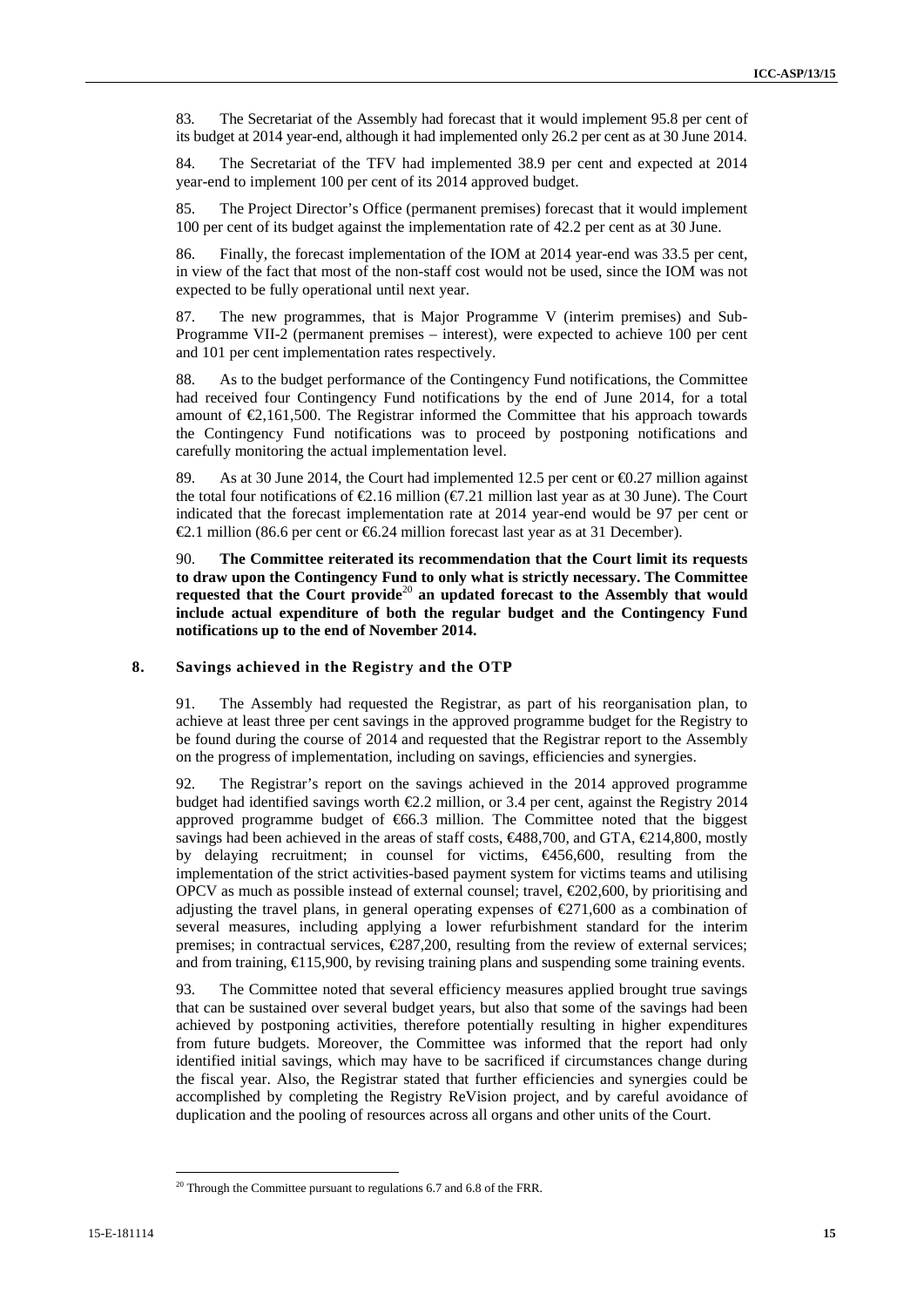83. The Secretariat of the Assembly had forecast that it would implement 95.8 per cent of its budget at 2014 year-end, although it had implemented only 26.2 per cent as at 30 June 2014.

84. The Secretariat of the TFV had implemented 38.9 per cent and expected at 2014 year-end to implement 100 per cent of its 2014 approved budget.

85. The Project Director's Office (permanent premises) forecast that it would implement 100 per cent of its budget against the implementation rate of 42.2 per cent as at 30 June.

86. Finally, the forecast implementation of the IOM at 2014 year-end was 33.5 per cent, in view of the fact that most of the non-staff cost would not be used, since the IOM was not expected to be fully operational until next year.

87. The new programmes, that is Major Programme V (interim premises) and Sub-Programme VII-2 (permanent premises – interest), were expected to achieve 100 per cent and 101 per cent implementation rates respectively.

88. As to the budget performance of the Contingency Fund notifications, the Committee had received four Contingency Fund notifications by the end of June 2014, for a total amount of €2,161,500. The Registrar informed the Committee that his approach towards the Contingency Fund notifications was to proceed by postponing notifications and carefully monitoring the actual implementation level.

89. As at 30 June 2014, the Court had implemented 12.5 per cent or €0.27 million against the total four notifications of €2.16 million (€7.21 million last year as at 30 June). The Court indicated that the forecast implementation rate at 2014 year-end would be 97 per cent or €2.1 million (86.6 per cent or €6.24 million forecast last year as at 31 December).

90. **The Committee reiterated its recommendation that the Court limit its requests to draw upon the Contingency Fund to only what is strictly necessary. The Committee requested that the Court provide[20] an updated forecast to the Assembly that would include actual expenditure of both the regular budget and the Contingency Fund notifications up to the end of November 2014.**

### 8. Savings achieved in the Registry and the OTP

91. The Assembly had requested the Registrar, as part of his reorganisation plan, to achieve at least three per cent savings in the approved programme budget for the Registry to be found during the course of 2014 and requested that the Registrar report to the Assembly on the progress of implementation, including on savings, efficiencies and synergies.

92. The Registrar's report on the savings achieved in the 2014 approved programme budget had identified savings worth €2.2 million, or 3.4 per cent, against the Registry 2014 approved programme budget of €66.3 million. The Committee noted that the biggest savings had been achieved in the areas of staff costs, €488,700, and GTA, €214,800, mostly by delaying recruitment; in counsel for victims, €456,600, resulting from the implementation of the strict activities-based payment system for victims teams and utilising OPCV as much as possible instead of external counsel; travel, €202,600, by prioritising and adjusting the travel plans, in general operating expenses of €271,600 as a combination of several measures, including applying a lower refurbishment standard for the interim premises; in contractual services, €287,200, resulting from the review of external services; and from training, €115,900, by revising training plans and suspending some training events.

93. The Committee noted that several efficiency measures applied brought true savings that can be sustained over several budget years, but also that some of the savings had been achieved by postponing activities, therefore potentially resulting in higher expenditures from future budgets. Moreover, the Committee was informed that the report had only identified initial savings, which may have to be sacrificed if circumstances change during the fiscal year. Also, the Registrar stated that further efficiencies and synergies could be accomplished by completing the Registry ReVision project, and by careful avoidance of duplication and the pooling of resources across all organs and other units of the Court.

---

[20] Through the Committee pursuant to regulations 6.7 and 6.8 of the FRR.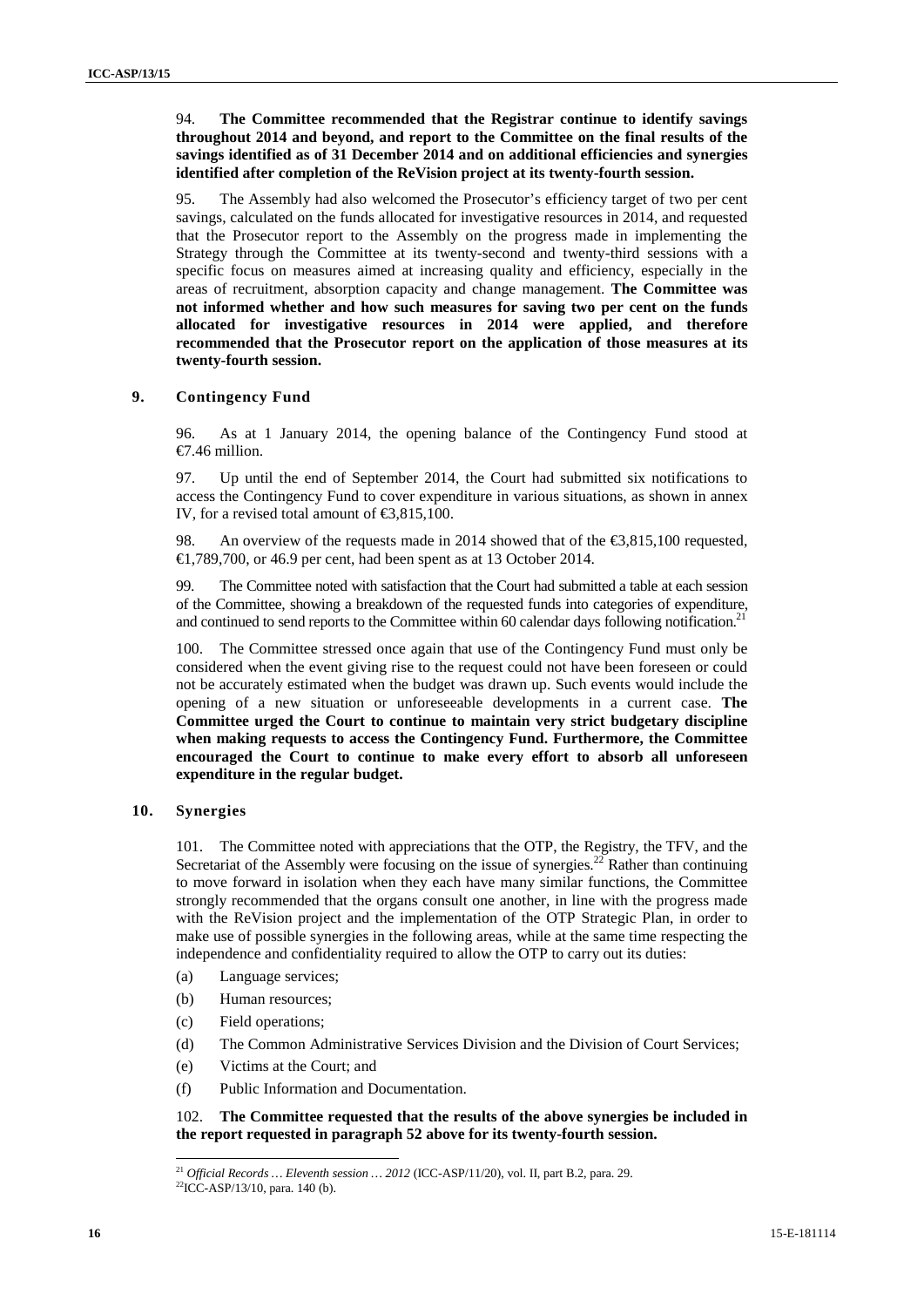94. **The Committee recommended that the Registrar continue to identify savings throughout 2014 and beyond, and report to the Committee on the final results of the savings identified as of 31 December 2014 and on additional efficiencies and synergies identified after completion of the ReVision project at its twenty-fourth session.**

95. The Assembly had also welcomed the Prosecutor's efficiency target of two per cent savings, calculated on the funds allocated for investigative resources in 2014, and requested that the Prosecutor report to the Assembly on the progress made in implementing the Strategy through the Committee at its twenty-second and twenty-third sessions with a specific focus on measures aimed at increasing quality and efficiency, especially in the areas of recruitment, absorption capacity and change management. **The Committee was not informed whether and how such measures for saving two per cent on the funds allocated for investigative resources in 2014 were applied, and therefore recommended that the Prosecutor report on the application of those measures at its twenty-fourth session.**

## 9. Contingency Fund

96. As at 1 January 2014, the opening balance of the Contingency Fund stood at €7.46 million.

97. Up until the end of September 2014, the Court had submitted six notifications to access the Contingency Fund to cover expenditure in various situations, as shown in annex IV, for a revised total amount of €3,815,100.

98. An overview of the requests made in 2014 showed that of the €3,815,100 requested, €1,789,700, or 46.9 per cent, had been spent as at 13 October 2014.

99. The Committee noted with satisfaction that the Court had submitted a table at each session of the Committee, showing a breakdown of the requested funds into categories of expenditure, and continued to send reports to the Committee within 60 calendar days following notification.[21]

100. The Committee stressed once again that use of the Contingency Fund must only be considered when the event giving rise to the request could not have been foreseen or could not be accurately estimated when the budget was drawn up. Such events would include the opening of a new situation or unforeseeable developments in a current case. **The Committee urged the Court to continue to maintain very strict budgetary discipline when making requests to access the Contingency Fund. Furthermore, the Committee encouraged the Court to continue to make every effort to absorb all unforeseen expenditure in the regular budget.**

## 10. Synergies

101. The Committee noted with appreciations that the OTP, the Registry, the TFV, and the Secretariat of the Assembly were focusing on the issue of synergies.[22] Rather than continuing to move forward in isolation when they each have many similar functions, the Committee strongly recommended that the organs consult one another, in line with the progress made with the ReVision project and the implementation of the OTP Strategic Plan, in order to make use of possible synergies in the following areas, while at the same time respecting the independence and confidentiality required to allow the OTP to carry out its duties:

(a) Language services;

(b) Human resources;

(c) Field operations;

(d) The Common Administrative Services Division and the Division of Court Services;

(e) Victims at the Court; and

(f) Public Information and Documentation.

102. **The Committee requested that the results of the above synergies be included in the report requested in paragraph 52 above for its twenty-fourth session.**

---

[21] *Official Records … Eleventh session … 2012* (ICC-ASP/11/20), vol. II, part B.2, para. 29.

[22] ICC-ASP/13/10, para. 140 (b).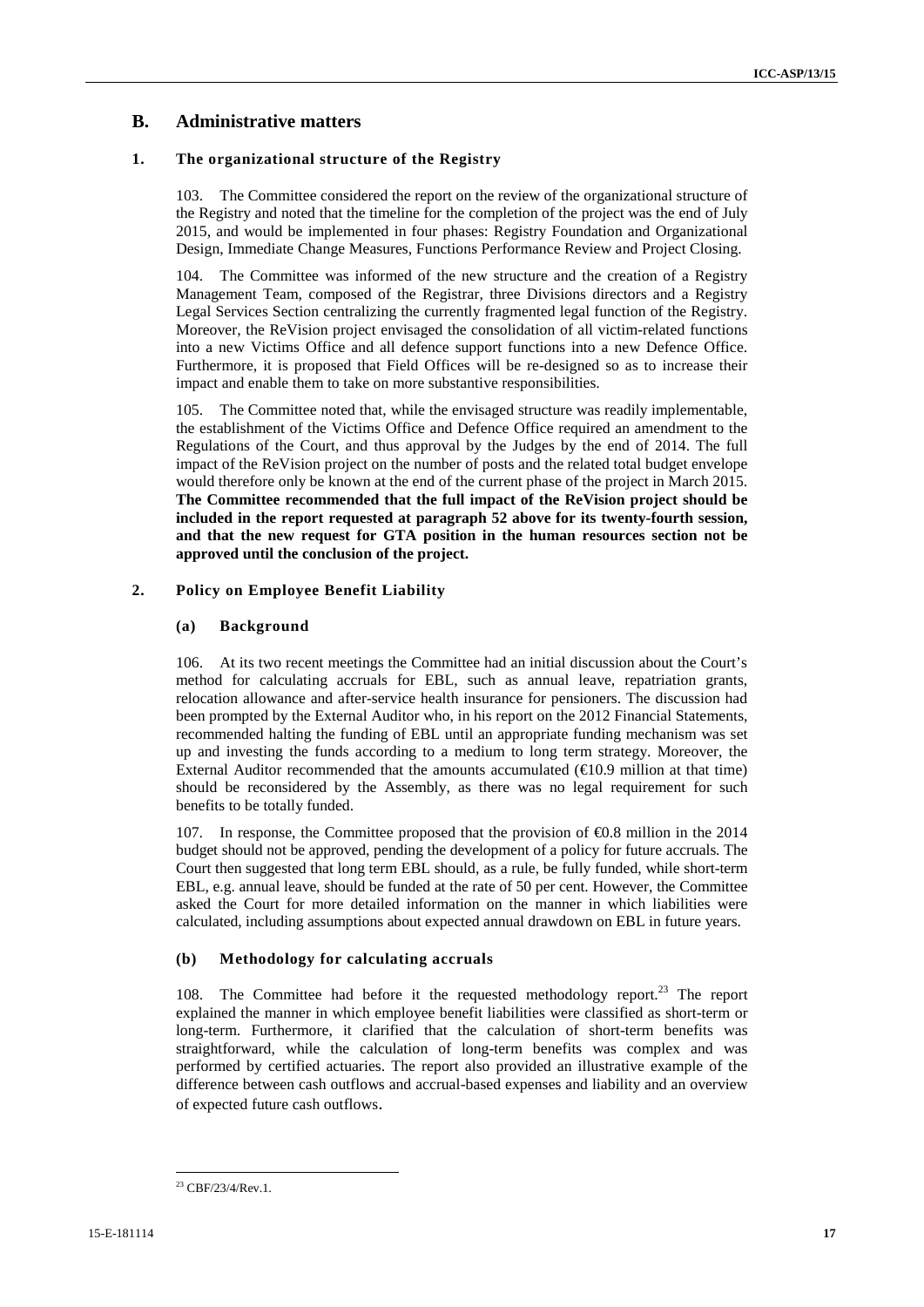## B. Administrative matters

### 1. The organizational structure of the Registry

103. The Committee considered the report on the review of the organizational structure of the Registry and noted that the timeline for the completion of the project was the end of July 2015, and would be implemented in four phases: Registry Foundation and Organizational Design, Immediate Change Measures, Functions Performance Review and Project Closing.

104. The Committee was informed of the new structure and the creation of a Registry Management Team, composed of the Registrar, three Divisions directors and a Registry Legal Services Section centralizing the currently fragmented legal function of the Registry. Moreover, the ReVision project envisaged the consolidation of all victim-related functions into a new Victims Office and all defence support functions into a new Defence Office. Furthermore, it is proposed that Field Offices will be re-designed so as to increase their impact and enable them to take on more substantive responsibilities.

105. The Committee noted that, while the envisaged structure was readily implementable, the establishment of the Victims Office and Defence Office required an amendment to the Regulations of the Court, and thus approval by the Judges by the end of 2014. The full impact of the ReVision project on the number of posts and the related total budget envelope would therefore only be known at the end of the current phase of the project in March 2015. **The Committee recommended that the full impact of the ReVision project should be included in the report requested at paragraph 52 above for its twenty-fourth session, and that the new request for GTA position in the human resources section not be approved until the conclusion of the project.**

### 2. Policy on Employee Benefit Liability

#### (a) Background

106. At its two recent meetings the Committee had an initial discussion about the Court's method for calculating accruals for EBL, such as annual leave, repatriation grants, relocation allowance and after-service health insurance for pensioners. The discussion had been prompted by the External Auditor who, in his report on the 2012 Financial Statements, recommended halting the funding of EBL until an appropriate funding mechanism was set up and investing the funds according to a medium to long term strategy. Moreover, the External Auditor recommended that the amounts accumulated (€10.9 million at that time) should be reconsidered by the Assembly, as there was no legal requirement for such benefits to be totally funded.

107. In response, the Committee proposed that the provision of €0.8 million in the 2014 budget should not be approved, pending the development of a policy for future accruals. The Court then suggested that long term EBL should, as a rule, be fully funded, while short-term EBL, e.g. annual leave, should be funded at the rate of 50 per cent. However, the Committee asked the Court for more detailed information on the manner in which liabilities were calculated, including assumptions about expected annual drawdown on EBL in future years.

#### (b) Methodology for calculating accruals

108. The Committee had before it the requested methodology report.[23] The report explained the manner in which employee benefit liabilities were classified as short-term or long-term. Furthermore, it clarified that the calculation of short-term benefits was straightforward, while the calculation of long-term benefits was complex and was performed by certified actuaries. The report also provided an illustrative example of the difference between cash outflows and accrual-based expenses and liability and an overview of expected future cash outflows.

---

[23] CBF/23/4/Rev.1.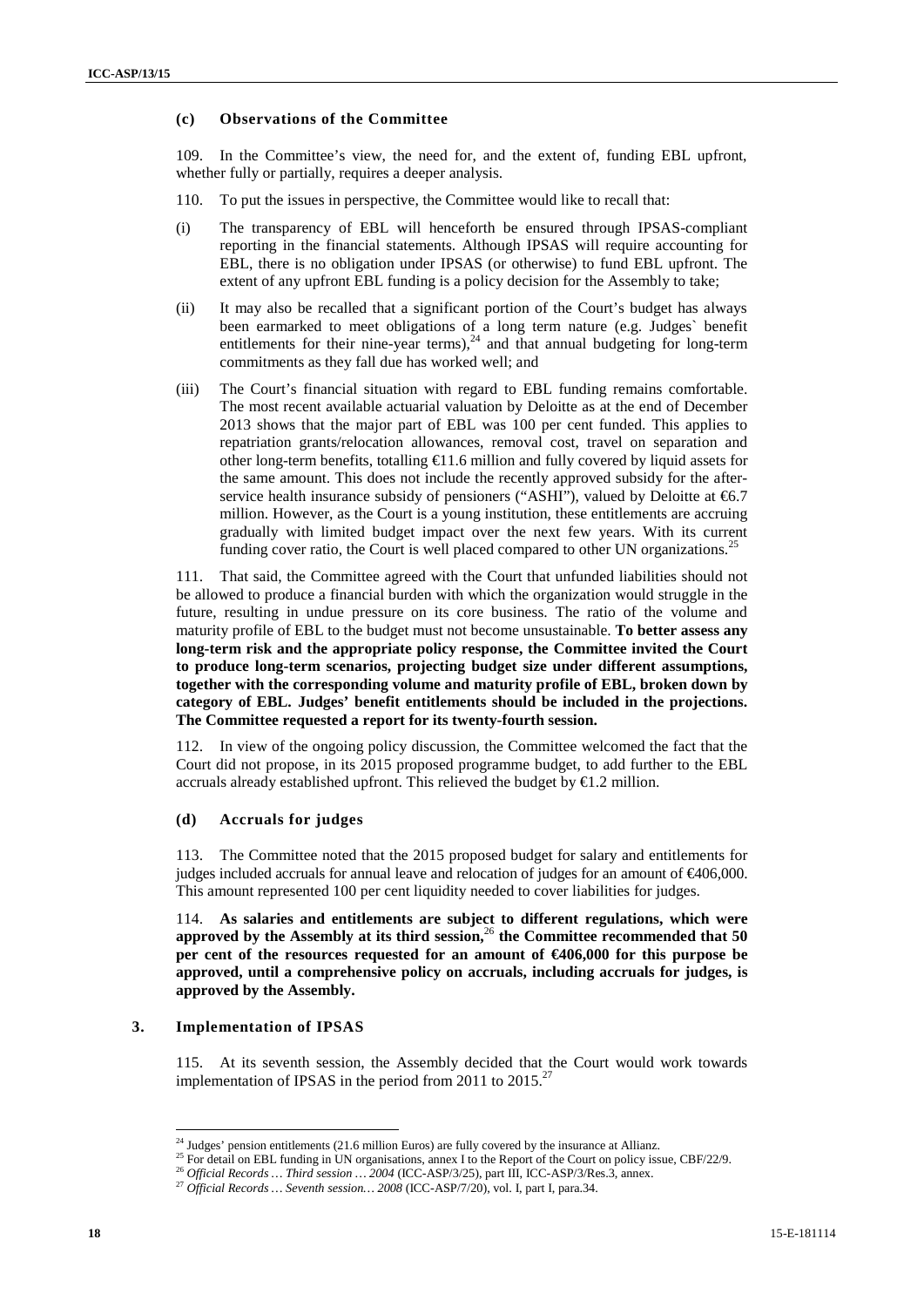#### (c) Observations of the Committee

109. In the Committee's view, the need for, and the extent of, funding EBL upfront, whether fully or partially, requires a deeper analysis.

110. To put the issues in perspective, the Committee would like to recall that:

(i) The transparency of EBL will henceforth be ensured through IPSAS-compliant reporting in the financial statements. Although IPSAS will require accounting for EBL, there is no obligation under IPSAS (or otherwise) to fund EBL upfront. The extent of any upfront EBL funding is a policy decision for the Assembly to take;

(ii) It may also be recalled that a significant portion of the Court's budget has always been earmarked to meet obligations of a long term nature (e.g. Judges` benefit entitlements for their nine-year terms),[24] and that annual budgeting for long-term commitments as they fall due has worked well; and

(iii) The Court's financial situation with regard to EBL funding remains comfortable. The most recent available actuarial valuation by Deloitte as at the end of December 2013 shows that the major part of EBL was 100 per cent funded. This applies to repatriation grants/relocation allowances, removal cost, travel on separation and other long-term benefits, totalling €11.6 million and fully covered by liquid assets for the same amount. This does not include the recently approved subsidy for the after-service health insurance subsidy of pensioners ("ASHI"), valued by Deloitte at €6.7 million. However, as the Court is a young institution, these entitlements are accruing gradually with limited budget impact over the next few years. With its current funding cover ratio, the Court is well placed compared to other UN organizations.[25]

111. That said, the Committee agreed with the Court that unfunded liabilities should not be allowed to produce a financial burden with which the organization would struggle in the future, resulting in undue pressure on its core business. The ratio of the volume and maturity profile of EBL to the budget must not become unsustainable. **To better assess any long-term risk and the appropriate policy response, the Committee invited the Court to produce long-term scenarios, projecting budget size under different assumptions, together with the corresponding volume and maturity profile of EBL, broken down by category of EBL. Judges' benefit entitlements should be included in the projections. The Committee requested a report for its twenty-fourth session.**

112. In view of the ongoing policy discussion, the Committee welcomed the fact that the Court did not propose, in its 2015 proposed programme budget, to add further to the EBL accruals already established upfront. This relieved the budget by €1.2 million.

#### (d) Accruals for judges

113. The Committee noted that the 2015 proposed budget for salary and entitlements for judges included accruals for annual leave and relocation of judges for an amount of €406,000. This amount represented 100 per cent liquidity needed to cover liabilities for judges.

114. **As salaries and entitlements are subject to different regulations, which were approved by the Assembly at its third session,[26] the Committee recommended that 50 per cent of the resources requested for an amount of €406,000 for this purpose be approved, until a comprehensive policy on accruals, including accruals for judges, is approved by the Assembly.**

### 3. Implementation of IPSAS

115. At its seventh session, the Assembly decided that the Court would work towards implementation of IPSAS in the period from 2011 to 2015.[27]

---

[24] Judges' pension entitlements (21.6 million Euros) are fully covered by the insurance at Allianz.

[25] For detail on EBL funding in UN organisations, annex I to the Report of the Court on policy issue, CBF/22/9.

[26] *Official Records … Third session … 2004* (ICC-ASP/3/25), part III, ICC-ASP/3/Res.3, annex.

[27] *Official Records … Seventh session… 2008* (ICC-ASP/7/20), vol. I, part I, para.34.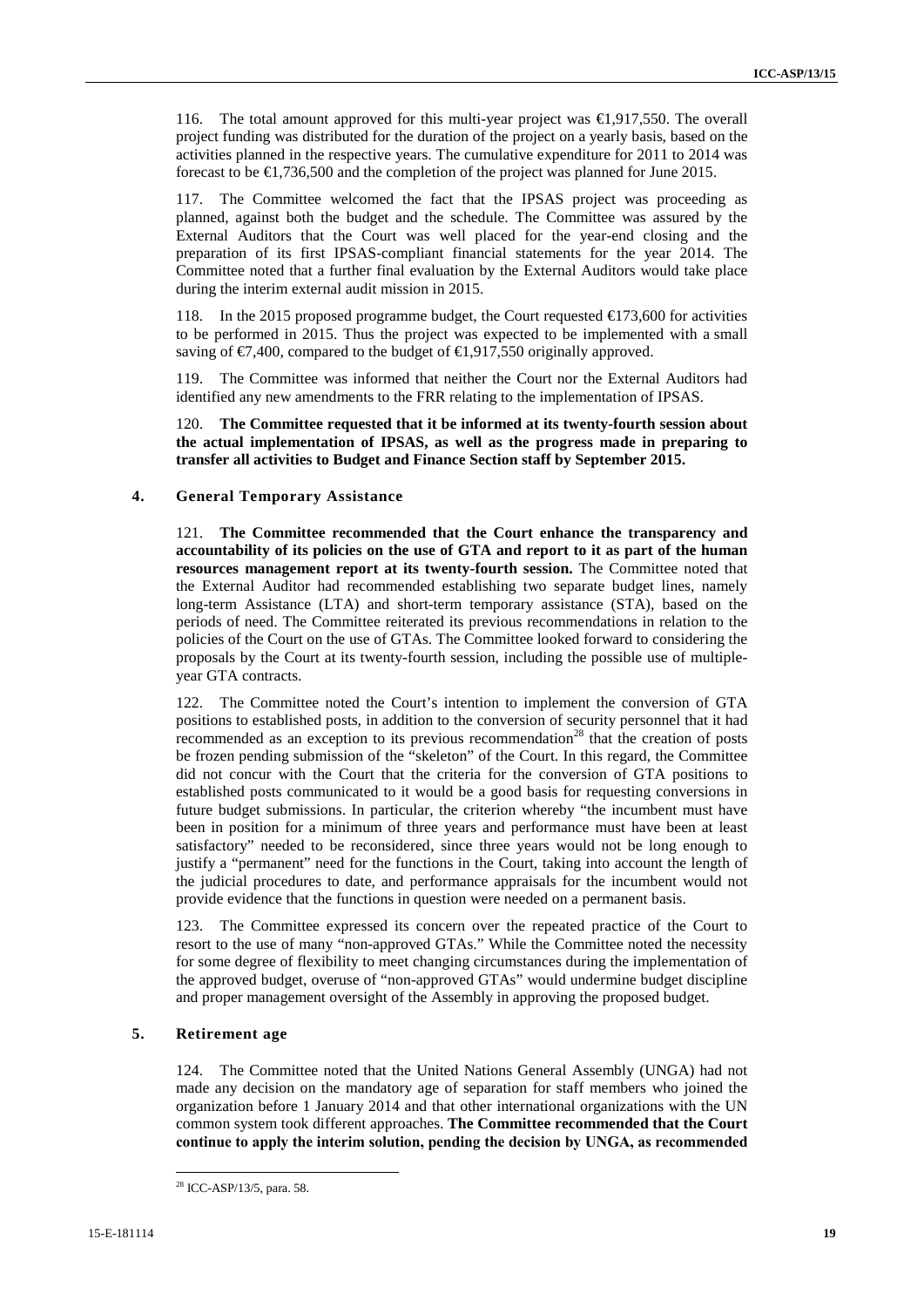116. The total amount approved for this multi-year project was €1,917,550. The overall project funding was distributed for the duration of the project on a yearly basis, based on the activities planned in the respective years. The cumulative expenditure for 2011 to 2014 was forecast to be €1,736,500 and the completion of the project was planned for June 2015.

117. The Committee welcomed the fact that the IPSAS project was proceeding as planned, against both the budget and the schedule. The Committee was assured by the External Auditors that the Court was well placed for the year-end closing and the preparation of its first IPSAS-compliant financial statements for the year 2014. The Committee noted that a further final evaluation by the External Auditors would take place during the interim external audit mission in 2015.

118. In the 2015 proposed programme budget, the Court requested €173,600 for activities to be performed in 2015. Thus the project was expected to be implemented with a small saving of €7,400, compared to the budget of €1,917,550 originally approved.

119. The Committee was informed that neither the Court nor the External Auditors had identified any new amendments to the FRR relating to the implementation of IPSAS.

120. **The Committee requested that it be informed at its twenty-fourth session about the actual implementation of IPSAS, as well as the progress made in preparing to transfer all activities to Budget and Finance Section staff by September 2015.**

### 4. General Temporary Assistance

121. **The Committee recommended that the Court enhance the transparency and accountability of its policies on the use of GTA and report to it as part of the human resources management report at its twenty-fourth session.** The Committee noted that the External Auditor had recommended establishing two separate budget lines, namely long-term Assistance (LTA) and short-term temporary assistance (STA), based on the periods of need. The Committee reiterated its previous recommendations in relation to the policies of the Court on the use of GTAs. The Committee looked forward to considering the proposals by the Court at its twenty-fourth session, including the possible use of multiple-year GTA contracts.

122. The Committee noted the Court's intention to implement the conversion of GTA positions to established posts, in addition to the conversion of security personnel that it had recommended as an exception to its previous recommendation[28] that the creation of posts be frozen pending submission of the "skeleton" of the Court. In this regard, the Committee did not concur with the Court that the criteria for the conversion of GTA positions to established posts communicated to it would be a good basis for requesting conversions in future budget submissions. In particular, the criterion whereby "the incumbent must have been in position for a minimum of three years and performance must have been at least satisfactory" needed to be reconsidered, since three years would not be long enough to justify a "permanent" need for the functions in the Court, taking into account the length of the judicial procedures to date, and performance appraisals for the incumbent would not provide evidence that the functions in question were needed on a permanent basis.

123. The Committee expressed its concern over the repeated practice of the Court to resort to the use of many "non-approved GTAs." While the Committee noted the necessity for some degree of flexibility to meet changing circumstances during the implementation of the approved budget, overuse of "non-approved GTAs" would undermine budget discipline and proper management oversight of the Assembly in approving the proposed budget.

### 5. Retirement age

124. The Committee noted that the United Nations General Assembly (UNGA) had not made any decision on the mandatory age of separation for staff members who joined the organization before 1 January 2014 and that other international organizations with the UN common system took different approaches. **The Committee recommended that the Court continue to apply the interim solution, pending the decision by UNGA, as recommended**

---

[28] ICC-ASP/13/5, para. 58.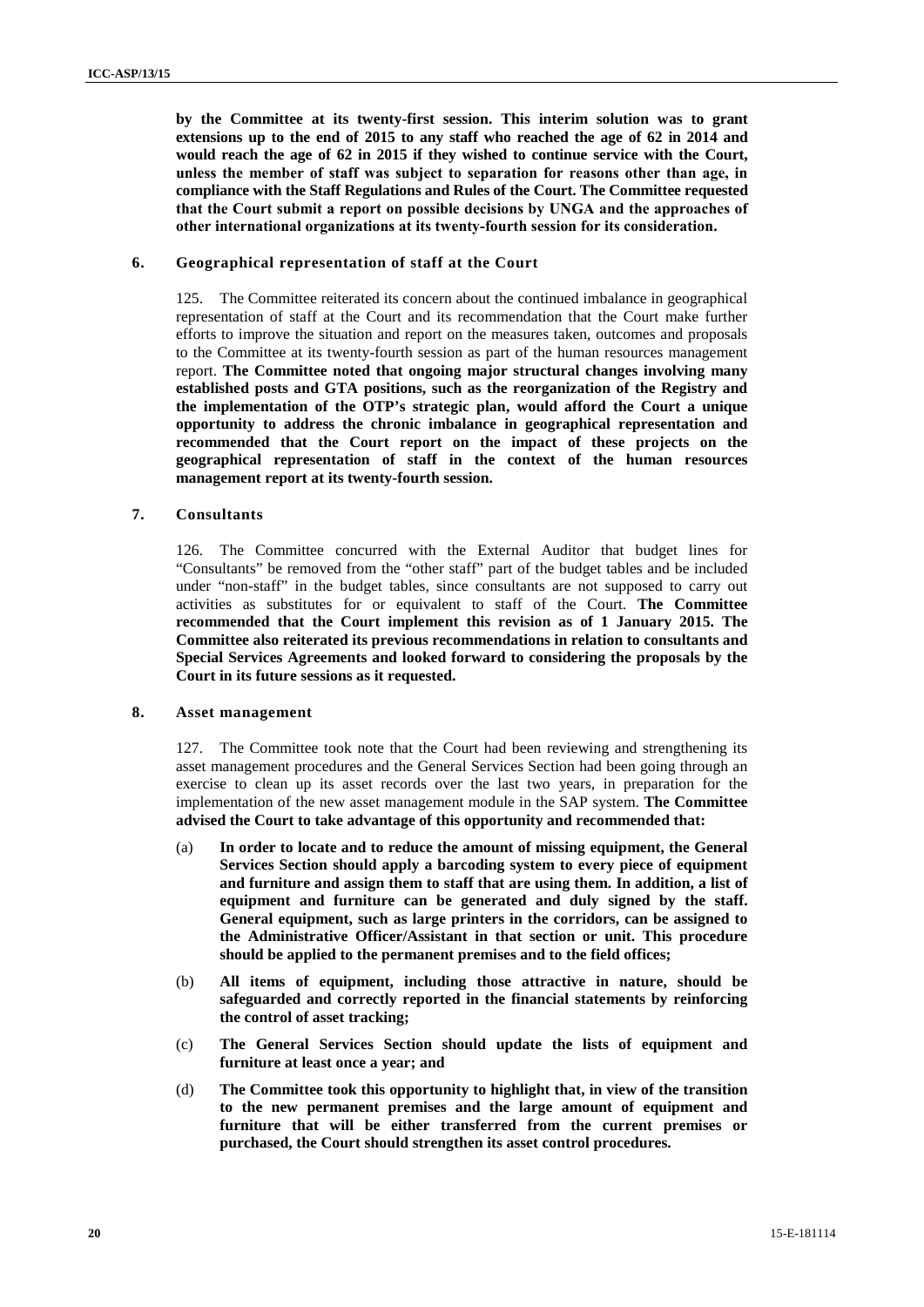**by the Committee at its twenty-first session. This interim solution was to grant extensions up to the end of 2015 to any staff who reached the age of 62 in 2014 and would reach the age of 62 in 2015 if they wished to continue service with the Court, unless the member of staff was subject to separation for reasons other than age, in compliance with the Staff Regulations and Rules of the Court. The Committee requested that the Court submit a report on possible decisions by UNGA and the approaches of other international organizations at its twenty-fourth session for its consideration.**

### 6. Geographical representation of staff at the Court

125. The Committee reiterated its concern about the continued imbalance in geographical representation of staff at the Court and its recommendation that the Court make further efforts to improve the situation and report on the measures taken, outcomes and proposals to the Committee at its twenty-fourth session as part of the human resources management report. **The Committee noted that ongoing major structural changes involving many established posts and GTA positions, such as the reorganization of the Registry and the implementation of the OTP's strategic plan, would afford the Court a unique opportunity to address the chronic imbalance in geographical representation and recommended that the Court report on the impact of these projects on the geographical representation of staff in the context of the human resources management report at its twenty-fourth session.**

### 7. Consultants

126. The Committee concurred with the External Auditor that budget lines for "Consultants" be removed from the "other staff" part of the budget tables and be included under "non-staff" in the budget tables, since consultants are not supposed to carry out activities as substitutes for or equivalent to staff of the Court. **The Committee recommended that the Court implement this revision as of 1 January 2015. The Committee also reiterated its previous recommendations in relation to consultants and Special Services Agreements and looked forward to considering the proposals by the Court in its future sessions as it requested.**

### 8. Asset management

127. The Committee took note that the Court had been reviewing and strengthening its asset management procedures and the General Services Section had been going through an exercise to clean up its asset records over the last two years, in preparation for the implementation of the new asset management module in the SAP system. **The Committee advised the Court to take advantage of this opportunity and recommended that:**

(a) **In order to locate and to reduce the amount of missing equipment, the General Services Section should apply a barcoding system to every piece of equipment and furniture and assign them to staff that are using them. In addition, a list of equipment and furniture can be generated and duly signed by the staff. General equipment, such as large printers in the corridors, can be assigned to the Administrative Officer/Assistant in that section or unit. This procedure should be applied to the permanent premises and to the field offices;**

(b) **All items of equipment, including those attractive in nature, should be safeguarded and correctly reported in the financial statements by reinforcing the control of asset tracking;**

(c) **The General Services Section should update the lists of equipment and furniture at least once a year; and**

(d) **The Committee took this opportunity to highlight that, in view of the transition to the new permanent premises and the large amount of equipment and furniture that will be either transferred from the current premises or purchased, the Court should strengthen its asset control procedures.**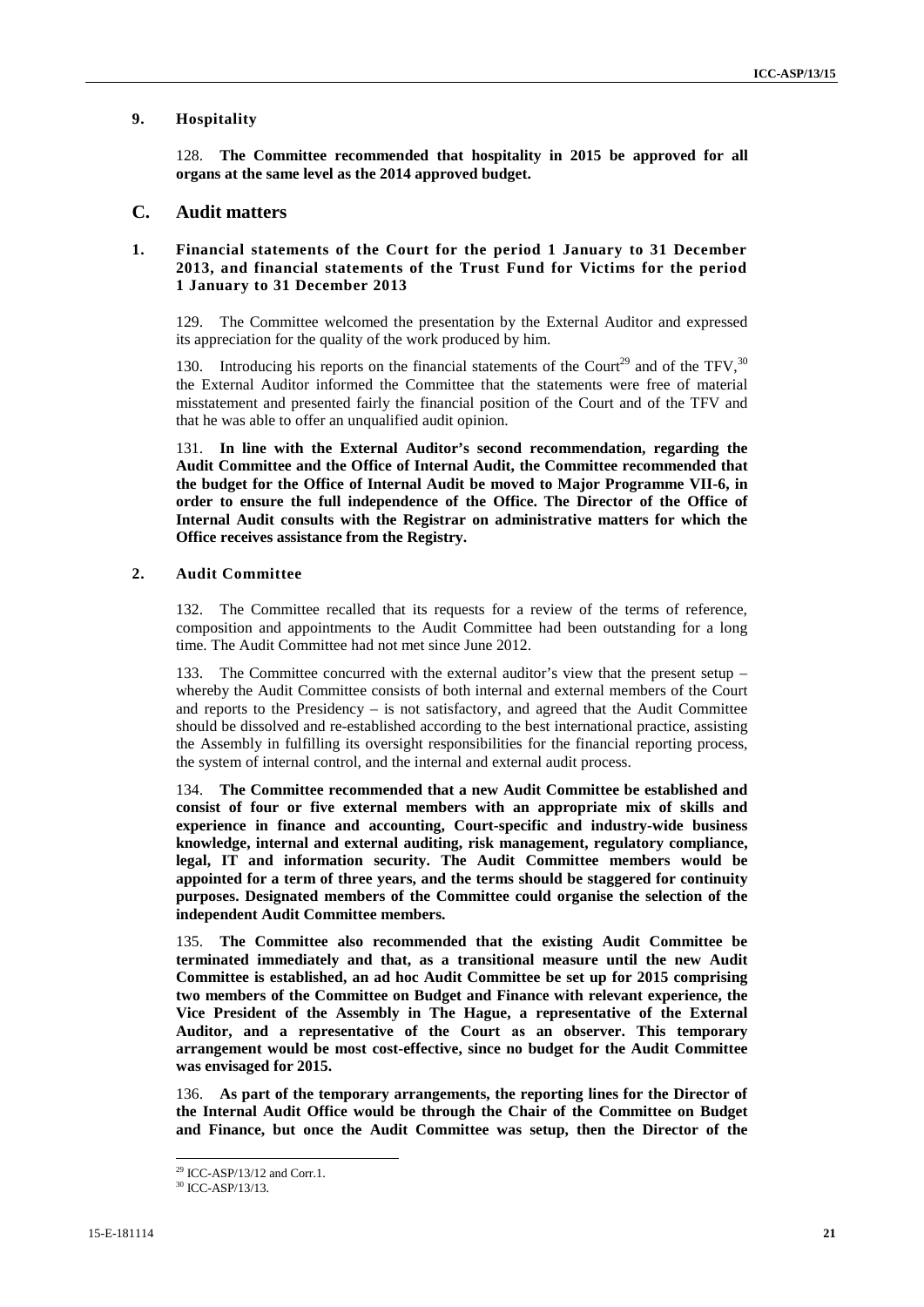### 9. Hospitality

128. **The Committee recommended that hospitality in 2015 be approved for all organs at the same level as the 2014 approved budget.**

## C. Audit matters

### 1. Financial statements of the Court for the period 1 January to 31 December 2013, and financial statements of the Trust Fund for Victims for the period 1 January to 31 December 2013

129. The Committee welcomed the presentation by the External Auditor and expressed its appreciation for the quality of the work produced by him.

130. Introducing his reports on the financial statements of the Court[29] and of the TFV,[30] the External Auditor informed the Committee that the statements were free of material misstatement and presented fairly the financial position of the Court and of the TFV and that he was able to offer an unqualified audit opinion.

131. **In line with the External Auditor's second recommendation, regarding the Audit Committee and the Office of Internal Audit, the Committee recommended that the budget for the Office of Internal Audit be moved to Major Programme VII-6, in order to ensure the full independence of the Office. The Director of the Office of Internal Audit consults with the Registrar on administrative matters for which the Office receives assistance from the Registry.**

### 2. Audit Committee

132. The Committee recalled that its requests for a review of the terms of reference, composition and appointments to the Audit Committee had been outstanding for a long time. The Audit Committee had not met since June 2012.

133. The Committee concurred with the external auditor's view that the present setup – whereby the Audit Committee consists of both internal and external members of the Court and reports to the Presidency – is not satisfactory, and agreed that the Audit Committee should be dissolved and re-established according to the best international practice, assisting the Assembly in fulfilling its oversight responsibilities for the financial reporting process, the system of internal control, and the internal and external audit process.

134. **The Committee recommended that a new Audit Committee be established and consist of four or five external members with an appropriate mix of skills and experience in finance and accounting, Court-specific and industry-wide business knowledge, internal and external auditing, risk management, regulatory compliance, legal, IT and information security. The Audit Committee members would be appointed for a term of three years, and the terms should be staggered for continuity purposes. Designated members of the Committee could organise the selection of the independent Audit Committee members.**

135. **The Committee also recommended that the existing Audit Committee be terminated immediately and that, as a transitional measure until the new Audit Committee is established, an ad hoc Audit Committee be set up for 2015 comprising two members of the Committee on Budget and Finance with relevant experience, the Vice President of the Assembly in The Hague, a representative of the External Auditor, and a representative of the Court as an observer. This temporary arrangement would be most cost-effective, since no budget for the Audit Committee was envisaged for 2015.**

136. **As part of the temporary arrangements, the reporting lines for the Director of the Internal Audit Office would be through the Chair of the Committee on Budget and Finance, but once the Audit Committee was setup, then the Director of the**

---

[29] ICC-ASP/13/12 and Corr.1.

[30] ICC-ASP/13/13.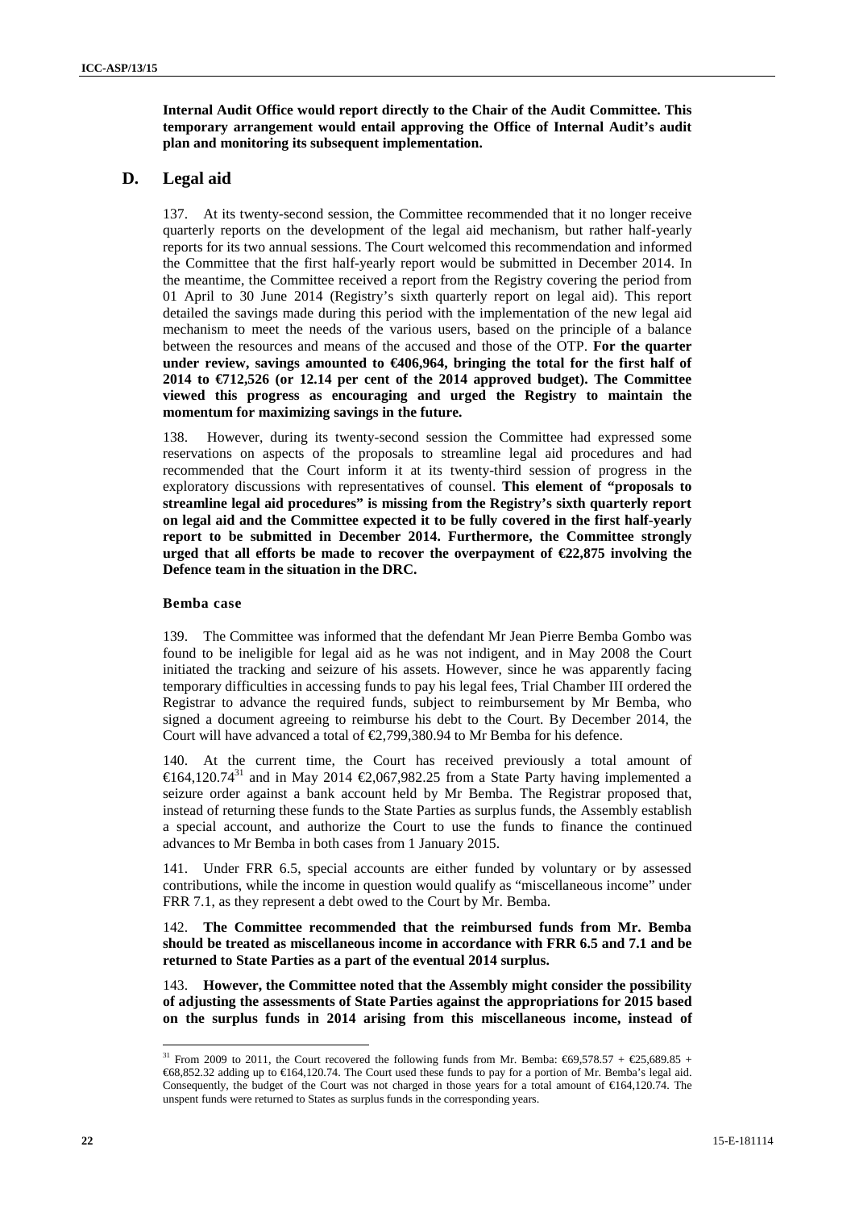**Internal Audit Office would report directly to the Chair of the Audit Committee. This temporary arrangement would entail approving the Office of Internal Audit's audit plan and monitoring its subsequent implementation.**

## D. Legal aid

137. At its twenty-second session, the Committee recommended that it no longer receive quarterly reports on the development of the legal aid mechanism, but rather half-yearly reports for its two annual sessions. The Court welcomed this recommendation and informed the Committee that the first half-yearly report would be submitted in December 2014. In the meantime, the Committee received a report from the Registry covering the period from 01 April to 30 June 2014 (Registry's sixth quarterly report on legal aid). This report detailed the savings made during this period with the implementation of the new legal aid mechanism to meet the needs of the various users, based on the principle of a balance between the resources and means of the accused and those of the OTP. **For the quarter under review, savings amounted to €406,964, bringing the total for the first half of 2014 to €712,526 (or 12.14 per cent of the 2014 approved budget). The Committee viewed this progress as encouraging and urged the Registry to maintain the momentum for maximizing savings in the future.**

138. However, during its twenty-second session the Committee had expressed some reservations on aspects of the proposals to streamline legal aid procedures and had recommended that the Court inform it at its twenty-third session of progress in the exploratory discussions with representatives of counsel. **This element of "proposals to streamline legal aid procedures" is missing from the Registry's sixth quarterly report on legal aid and the Committee expected it to be fully covered in the first half-yearly report to be submitted in December 2014. Furthermore, the Committee strongly urged that all efforts be made to recover the overpayment of €22,875 involving the Defence team in the situation in the DRC.**

### Bemba case

139. The Committee was informed that the defendant Mr Jean Pierre Bemba Gombo was found to be ineligible for legal aid as he was not indigent, and in May 2008 the Court initiated the tracking and seizure of his assets. However, since he was apparently facing temporary difficulties in accessing funds to pay his legal fees, Trial Chamber III ordered the Registrar to advance the required funds, subject to reimbursement by Mr Bemba, who signed a document agreeing to reimburse his debt to the Court. By December 2014, the Court will have advanced a total of €2,799,380.94 to Mr Bemba for his defence.

140. At the current time, the Court has received previously a total amount of €164,120.74[31] and in May 2014 €2,067,982.25 from a State Party having implemented a seizure order against a bank account held by Mr Bemba. The Registrar proposed that, instead of returning these funds to the State Parties as surplus funds, the Assembly establish a special account, and authorize the Court to use the funds to finance the continued advances to Mr Bemba in both cases from 1 January 2015.

141. Under FRR 6.5, special accounts are either funded by voluntary or by assessed contributions, while the income in question would qualify as "miscellaneous income" under FRR 7.1, as they represent a debt owed to the Court by Mr. Bemba.

142. **The Committee recommended that the reimbursed funds from Mr. Bemba should be treated as miscellaneous income in accordance with FRR 6.5 and 7.1 and be returned to State Parties as a part of the eventual 2014 surplus.**

143. **However, the Committee noted that the Assembly might consider the possibility of adjusting the assessments of State Parties against the appropriations for 2015 based on the surplus funds in 2014 arising from this miscellaneous income, instead of**

[31] From 2009 to 2011, the Court recovered the following funds from Mr. Bemba: €69,578.57 + €25,689.85 + €68,852.32 adding up to €164,120.74. The Court used these funds to pay for a portion of Mr. Bemba's legal aid. Consequently, the budget of the Court was not charged in those years for a total amount of €164,120.74. The unspent funds were returned to States as surplus funds in the corresponding years.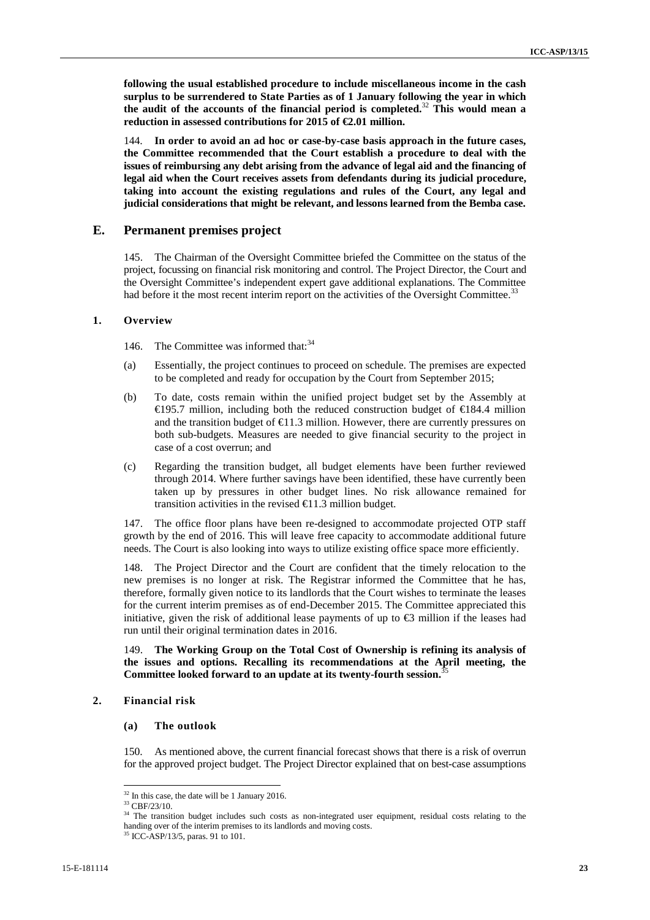**following the usual established procedure to include miscellaneous income in the cash surplus to be surrendered to State Parties as of 1 January following the year in which the audit of the accounts of the financial period is completed.**[32] **This would mean a reduction in assessed contributions for 2015 of €2.01 million.**

144. **In order to avoid an ad hoc or case-by-case basis approach in the future cases, the Committee recommended that the Court establish a procedure to deal with the issues of reimbursing any debt arising from the advance of legal aid and the financing of legal aid when the Court receives assets from defendants during its judicial procedure, taking into account the existing regulations and rules of the Court, any legal and judicial considerations that might be relevant, and lessons learned from the Bemba case.**

## E. Permanent premises project

145. The Chairman of the Oversight Committee briefed the Committee on the status of the project, focussing on financial risk monitoring and control. The Project Director, the Court and the Oversight Committee's independent expert gave additional explanations. The Committee had before it the most recent interim report on the activities of the Oversight Committee.[33]

### 1. Overview

146. The Committee was informed that:[34]

(a) Essentially, the project continues to proceed on schedule. The premises are expected to be completed and ready for occupation by the Court from September 2015;

(b) To date, costs remain within the unified project budget set by the Assembly at €195.7 million, including both the reduced construction budget of €184.4 million and the transition budget of €11.3 million. However, there are currently pressures on both sub-budgets. Measures are needed to give financial security to the project in case of a cost overrun; and

(c) Regarding the transition budget, all budget elements have been further reviewed through 2014. Where further savings have been identified, these have currently been taken up by pressures in other budget lines. No risk allowance remained for transition activities in the revised €11.3 million budget.

147. The office floor plans have been re-designed to accommodate projected OTP staff growth by the end of 2016. This will leave free capacity to accommodate additional future needs. The Court is also looking into ways to utilize existing office space more efficiently.

148. The Project Director and the Court are confident that the timely relocation to the new premises is no longer at risk. The Registrar informed the Committee that he has, therefore, formally given notice to its landlords that the Court wishes to terminate the leases for the current interim premises as of end-December 2015. The Committee appreciated this initiative, given the risk of additional lease payments of up to €3 million if the leases had run until their original termination dates in 2016.

149. **The Working Group on the Total Cost of Ownership is refining its analysis of the issues and options. Recalling its recommendations at the April meeting, the Committee looked forward to an update at its twenty-fourth session.**[35]

### 2. Financial risk

#### (a) The outlook

150. As mentioned above, the current financial forecast shows that there is a risk of overrun for the approved project budget. The Project Director explained that on best-case assumptions

---

[32] In this case, the date will be 1 January 2016.

[33] CBF/23/10.

[34] The transition budget includes such costs as non-integrated user equipment, residual costs relating to the handing over of the interim premises to its landlords and moving costs.

[35] ICC-ASP/13/5, paras. 91 to 101.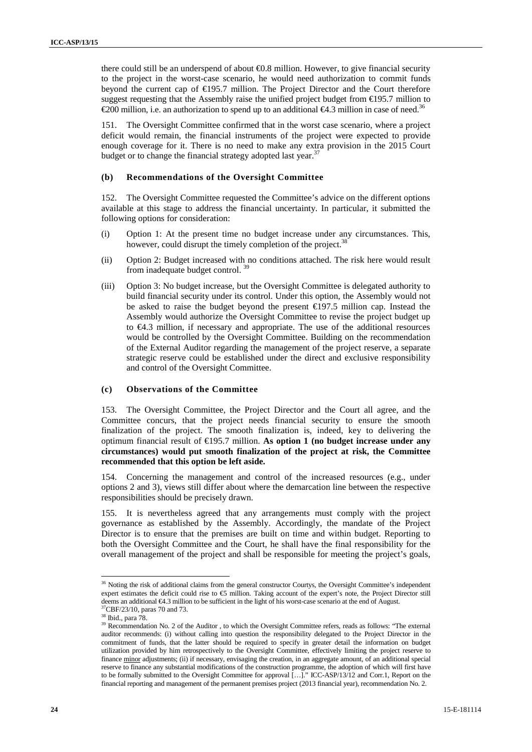there could still be an underspend of about €0.8 million. However, to give financial security to the project in the worst-case scenario, he would need authorization to commit funds beyond the current cap of €195.7 million. The Project Director and the Court therefore suggest requesting that the Assembly raise the unified project budget from €195.7 million to €200 million, i.e. an authorization to spend up to an additional €4.3 million in case of need.[36]

151. The Oversight Committee confirmed that in the worst case scenario, where a project deficit would remain, the financial instruments of the project were expected to provide enough coverage for it. There is no need to make any extra provision in the 2015 Court budget or to change the financial strategy adopted last year.[37]

### (b) Recommendations of the Oversight Committee

152. The Oversight Committee requested the Committee's advice on the different options available at this stage to address the financial uncertainty. In particular, it submitted the following options for consideration:

(i) Option 1: At the present time no budget increase under any circumstances. This, however, could disrupt the timely completion of the project.[38]

(ii) Option 2: Budget increased with no conditions attached. The risk here would result from inadequate budget control.[39]

(iii) Option 3: No budget increase, but the Oversight Committee is delegated authority to build financial security under its control. Under this option, the Assembly would not be asked to raise the budget beyond the present €197.5 million cap. Instead the Assembly would authorize the Oversight Committee to revise the project budget up to €4.3 million, if necessary and appropriate. The use of the additional resources would be controlled by the Oversight Committee. Building on the recommendation of the External Auditor regarding the management of the project reserve, a separate strategic reserve could be established under the direct and exclusive responsibility and control of the Oversight Committee.

### (c) Observations of the Committee

153. The Oversight Committee, the Project Director and the Court all agree, and the Committee concurs, that the project needs financial security to ensure the smooth finalization of the project. The smooth finalization is, indeed, key to delivering the optimum financial result of €195.7 million. **As option 1 (no budget increase under any circumstances) would put smooth finalization of the project at risk, the Committee recommended that this option be left aside.**

154. Concerning the management and control of the increased resources (e.g., under options 2 and 3), views still differ about where the demarcation line between the respective responsibilities should be precisely drawn.

155. It is nevertheless agreed that any arrangements must comply with the project governance as established by the Assembly. Accordingly, the mandate of the Project Director is to ensure that the premises are built on time and within budget. Reporting to both the Oversight Committee and the Court, he shall have the final responsibility for the overall management of the project and shall be responsible for meeting the project's goals,

---

[36] Noting the risk of additional claims from the general constructor Courtys, the Oversight Committee's independent expert estimates the deficit could rise to €5 million. Taking account of the expert's note, the Project Director still deems an additional €4.3 million to be sufficient in the light of his worst-case scenario at the end of August.

[37] CBF/23/10, paras 70 and 73.

[38] Ibid., para 78.

[39] Recommendation No. 2 of the Auditor , to which the Oversight Committee refers, reads as follows: "The external auditor recommends: (i) without calling into question the responsibility delegated to the Project Director in the commitment of funds, that the latter should be required to specify in greater detail the information on budget utilization provided by him retrospectively to the Oversight Committee, effectively limiting the project reserve to finance minor adjustments; (ii) if necessary, envisaging the creation, in an aggregate amount, of an additional special reserve to finance any substantial modifications of the construction programme, the adoption of which will first have to be formally submitted to the Oversight Committee for approval […]." ICC-ASP/13/12 and Corr.1, Report on the financial reporting and management of the permanent premises project (2013 financial year), recommendation No. 2.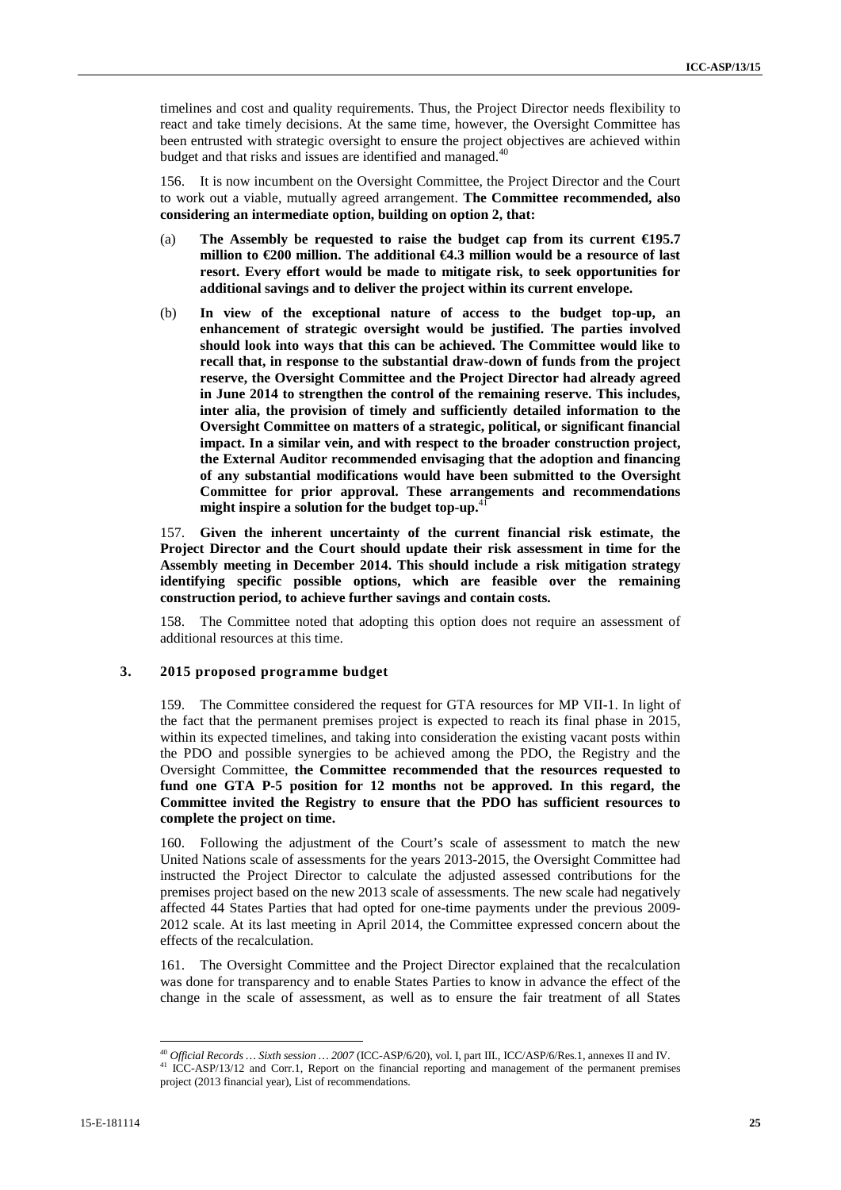timelines and cost and quality requirements. Thus, the Project Director needs flexibility to react and take timely decisions. At the same time, however, the Oversight Committee has been entrusted with strategic oversight to ensure the project objectives are achieved within budget and that risks and issues are identified and managed.[40]

156. It is now incumbent on the Oversight Committee, the Project Director and the Court to work out a viable, mutually agreed arrangement. **The Committee recommended, also considering an intermediate option, building on option 2, that:**

(a) **The Assembly be requested to raise the budget cap from its current €195.7 million to €200 million. The additional €4.3 million would be a resource of last resort. Every effort would be made to mitigate risk, to seek opportunities for additional savings and to deliver the project within its current envelope.**

(b) **In view of the exceptional nature of access to the budget top-up, an enhancement of strategic oversight would be justified. The parties involved should look into ways that this can be achieved. The Committee would like to recall that, in response to the substantial draw-down of funds from the project reserve, the Oversight Committee and the Project Director had already agreed in June 2014 to strengthen the control of the remaining reserve. This includes, inter alia, the provision of timely and sufficiently detailed information to the Oversight Committee on matters of a strategic, political, or significant financial impact. In a similar vein, and with respect to the broader construction project, the External Auditor recommended envisaging that the adoption and financing of any substantial modifications would have been submitted to the Oversight Committee for prior approval. These arrangements and recommendations might inspire a solution for the budget top-up.**[41]

157. **Given the inherent uncertainty of the current financial risk estimate, the Project Director and the Court should update their risk assessment in time for the Assembly meeting in December 2014. This should include a risk mitigation strategy identifying specific possible options, which are feasible over the remaining construction period, to achieve further savings and contain costs.**

158. The Committee noted that adopting this option does not require an assessment of additional resources at this time.

### 3. 2015 proposed programme budget

159. The Committee considered the request for GTA resources for MP VII-1. In light of the fact that the permanent premises project is expected to reach its final phase in 2015, within its expected timelines, and taking into consideration the existing vacant posts within the PDO and possible synergies to be achieved among the PDO, the Registry and the Oversight Committee, **the Committee recommended that the resources requested to fund one GTA P-5 position for 12 months not be approved. In this regard, the Committee invited the Registry to ensure that the PDO has sufficient resources to complete the project on time.**

160. Following the adjustment of the Court's scale of assessment to match the new United Nations scale of assessments for the years 2013-2015, the Oversight Committee had instructed the Project Director to calculate the adjusted assessed contributions for the premises project based on the new 2013 scale of assessments. The new scale had negatively affected 44 States Parties that had opted for one-time payments under the previous 2009-2012 scale. At its last meeting in April 2014, the Committee expressed concern about the effects of the recalculation.

161. The Oversight Committee and the Project Director explained that the recalculation was done for transparency and to enable States Parties to know in advance the effect of the change in the scale of assessment, as well as to ensure the fair treatment of all States

---

[40] *Official Records … Sixth session … 2007* (ICC-ASP/6/20), vol. I, part III., ICC/ASP/6/Res.1, annexes II and IV.

[41] ICC-ASP/13/12 and Corr.1, Report on the financial reporting and management of the permanent premises project (2013 financial year), List of recommendations.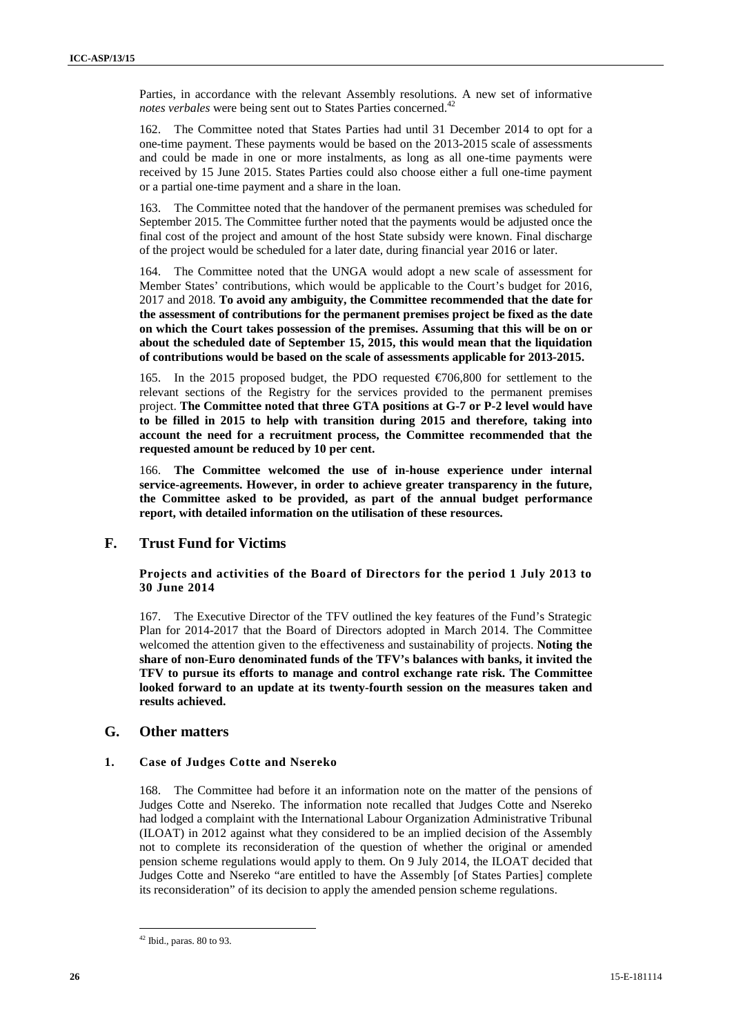Parties, in accordance with the relevant Assembly resolutions. A new set of informative *notes verbales* were being sent out to States Parties concerned.[42]

162. The Committee noted that States Parties had until 31 December 2014 to opt for a one-time payment. These payments would be based on the 2013-2015 scale of assessments and could be made in one or more instalments, as long as all one-time payments were received by 15 June 2015. States Parties could also choose either a full one-time payment or a partial one-time payment and a share in the loan.

163. The Committee noted that the handover of the permanent premises was scheduled for September 2015. The Committee further noted that the payments would be adjusted once the final cost of the project and amount of the host State subsidy were known. Final discharge of the project would be scheduled for a later date, during financial year 2016 or later.

164. The Committee noted that the UNGA would adopt a new scale of assessment for Member States' contributions, which would be applicable to the Court's budget for 2016, 2017 and 2018. **To avoid any ambiguity, the Committee recommended that the date for the assessment of contributions for the permanent premises project be fixed as the date on which the Court takes possession of the premises. Assuming that this will be on or about the scheduled date of September 15, 2015, this would mean that the liquidation of contributions would be based on the scale of assessments applicable for 2013-2015.**

165. In the 2015 proposed budget, the PDO requested €706,800 for settlement to the relevant sections of the Registry for the services provided to the permanent premises project. **The Committee noted that three GTA positions at G-7 or P-2 level would have to be filled in 2015 to help with transition during 2015 and therefore, taking into account the need for a recruitment process, the Committee recommended that the requested amount be reduced by 10 per cent.**

166. **The Committee welcomed the use of in-house experience under internal service-agreements. However, in order to achieve greater transparency in the future, the Committee asked to be provided, as part of the annual budget performance report, with detailed information on the utilisation of these resources.**

## F. Trust Fund for Victims

### Projects and activities of the Board of Directors for the period 1 July 2013 to 30 June 2014

167. The Executive Director of the TFV outlined the key features of the Fund's Strategic Plan for 2014-2017 that the Board of Directors adopted in March 2014. The Committee welcomed the attention given to the effectiveness and sustainability of projects. **Noting the share of non-Euro denominated funds of the TFV's balances with banks, it invited the TFV to pursue its efforts to manage and control exchange rate risk. The Committee looked forward to an update at its twenty-fourth session on the measures taken and results achieved.**

## G. Other matters

### 1. Case of Judges Cotte and Nsereko

168. The Committee had before it an information note on the matter of the pensions of Judges Cotte and Nsereko. The information note recalled that Judges Cotte and Nsereko had lodged a complaint with the International Labour Organization Administrative Tribunal (ILOAT) in 2012 against what they considered to be an implied decision of the Assembly not to complete its reconsideration of the question of whether the original or amended pension scheme regulations would apply to them. On 9 July 2014, the ILOAT decided that Judges Cotte and Nsereko "are entitled to have the Assembly [of States Parties] complete its reconsideration" of its decision to apply the amended pension scheme regulations.

[42] Ibid., paras. 80 to 93.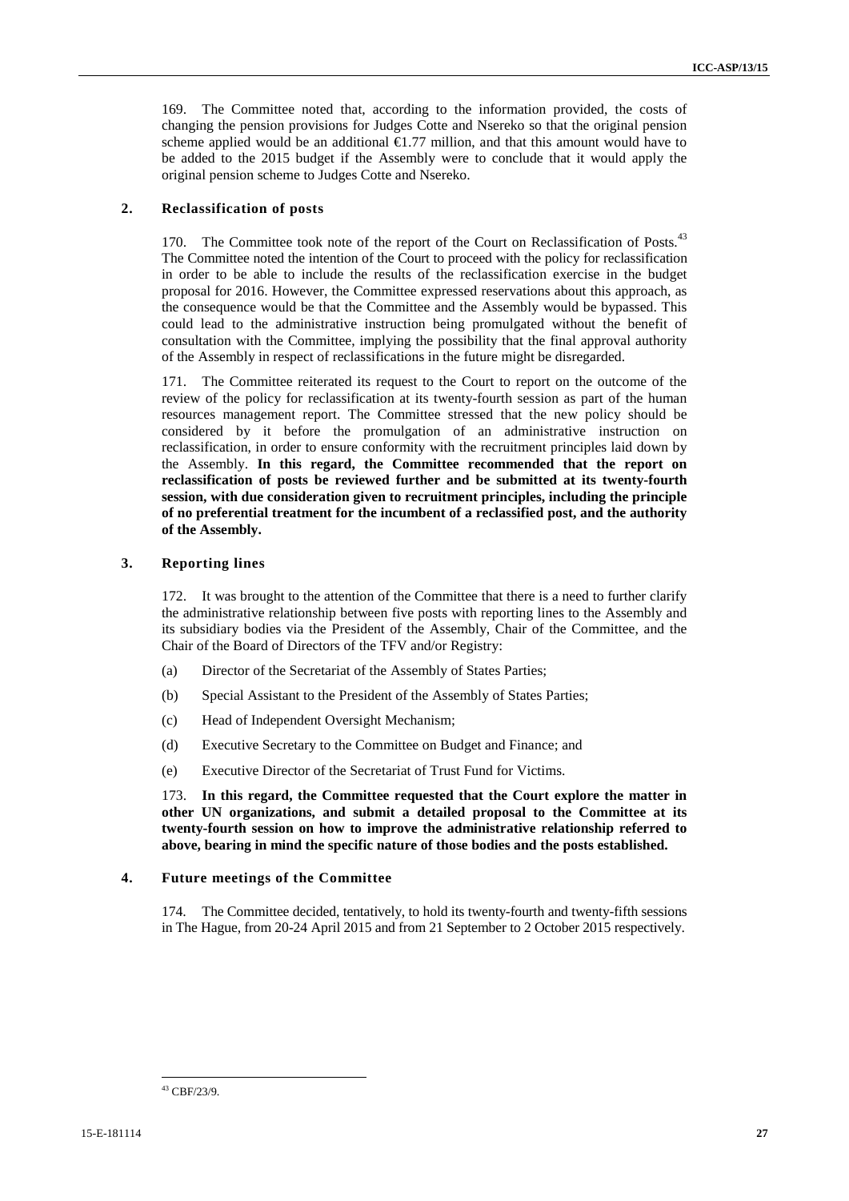169. The Committee noted that, according to the information provided, the costs of changing the pension provisions for Judges Cotte and Nsereko so that the original pension scheme applied would be an additional €1.77 million, and that this amount would have to be added to the 2015 budget if the Assembly were to conclude that it would apply the original pension scheme to Judges Cotte and Nsereko.

### 2. Reclassification of posts

170. The Committee took note of the report of the Court on Reclassification of Posts.[43] The Committee noted the intention of the Court to proceed with the policy for reclassification in order to be able to include the results of the reclassification exercise in the budget proposal for 2016. However, the Committee expressed reservations about this approach, as the consequence would be that the Committee and the Assembly would be bypassed. This could lead to the administrative instruction being promulgated without the benefit of consultation with the Committee, implying the possibility that the final approval authority of the Assembly in respect of reclassifications in the future might be disregarded.

171. The Committee reiterated its request to the Court to report on the outcome of the review of the policy for reclassification at its twenty-fourth session as part of the human resources management report. The Committee stressed that the new policy should be considered by it before the promulgation of an administrative instruction on reclassification, in order to ensure conformity with the recruitment principles laid down by the Assembly. **In this regard, the Committee recommended that the report on reclassification of posts be reviewed further and be submitted at its twenty-fourth session, with due consideration given to recruitment principles, including the principle of no preferential treatment for the incumbent of a reclassified post, and the authority of the Assembly.**

### 3. Reporting lines

172. It was brought to the attention of the Committee that there is a need to further clarify the administrative relationship between five posts with reporting lines to the Assembly and its subsidiary bodies via the President of the Assembly, Chair of the Committee, and the Chair of the Board of Directors of the TFV and/or Registry:

(a) Director of the Secretariat of the Assembly of States Parties;

(b) Special Assistant to the President of the Assembly of States Parties;

(c) Head of Independent Oversight Mechanism;

(d) Executive Secretary to the Committee on Budget and Finance; and

(e) Executive Director of the Secretariat of Trust Fund for Victims.

173. **In this regard, the Committee requested that the Court explore the matter in other UN organizations, and submit a detailed proposal to the Committee at its twenty-fourth session on how to improve the administrative relationship referred to above, bearing in mind the specific nature of those bodies and the posts established.**

### 4. Future meetings of the Committee

174. The Committee decided, tentatively, to hold its twenty-fourth and twenty-fifth sessions in The Hague, from 20-24 April 2015 and from 21 September to 2 October 2015 respectively.

---

[43] CBF/23/9.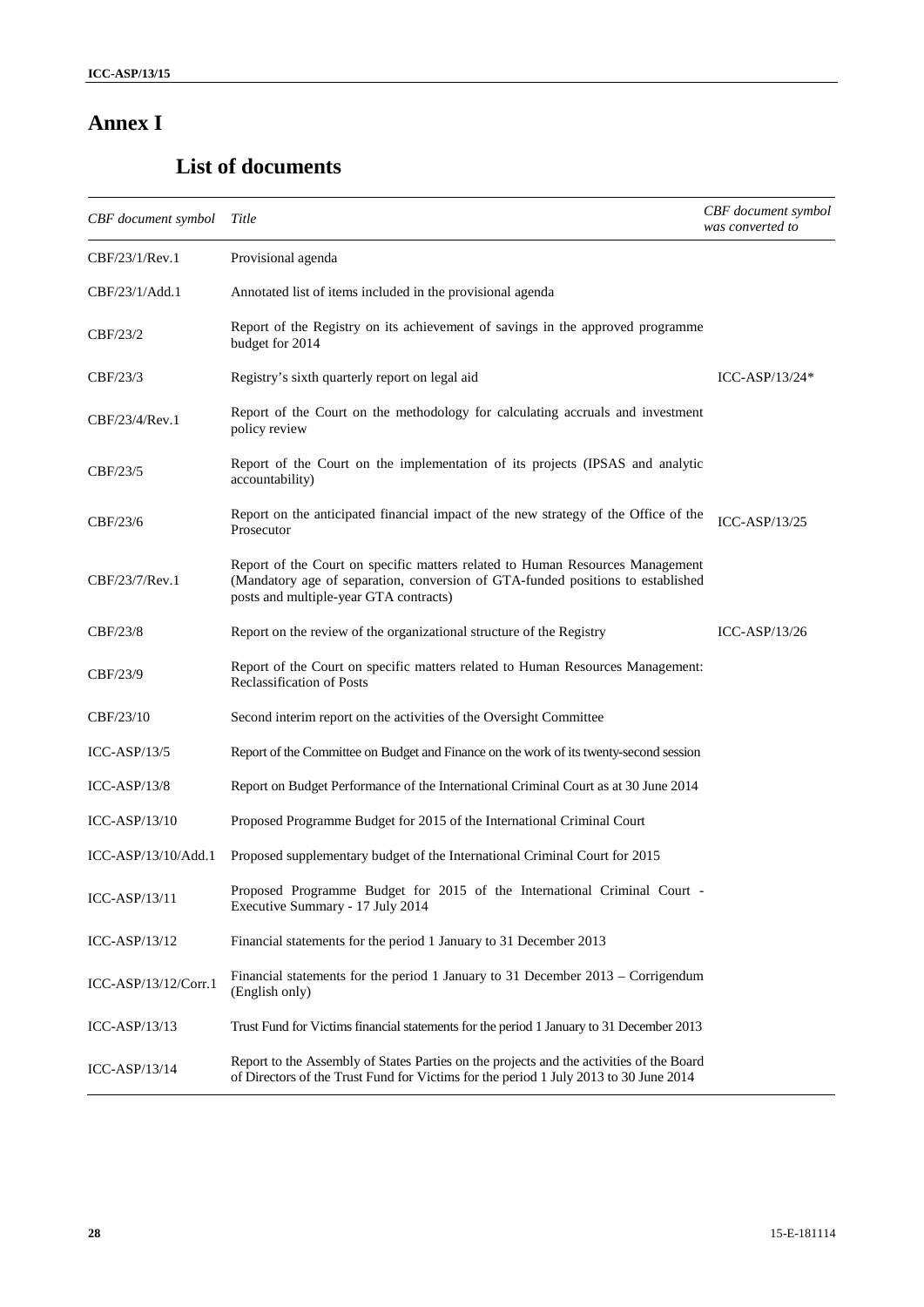# Annex I

## List of documents

| *CBF document symbol* | *Title* | *CBF document symbol was converted to* |
|---|---|---|
| CBF/23/1/Rev.1 | Provisional agenda | |
| CBF/23/1/Add.1 | Annotated list of items included in the provisional agenda | |
| CBF/23/2 | Report of the Registry on its achievement of savings in the approved programme budget for 2014 | |
| CBF/23/3 | Registry's sixth quarterly report on legal aid | ICC-ASP/13/24* |
| CBF/23/4/Rev.1 | Report of the Court on the methodology for calculating accruals and investment policy review | |
| CBF/23/5 | Report of the Court on the implementation of its projects (IPSAS and analytic accountability) | |
| CBF/23/6 | Report on the anticipated financial impact of the new strategy of the Office of the Prosecutor | ICC-ASP/13/25 |
| CBF/23/7/Rev.1 | Report of the Court on specific matters related to Human Resources Management (Mandatory age of separation, conversion of GTA-funded positions to established posts and multiple-year GTA contracts) | |
| CBF/23/8 | Report on the review of the organizational structure of the Registry | ICC-ASP/13/26 |
| CBF/23/9 | Report of the Court on specific matters related to Human Resources Management: Reclassification of Posts | |
| CBF/23/10 | Second interim report on the activities of the Oversight Committee | |
| ICC-ASP/13/5 | Report of the Committee on Budget and Finance on the work of its twenty-second session | |
| ICC-ASP/13/8 | Report on Budget Performance of the International Criminal Court as at 30 June 2014 | |
| ICC-ASP/13/10 | Proposed Programme Budget for 2015 of the International Criminal Court | |
| ICC-ASP/13/10/Add.1 | Proposed supplementary budget of the International Criminal Court for 2015 | |
| ICC-ASP/13/11 | Proposed Programme Budget for 2015 of the International Criminal Court - Executive Summary - 17 July 2014 | |
| ICC-ASP/13/12 | Financial statements for the period 1 January to 31 December 2013 | |
| ICC-ASP/13/12/Corr.1 | Financial statements for the period 1 January to 31 December 2013 – Corrigendum (English only) | |
| ICC-ASP/13/13 | Trust Fund for Victims financial statements for the period 1 January to 31 December 2013 | |
| ICC-ASP/13/14 | Report to the Assembly of States Parties on the projects and the activities of the Board of Directors of the Trust Fund for Victims for the period 1 July 2013 to 30 June 2014 | |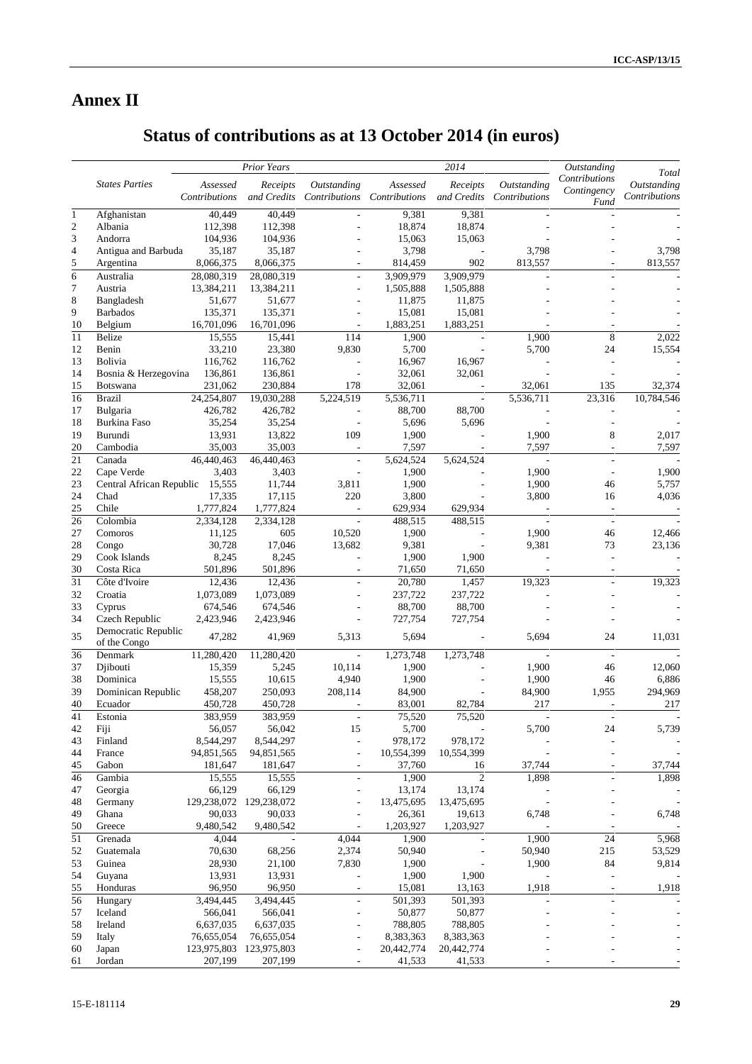# Annex II

## Status of contributions as at 13 October 2014 (in euros)

| | States Parties | Prior Years | | | 2014 | | | Outstanding Contributions Contingency Fund | Total Outstanding Contributions |
|---|---|---|---|---|---|---|---|---|---|
| | | Assessed Contributions | Receipts and Credits | Outstanding Contributions | Assessed Contributions | Receipts and Credits | Outstanding Contributions | | |
| 1 | Afghanistan | 40,449 | 40,449 | - | 9,381 | 9,381 | - | - | - |
| 2 | Albania | 112,398 | 112,398 | - | 18,874 | 18,874 | - | - | - |
| 3 | Andorra | 104,936 | 104,936 | - | 15,063 | 15,063 | - | - | - |
| 4 | Antigua and Barbuda | 35,187 | 35,187 | - | 3,798 | - | 3,798 | - | 3,798 |
| 5 | Argentina | 8,066,375 | 8,066,375 | - | 814,459 | 902 | 813,557 | - | 813,557 |
| 6 | Australia | 28,080,319 | 28,080,319 | - | 3,909,979 | 3,909,979 | - | - | - |
| 7 | Austria | 13,384,211 | 13,384,211 | - | 1,505,888 | 1,505,888 | - | - | - |
| 8 | Bangladesh | 51,677 | 51,677 | - | 11,875 | 11,875 | - | - | - |
| 9 | Barbados | 135,371 | 135,371 | - | 15,081 | 15,081 | - | - | - |
| 10 | Belgium | 16,701,096 | 16,701,096 | - | 1,883,251 | 1,883,251 | - | - | - |
| 11 | Belize | 15,555 | 15,441 | 114 | 1,900 | - | 1,900 | 8 | 2,022 |
| 12 | Benin | 33,210 | 23,380 | 9,830 | 5,700 | - | 5,700 | 24 | 15,554 |
| 13 | Bolivia | 116,762 | 116,762 | - | 16,967 | 16,967 | - | - | - |
| 14 | Bosnia & Herzegovina | 136,861 | 136,861 | - | 32,061 | 32,061 | - | - | - |
| 15 | Botswana | 231,062 | 230,884 | 178 | 32,061 | - | 32,061 | 135 | 32,374 |
| 16 | Brazil | 24,254,807 | 19,030,288 | 5,224,519 | 5,536,711 | - | 5,536,711 | 23,316 | 10,784,546 |
| 17 | Bulgaria | 426,782 | 426,782 | - | 88,700 | 88,700 | - | - | - |
| 18 | Burkina Faso | 35,254 | 35,254 | - | 5,696 | 5,696 | - | - | - |
| 19 | Burundi | 13,931 | 13,822 | 109 | 1,900 | - | 1,900 | 8 | 2,017 |
| 20 | Cambodia | 35,003 | 35,003 | - | 7,597 | - | 7,597 | - | 7,597 |
| 21 | Canada | 46,440,463 | 46,440,463 | - | 5,624,524 | 5,624,524 | - | - | - |
| 22 | Cape Verde | 3,403 | 3,403 | - | 1,900 | - | 1,900 | - | 1,900 |
| 23 | Central African Republic | 15,555 | 11,744 | 3,811 | 1,900 | - | 1,900 | 46 | 5,757 |
| 24 | Chad | 17,335 | 17,115 | 220 | 3,800 | - | 3,800 | 16 | 4,036 |
| 25 | Chile | 1,777,824 | 1,777,824 | - | 629,934 | 629,934 | - | - | - |
| 26 | Colombia | 2,334,128 | 2,334,128 | - | 488,515 | 488,515 | - | - | - |
| 27 | Comoros | 11,125 | 605 | 10,520 | 1,900 | - | 1,900 | 46 | 12,466 |
| 28 | Congo | 30,728 | 17,046 | 13,682 | 9,381 | - | 9,381 | 73 | 23,136 |
| 29 | Cook Islands | 8,245 | 8,245 | - | 1,900 | 1,900 | - | - | - |
| 30 | Costa Rica | 501,896 | 501,896 | - | 71,650 | 71,650 | - | - | - |
| 31 | Côte d'Ivoire | 12,436 | 12,436 | - | 20,780 | 1,457 | 19,323 | - | 19,323 |
| 32 | Croatia | 1,073,089 | 1,073,089 | - | 237,722 | 237,722 | - | - | - |
| 33 | Cyprus | 674,546 | 674,546 | - | 88,700 | 88,700 | - | - | - |
| 34 | Czech Republic | 2,423,946 | 2,423,946 | - | 727,754 | 727,754 | - | - | - |
| 35 | Democratic Republic of the Congo | 47,282 | 41,969 | 5,313 | 5,694 | - | 5,694 | 24 | 11,031 |
| 36 | Denmark | 11,280,420 | 11,280,420 | - | 1,273,748 | 1,273,748 | - | - | - |
| 37 | Djibouti | 15,359 | 5,245 | 10,114 | 1,900 | - | 1,900 | 46 | 12,060 |
| 38 | Dominica | 15,555 | 10,615 | 4,940 | 1,900 | - | 1,900 | 46 | 6,886 |
| 39 | Dominican Republic | 458,207 | 250,093 | 208,114 | 84,900 | - | 84,900 | 1,955 | 294,969 |
| 40 | Ecuador | 450,728 | 450,728 | - | 83,001 | 82,784 | 217 | - | 217 |
| 41 | Estonia | 383,959 | 383,959 | - | 75,520 | 75,520 | - | - | - |
| 42 | Fiji | 56,057 | 56,042 | 15 | 5,700 | - | 5,700 | 24 | 5,739 |
| 43 | Finland | 8,544,297 | 8,544,297 | - | 978,172 | 978,172 | - | - | - |
| 44 | France | 94,851,565 | 94,851,565 | - | 10,554,399 | 10,554,399 | - | - | - |
| 45 | Gabon | 181,647 | 181,647 | - | 37,760 | 16 | 37,744 | - | 37,744 |
| 46 | Gambia | 15,555 | 15,555 | - | 1,900 | 2 | 1,898 | - | 1,898 |
| 47 | Georgia | 66,129 | 66,129 | - | 13,174 | 13,174 | - | - | - |
| 48 | Germany | 129,238,072 | 129,238,072 | - | 13,475,695 | 13,475,695 | - | - | - |
| 49 | Ghana | 90,033 | 90,033 | - | 26,361 | 19,613 | 6,748 | - | 6,748 |
| 50 | Greece | 9,480,542 | 9,480,542 | - | 1,203,927 | 1,203,927 | - | - | - |
| 51 | Grenada | 4,044 | - | 4,044 | 1,900 | - | 1,900 | 24 | 5,968 |
| 52 | Guatemala | 70,630 | 68,256 | 2,374 | 50,940 | - | 50,940 | 215 | 53,529 |
| 53 | Guinea | 28,930 | 21,100 | 7,830 | 1,900 | - | 1,900 | 84 | 9,814 |
| 54 | Guyana | 13,931 | 13,931 | - | 1,900 | 1,900 | - | - | - |
| 55 | Honduras | 96,950 | 96,950 | - | 15,081 | 13,163 | 1,918 | - | 1,918 |
| 56 | Hungary | 3,494,445 | 3,494,445 | - | 501,393 | 501,393 | - | - | - |
| 57 | Iceland | 566,041 | 566,041 | - | 50,877 | 50,877 | - | - | - |
| 58 | Ireland | 6,637,035 | 6,637,035 | - | 788,805 | 788,805 | - | - | - |
| 59 | Italy | 76,655,054 | 76,655,054 | - | 8,383,363 | 8,383,363 | - | - | - |
| 60 | Japan | 123,975,803 | 123,975,803 | - | 20,442,774 | 20,442,774 | - | - | - |
| 61 | Jordan | 207,199 | 207,199 | - | 41,533 | 41,533 | - | - | - |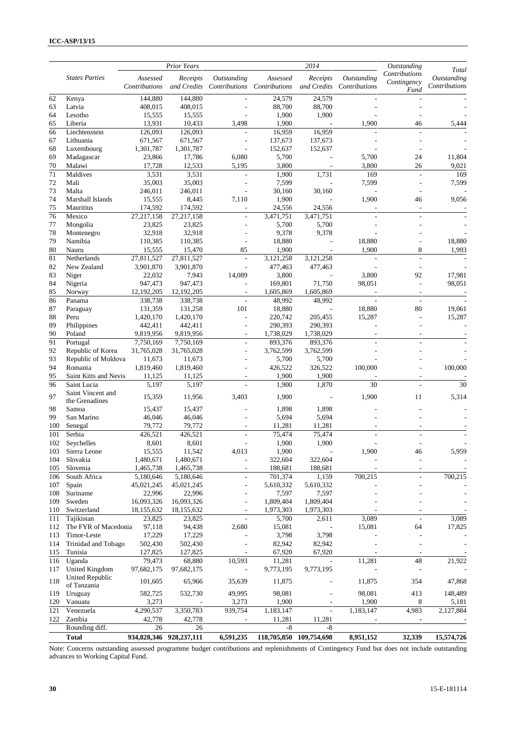| | States Parties | Prior Years | | | 2014 | | | Outstanding Contributions Contingency Fund | Total Outstanding Contributions |
|---|---|---|---|---|---|---|---|---|---|
| | | Assessed Contributions | Receipts and Credits | Outstanding Contributions | Assessed Contributions | Receipts and Credits | Outstanding Contributions | | |
| 62 | Kenya | 144,880 | 144,880 | - | 24,579 | 24,579 | - | - | - |
| 63 | Latvia | 408,015 | 408,015 | - | 88,700 | 88,700 | - | - | - |
| 64 | Lesotho | 15,555 | 15,555 | - | 1,900 | 1,900 | - | - | - |
| 65 | Liberia | 13,931 | 10,433 | 3,498 | 1,900 | - | 1,900 | 46 | 5,444 |
| 66 | Liechtenstein | 126,093 | 126,093 | - | 16,959 | 16,959 | - | - | - |
| 67 | Lithuania | 671,567 | 671,567 | - | 137,673 | 137,673 | - | - | - |
| 68 | Luxembourg | 1,301,787 | 1,301,787 | - | 152,637 | 152,637 | - | - | - |
| 69 | Madagascar | 23,866 | 17,786 | 6,080 | 5,700 | - | 5,700 | 24 | 11,804 |
| 70 | Malawi | 17,728 | 12,533 | 5,195 | 3,800 | - | 3,800 | 26 | 9,021 |
| 71 | Maldives | 3,531 | 3,531 | - | 1,900 | 1,731 | 169 | - | 169 |
| 72 | Mali | 35,003 | 35,003 | - | 7,599 | - | 7,599 | - | 7,599 |
| 73 | Malta | 246,011 | 246,011 | - | 30,160 | 30,160 | - | - | - |
| 74 | Marshall Islands | 15,555 | 8,445 | 7,110 | 1,900 | - | 1,900 | 46 | 9,056 |
| 75 | Mauritius | 174,592 | 174,592 | - | 24,556 | 24,556 | - | - | - |
| 76 | Mexico | 27,217,158 | 27,217,158 | - | 3,471,751 | 3,471,751 | - | - | - |
| 77 | Mongolia | 23,825 | 23,825 | - | 5,700 | 5,700 | - | - | - |
| 78 | Montenegro | 32,918 | 32,918 | - | 9,378 | 9,378 | - | - | - |
| 79 | Namibia | 110,385 | 110,385 | - | 18,880 | - | 18,880 | - | 18,880 |
| 80 | Nauru | 15,555 | 15,470 | 85 | 1,900 | - | 1,900 | 8 | 1,993 |
| 81 | Netherlands | 27,811,527 | 27,811,527 | - | 3,121,258 | 3,121,258 | - | - | - |
| 82 | New Zealand | 3,901,870 | 3,901,870 | - | 477,463 | 477,463 | - | - | - |
| 83 | Niger | 22,032 | 7,943 | 14,089 | 3,800 | - | 3,800 | 92 | 17,981 |
| 84 | Nigeria | 947,473 | 947,473 | - | 169,801 | 71,750 | 98,051 | - | 98,051 |
| 85 | Norway | 12,192,205 | 12,192,205 | - | 1,605,869 | 1,605,869 | - | - | - |
| 86 | Panama | 338,738 | 338,738 | - | 48,992 | 48,992 | - | - | - |
| 87 | Paraguay | 131,359 | 131,258 | 101 | 18,880 | - | 18,880 | 80 | 19,061 |
| 88 | Peru | 1,420,170 | 1,420,170 | - | 220,742 | 205,455 | 15,287 | - | 15,287 |
| 89 | Philippines | 442,411 | 442,411 | - | 290,393 | 290,393 | - | - | - |
| 90 | Poland | 9,819,956 | 9,819,956 | - | 1,738,029 | 1,738,029 | - | - | - |
| 91 | Portugal | 7,750,169 | 7,750,169 | - | 893,376 | 893,376 | - | - | - |
| 92 | Republic of Korea | 31,765,028 | 31,765,028 | - | 3,762,599 | 3,762,599 | - | - | - |
| 93 | Republic of Moldova | 11,673 | 11,673 | - | 5,700 | 5,700 | - | - | - |
| 94 | Romania | 1,819,460 | 1,819,460 | - | 426,522 | 326,522 | 100,000 | - | 100,000 |
| 95 | Saint Kitts and Nevis | 11,125 | 11,125 | - | 1,900 | 1,900 | - | - | - |
| 96 | Saint Lucia | 5,197 | 5,197 | - | 1,900 | 1,870 | 30 | - | 30 |
| 97 | Saint Vincent and the Grenadines | 15,359 | 11,956 | 3,403 | 1,900 | - | 1,900 | 11 | 5,314 |
| 98 | Samoa | 15,437 | 15,437 | - | 1,898 | 1,898 | - | - | - |
| 99 | San Marino | 46,046 | 46,046 | - | 5,694 | 5,694 | - | - | - |
| 100 | Senegal | 79,772 | 79,772 | - | 11,281 | 11,281 | - | - | - |
| 101 | Serbia | 426,521 | 426,521 | - | 75,474 | 75,474 | - | - | - |
| 102 | Seychelles | 8,601 | 8,601 | - | 1,900 | 1,900 | - | - | - |
| 103 | Sierra Leone | 15,555 | 11,542 | 4,013 | 1,900 | - | 1,900 | 46 | 5,959 |
| 104 | Slovakia | 1,480,671 | 1,480,671 | - | 322,604 | 322,604 | - | - | - |
| 105 | Slovenia | 1,465,738 | 1,465,738 | - | 188,681 | 188,681 | - | - | - |
| 106 | South Africa | 5,180,646 | 5,180,646 | - | 701,374 | 1,159 | 700,215 | - | 700,215 |
| 107 | Spain | 45,021,245 | 45,021,245 | - | 5,610,332 | 5,610,332 | - | - | - |
| 108 | Suriname | 22,996 | 22,996 | - | 7,597 | 7,597 | - | - | - |
| 109 | Sweden | 16,093,326 | 16,093,326 | - | 1,809,404 | 1,809,404 | - | - | - |
| 110 | Switzerland | 18,155,632 | 18,155,632 | - | 1,973,303 | 1,973,303 | - | - | - |
| 111 | Tajikistan | 23,825 | 23,825 | - | 5,700 | 2,611 | 3,089 | - | 3,089 |
| 112 | The FYR of Macedonia | 97,118 | 94,438 | 2,680 | 15,081 | - | 15,081 | 64 | 17,825 |
| 113 | Timor-Leste | 17,229 | 17,229 | - | 3,798 | 3,798 | - | - | - |
| 114 | Trinidad and Tobago | 502,430 | 502,430 | - | 82,942 | 82,942 | - | - | - |
| 115 | Tunisia | 127,825 | 127,825 | - | 67,920 | 67,920 | - | - | - |
| 116 | Uganda | 79,473 | 68,880 | 10,593 | 11,281 | - | 11,281 | 48 | 21,922 |
| 117 | United Kingdom | 97,682,175 | 97,682,175 | - | 9,773,195 | 9,773,195 | - | - | - |
| 118 | United Republic of Tanzania | 101,605 | 65,966 | 35,639 | 11,875 | - | 11,875 | 354 | 47,868 |
| 119 | Uruguay | 582,725 | 532,730 | 49,995 | 98,081 | - | 98,081 | 413 | 148,489 |
| 120 | Vanuatu | 3,273 | - | 3,273 | 1,900 | - | 1,900 | 8 | 5,181 |
| 121 | Venezuela | 4,290,537 | 3,350,783 | 939,754 | 1,183,147 | - | 1,183,147 | 4,983 | 2,127,884 |
| 122 | Zambia | 42,778 | 42,778 | - | 11,281 | 11,281 | - | - | - |
| | Rounding diff. | 26 | 26 | | -8 | -8 | | | |
| | **Total** | **934,828,346** | **928,237,111** | **6,591,235** | **118,705,850** | **109,754,698** | **8,951,152** | **32,339** | **15,574,726** |

Note: Concerns outstanding assessed programme budget contributions and replenishments of Contingency Fund but does not include outstanding advances to Working Capital Fund.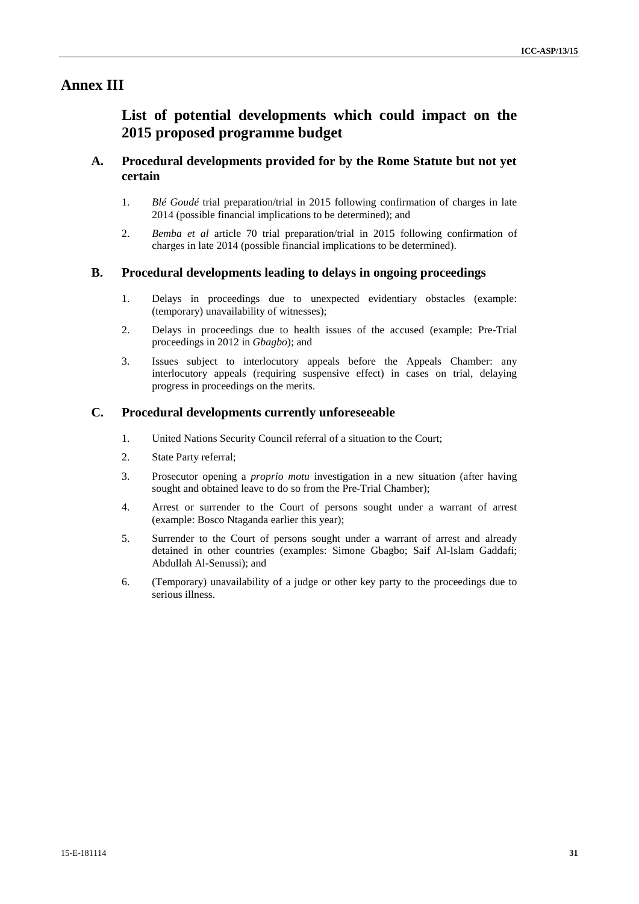# Annex III

## List of potential developments which could impact on the 2015 proposed programme budget

### A. Procedural developments provided for by the Rome Statute but not yet certain

1. *Blé Goudé* trial preparation/trial in 2015 following confirmation of charges in late 2014 (possible financial implications to be determined); and

2. *Bemba et al* article 70 trial preparation/trial in 2015 following confirmation of charges in late 2014 (possible financial implications to be determined).

### B. Procedural developments leading to delays in ongoing proceedings

1. Delays in proceedings due to unexpected evidentiary obstacles (example: (temporary) unavailability of witnesses);

2. Delays in proceedings due to health issues of the accused (example: Pre-Trial proceedings in 2012 in *Gbagbo*); and

3. Issues subject to interlocutory appeals before the Appeals Chamber: any interlocutory appeals (requiring suspensive effect) in cases on trial, delaying progress in proceedings on the merits.

### C. Procedural developments currently unforeseeable

1. United Nations Security Council referral of a situation to the Court;

2. State Party referral;

3. Prosecutor opening a *proprio motu* investigation in a new situation (after having sought and obtained leave to do so from the Pre-Trial Chamber);

4. Arrest or surrender to the Court of persons sought under a warrant of arrest (example: Bosco Ntaganda earlier this year);

5. Surrender to the Court of persons sought under a warrant of arrest and already detained in other countries (examples: Simone Gbagbo; Saif Al-Islam Gaddafi; Abdullah Al-Senussi); and

6. (Temporary) unavailability of a judge or other key party to the proceedings due to serious illness.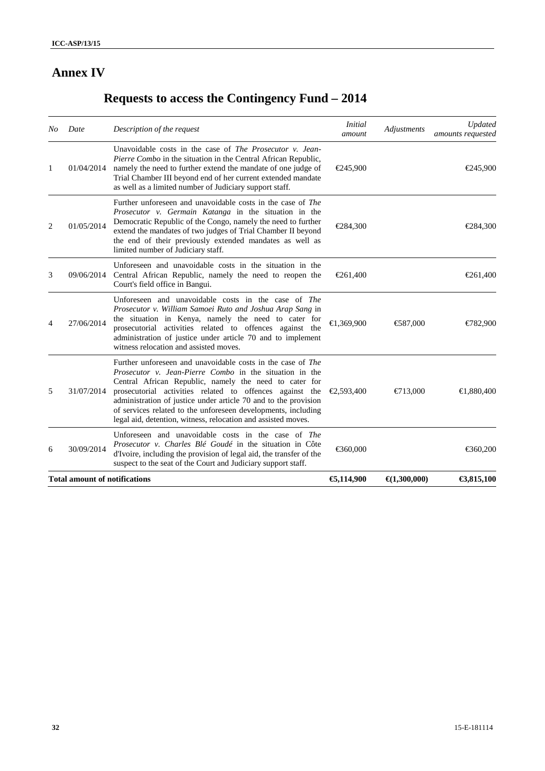# Annex IV

## Requests to access the Contingency Fund – 2014

| *No* | *Date* | *Description of the request* | *Initial amount* | *Adjustments* | *Updated amounts requested* |
|---|---|---|---|---|---|
| 1 | 01/04/2014 | Unavoidable costs in the case of *The Prosecutor v. Jean-Pierre Combo* in the situation in the Central African Republic, namely the need to further extend the mandate of one judge of Trial Chamber III beyond end of her current extended mandate as well as a limited number of Judiciary support staff. | €245,900 | | €245,900 |
| 2 | 01/05/2014 | Further unforeseen and unavoidable costs in the case of *The Prosecutor v. Germain Katanga* in the situation in the Democratic Republic of the Congo, namely the need to further extend the mandates of two judges of Trial Chamber II beyond the end of their previously extended mandates as well as limited number of Judiciary staff. | €284,300 | | €284,300 |
| 3 | 09/06/2014 | Unforeseen and unavoidable costs in the situation in the Central African Republic, namely the need to reopen the Court's field office in Bangui. | €261,400 | | €261,400 |
| 4 | 27/06/2014 | Unforeseen and unavoidable costs in the case of *The Prosecutor v. William Samoei Ruto and Joshua Arap Sang* in the situation in Kenya, namely the need to cater for prosecutorial activities related to offences against the administration of justice under article 70 and to implement witness relocation and assisted moves. | €1,369,900 | €587,000 | €782,900 |
| 5 | 31/07/2014 | Further unforeseen and unavoidable costs in the case of *The Prosecutor v. Jean-Pierre Combo* in the situation in the Central African Republic, namely the need to cater for prosecutorial activities related to offences against the administration of justice under article 70 and to the provision of services related to the unforeseen developments, including legal aid, detention, witness, relocation and assisted moves. | €2,593,400 | €713,000 | €1,880,400 |
| 6 | 30/09/2014 | Unforeseen and unavoidable costs in the case of *The Prosecutor v. Charles Blé Goudé* in the situation in Côte d'Ivoire, including the provision of legal aid, the transfer of the suspect to the seat of the Court and Judiciary support staff. | €360,000 | | €360,200 |
| **Total amount of notifications** | | | **€5,114,900** | **€(1,300,000)** | **€3,815,100** |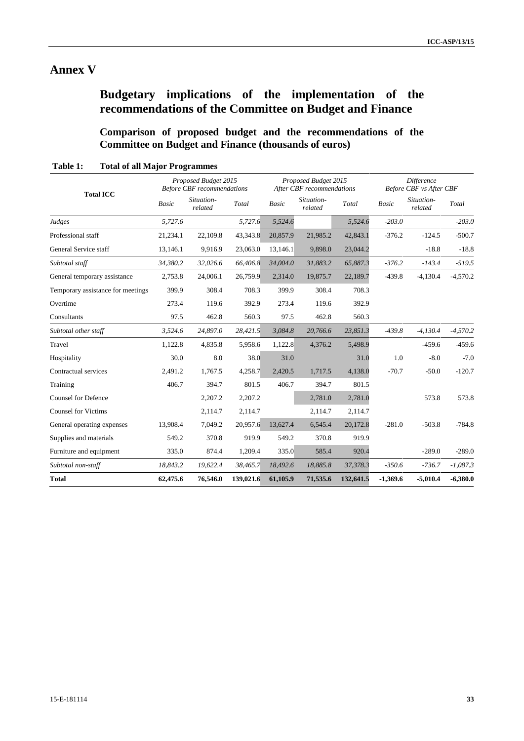# Annex V

## Budgetary implications of the implementation of the recommendations of the Committee on Budget and Finance

### Comparison of proposed budget and the recommendations of the Committee on Budget and Finance (thousands of euros)

**Table 1: Total of all Major Programmes**

| Total ICC | Proposed Budget 2015 *Before CBF recommendations* | | | Proposed Budget 2015 *After CBF recommendations* | | | *Difference Before CBF vs After CBF* | | |
|---|---|---|---|---|---|---|---|---|---|
| | *Basic* | *Situation-related* | *Total* | *Basic* | *Situation-related* | *Total* | *Basic* | *Situation-related* | *Total* |
| *Judges* | *5,727.6* | | *5,727.6* | *5,524.6* | | *5,524.6* | *-203.0* | | *-203.0* |
| Professional staff | 21,234.1 | 22,109.8 | 43,343.8 | 20,857.9 | 21,985.2 | 42,843.1 | -376.2 | -124.5 | -500.7 |
| General Service staff | 13,146.1 | 9,916.9 | 23,063.0 | 13,146.1 | 9,898.0 | 23,044.2 | | -18.8 | -18.8 |
| *Subtotal staff* | *34,380.2* | *32,026.6* | *66,406.8* | *34,004.0* | *31,883.2* | *65,887.3* | *-376.2* | *-143.4* | *-519.5* |
| General temporary assistance | 2,753.8 | 24,006.1 | 26,759.9 | 2,314.0 | 19,875.7 | 22,189.7 | -439.8 | -4,130.4 | -4,570.2 |
| Temporary assistance for meetings | 399.9 | 308.4 | 708.3 | 399.9 | 308.4 | 708.3 | | | |
| Overtime | 273.4 | 119.6 | 392.9 | 273.4 | 119.6 | 392.9 | | | |
| Consultants | 97.5 | 462.8 | 560.3 | 97.5 | 462.8 | 560.3 | | | |
| *Subtotal other staff* | *3,524.6* | *24,897.0* | *28,421.5* | *3,084.8* | *20,766.6* | *23,851.3* | *-439.8* | *-4,130.4* | *-4,570.2* |
| Travel | 1,122.8 | 4,835.8 | 5,958.6 | 1,122.8 | 4,376.2 | 5,498.9 | | -459.6 | -459.6 |
| Hospitality | 30.0 | 8.0 | 38.0 | 31.0 | | 31.0 | 1.0 | -8.0 | -7.0 |
| Contractual services | 2,491.2 | 1,767.5 | 4,258.7 | 2,420.5 | 1,717.5 | 4,138.0 | -70.7 | -50.0 | -120.7 |
| Training | 406.7 | 394.7 | 801.5 | 406.7 | 394.7 | 801.5 | | | |
| Counsel for Defence | | 2,207.2 | 2,207.2 | | 2,781.0 | 2,781.0 | | 573.8 | 573.8 |
| Counsel for Victims | | 2,114.7 | 2,114.7 | | 2,114.7 | 2,114.7 | | | |
| General operating expenses | 13,908.4 | 7,049.2 | 20,957.6 | 13,627.4 | 6,545.4 | 20,172.8 | -281.0 | -503.8 | -784.8 |
| Supplies and materials | 549.2 | 370.8 | 919.9 | 549.2 | 370.8 | 919.9 | | | |
| Furniture and equipment | 335.0 | 874.4 | 1,209.4 | 335.0 | 585.4 | 920.4 | | -289.0 | -289.0 |
| *Subtotal non-staff* | *18,843.2* | *19,622.4* | *38,465.7* | *18,492.6* | *18,885.8* | *37,378.3* | *-350.6* | *-736.7* | *-1,087.3* |
| **Total** | **62,475.6** | **76,546.0** | **139,021.6** | **61,105.9** | **71,535.6** | **132,641.5** | **-1,369.6** | **-5,010.4** | **-6,380.0** |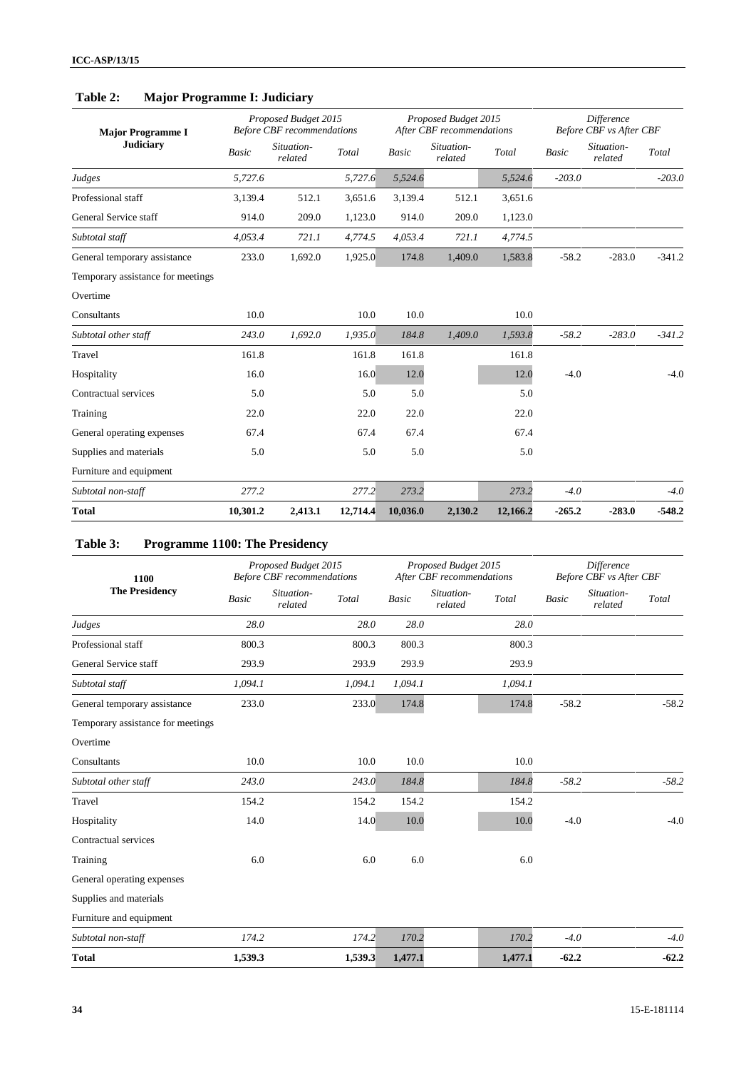## Table 2: Major Programme I: Judiciary

| Major Programme I Judiciary | Proposed Budget 2015 Before CBF recommendations | | | Proposed Budget 2015 After CBF recommendations | | | Difference Before CBF vs After CBF | | |
|---|---|---|---|---|---|---|---|---|---|
| | *Basic* | *Situation-related* | *Total* | *Basic* | *Situation-related* | *Total* | *Basic* | *Situation-related* | *Total* |
| *Judges* | *5,727.6* | | *5,727.6* | *5,524.6* | | *5,524.6* | *-203.0* | | *-203.0* |
| Professional staff | 3,139.4 | 512.1 | 3,651.6 | 3,139.4 | 512.1 | 3,651.6 | | | |
| General Service staff | 914.0 | 209.0 | 1,123.0 | 914.0 | 209.0 | 1,123.0 | | | |
| *Subtotal staff* | *4,053.4* | *721.1* | *4,774.5* | *4,053.4* | *721.1* | *4,774.5* | | | |
| General temporary assistance | 233.0 | 1,692.0 | 1,925.0 | 174.8 | 1,409.0 | 1,583.8 | -58.2 | -283.0 | -341.2 |
| Temporary assistance for meetings | | | | | | | | | |
| Overtime | | | | | | | | | |
| Consultants | 10.0 | | 10.0 | 10.0 | | 10.0 | | | |
| *Subtotal other staff* | *243.0* | *1,692.0* | *1,935.0* | *184.8* | *1,409.0* | *1,593.8* | *-58.2* | *-283.0* | *-341.2* |
| Travel | 161.8 | | 161.8 | 161.8 | | 161.8 | | | |
| Hospitality | 16.0 | | 16.0 | 12.0 | | 12.0 | -4.0 | | -4.0 |
| Contractual services | 5.0 | | 5.0 | 5.0 | | 5.0 | | | |
| Training | 22.0 | | 22.0 | 22.0 | | 22.0 | | | |
| General operating expenses | 67.4 | | 67.4 | 67.4 | | 67.4 | | | |
| Supplies and materials | 5.0 | | 5.0 | 5.0 | | 5.0 | | | |
| Furniture and equipment | | | | | | | | | |
| *Subtotal non-staff* | *277.2* | | *277.2* | *273.2* | | *273.2* | *-4.0* | | *-4.0* |
| **Total** | **10,301.2** | **2,413.1** | **12,714.4** | **10,036.0** | **2,130.2** | **12,166.2** | **-265.2** | **-283.0** | **-548.2** |

## Table 3: Programme 1100: The Presidency

| 1100 The Presidency | Proposed Budget 2015 Before CBF recommendations | | | Proposed Budget 2015 After CBF recommendations | | | Difference Before CBF vs After CBF | | |
|---|---|---|---|---|---|---|---|---|---|
| | *Basic* | *Situation-related* | *Total* | *Basic* | *Situation-related* | *Total* | *Basic* | *Situation-related* | *Total* |
| *Judges* | *28.0* | | *28.0* | *28.0* | | *28.0* | | | |
| Professional staff | 800.3 | | 800.3 | 800.3 | | 800.3 | | | |
| General Service staff | 293.9 | | 293.9 | 293.9 | | 293.9 | | | |
| *Subtotal staff* | *1,094.1* | | *1,094.1* | *1,094.1* | | *1,094.1* | | | |
| General temporary assistance | 233.0 | | 233.0 | 174.8 | | 174.8 | -58.2 | | -58.2 |
| Temporary assistance for meetings | | | | | | | | | |
| Overtime | | | | | | | | | |
| Consultants | 10.0 | | 10.0 | 10.0 | | 10.0 | | | |
| *Subtotal other staff* | *243.0* | | *243.0* | *184.8* | | *184.8* | *-58.2* | | *-58.2* |
| Travel | 154.2 | | 154.2 | 154.2 | | 154.2 | | | |
| Hospitality | 14.0 | | 14.0 | 10.0 | | 10.0 | -4.0 | | -4.0 |
| Contractual services | | | | | | | | | |
| Training | 6.0 | | 6.0 | 6.0 | | 6.0 | | | |
| General operating expenses | | | | | | | | | |
| Supplies and materials | | | | | | | | | |
| Furniture and equipment | | | | | | | | | |
| *Subtotal non-staff* | *174.2* | | *174.2* | *170.2* | | *170.2* | *-4.0* | | *-4.0* |
| **Total** | **1,539.3** | | **1,539.3** | **1,477.1** | | **1,477.1** | **-62.2** | | **-62.2** |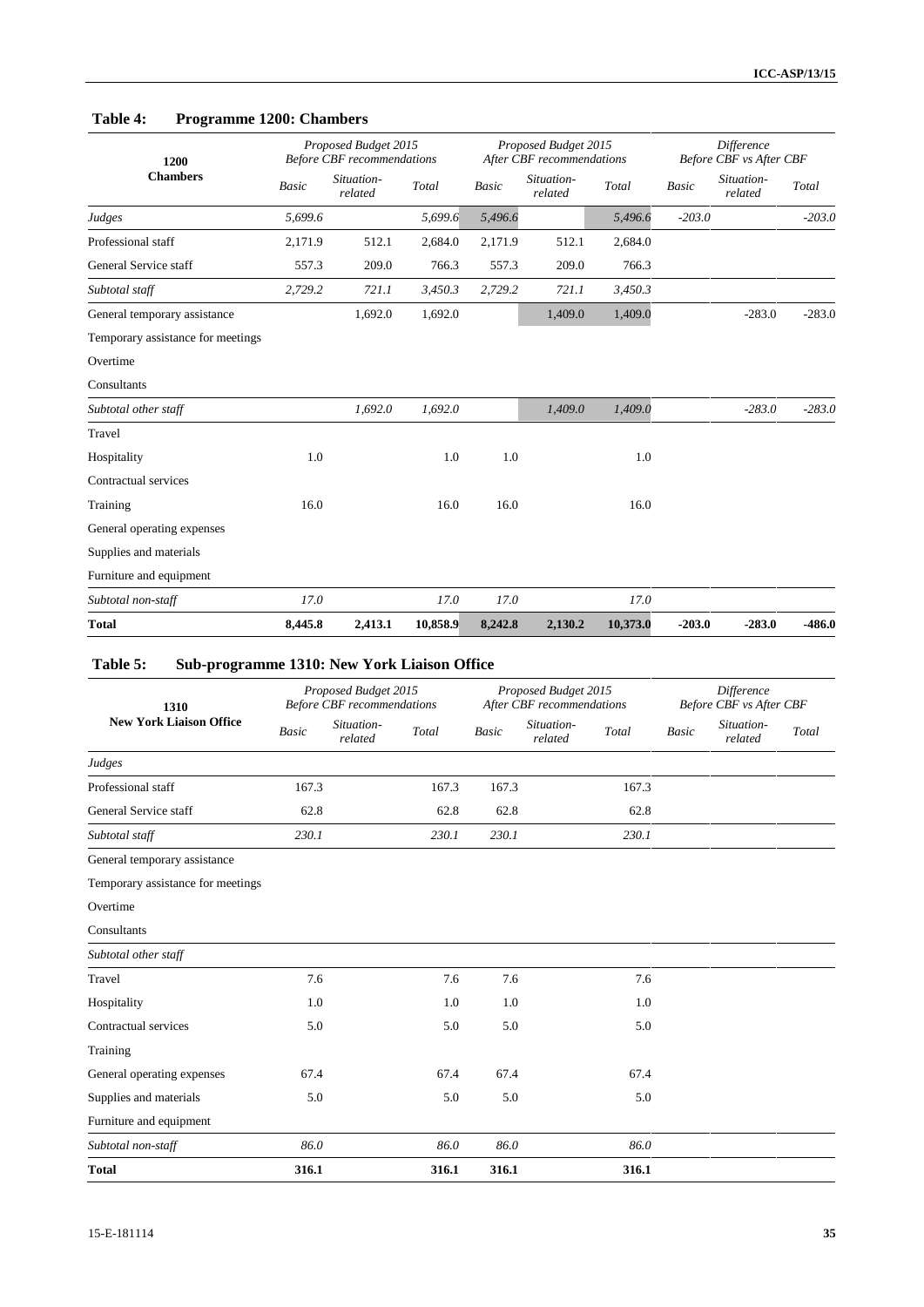### Table 4: Programme 1200: Chambers

| 1200 Chambers | Proposed Budget 2015 Before CBF recommendations | | | Proposed Budget 2015 After CBF recommendations | | | Difference Before CBF vs After CBF | | |
|---|---|---|---|---|---|---|---|---|---|
| | *Basic* | *Situation-related* | *Total* | *Basic* | *Situation-related* | *Total* | *Basic* | *Situation-related* | *Total* |
| *Judges* | *5,699.6* | | *5,699.6* | *5,496.6* | | *5,496.6* | *-203.0* | | *-203.0* |
| Professional staff | 2,171.9 | 512.1 | 2,684.0 | 2,171.9 | 512.1 | 2,684.0 | | | |
| General Service staff | 557.3 | 209.0 | 766.3 | 557.3 | 209.0 | 766.3 | | | |
| *Subtotal staff* | *2,729.2* | *721.1* | *3,450.3* | *2,729.2* | *721.1* | *3,450.3* | | | |
| General temporary assistance | | 1,692.0 | 1,692.0 | | 1,409.0 | 1,409.0 | | -283.0 | -283.0 |
| Temporary assistance for meetings | | | | | | | | | |
| Overtime | | | | | | | | | |
| Consultants | | | | | | | | | |
| *Subtotal other staff* | | *1,692.0* | *1,692.0* | | *1,409.0* | *1,409.0* | | *-283.0* | *-283.0* |
| Travel | | | | | | | | | |
| Hospitality | 1.0 | | 1.0 | 1.0 | | 1.0 | | | |
| Contractual services | | | | | | | | | |
| Training | 16.0 | | 16.0 | 16.0 | | 16.0 | | | |
| General operating expenses | | | | | | | | | |
| Supplies and materials | | | | | | | | | |
| Furniture and equipment | | | | | | | | | |
| *Subtotal non-staff* | *17.0* | | *17.0* | *17.0* | | *17.0* | | | |
| **Total** | **8,445.8** | **2,413.1** | **10,858.9** | **8,242.8** | **2,130.2** | **10,373.0** | **-203.0** | **-283.0** | **-486.0** |

### Table 5: Sub-programme 1310: New York Liaison Office

| 1310 New York Liaison Office | Proposed Budget 2015 Before CBF recommendations | | | Proposed Budget 2015 After CBF recommendations | | | Difference Before CBF vs After CBF | | |
|---|---|---|---|---|---|---|---|---|---|
| | *Basic* | *Situation-related* | *Total* | *Basic* | *Situation-related* | *Total* | *Basic* | *Situation-related* | *Total* |
| *Judges* | | | | | | | | | |
| Professional staff | 167.3 | | 167.3 | 167.3 | | 167.3 | | | |
| General Service staff | 62.8 | | 62.8 | 62.8 | | 62.8 | | | |
| *Subtotal staff* | *230.1* | | *230.1* | *230.1* | | *230.1* | | | |
| General temporary assistance | | | | | | | | | |
| Temporary assistance for meetings | | | | | | | | | |
| Overtime | | | | | | | | | |
| Consultants | | | | | | | | | |
| *Subtotal other staff* | | | | | | | | | |
| Travel | 7.6 | | 7.6 | 7.6 | | 7.6 | | | |
| Hospitality | 1.0 | | 1.0 | 1.0 | | 1.0 | | | |
| Contractual services | 5.0 | | 5.0 | 5.0 | | 5.0 | | | |
| Training | | | | | | | | | |
| General operating expenses | 67.4 | | 67.4 | 67.4 | | 67.4 | | | |
| Supplies and materials | 5.0 | | 5.0 | 5.0 | | 5.0 | | | |
| Furniture and equipment | | | | | | | | | |
| *Subtotal non-staff* | *86.0* | | *86.0* | *86.0* | | *86.0* | | | |
| **Total** | **316.1** | | **316.1** | **316.1** | | **316.1** | | | |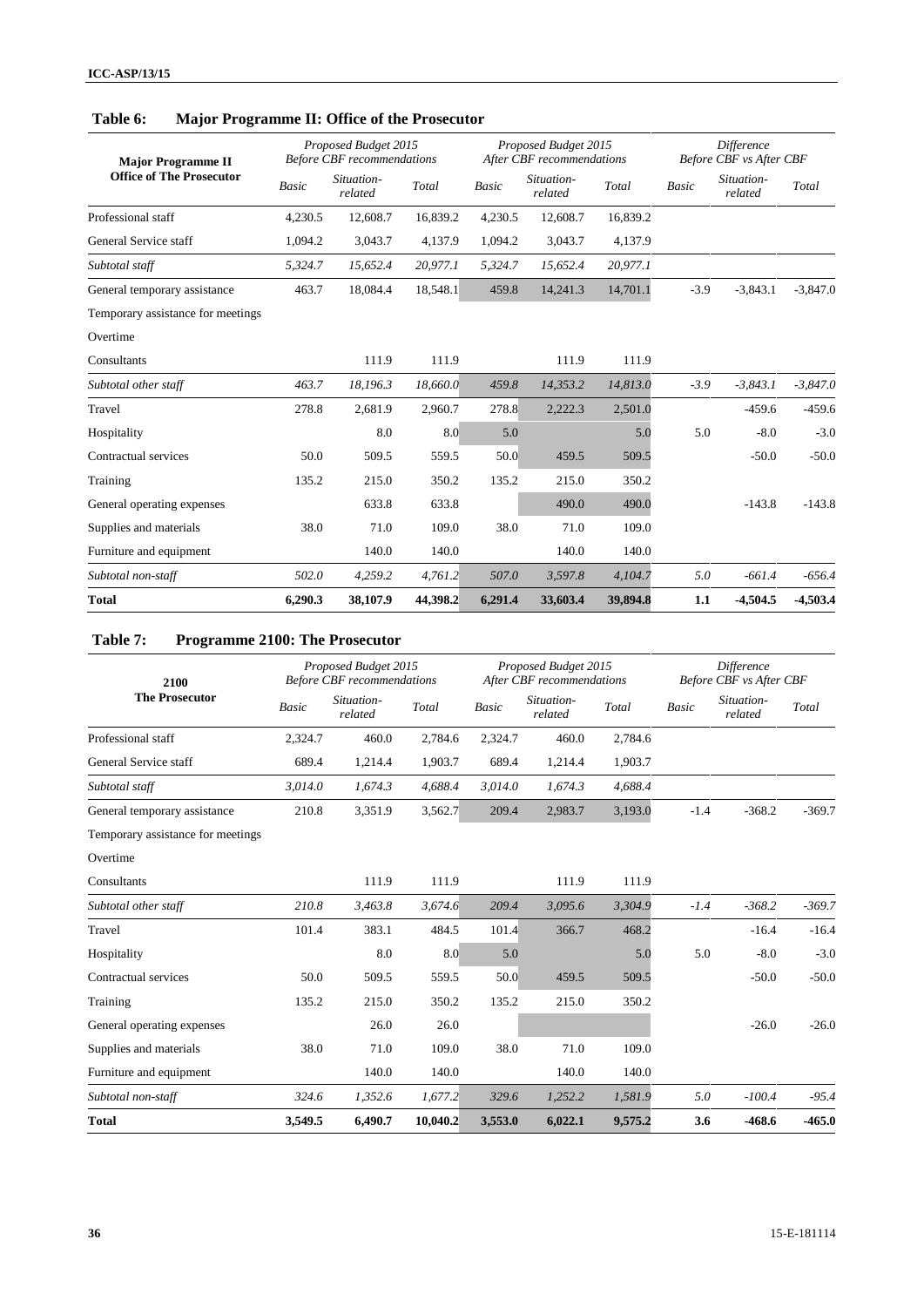## Table 6: Major Programme II: Office of the Prosecutor

| Major Programme II Office of The Prosecutor | Proposed Budget 2015 Before CBF recommendations | | | Proposed Budget 2015 After CBF recommendations | | | Difference Before CBF vs After CBF | | |
|---|---|---|---|---|---|---|---|---|---|
| | Basic | Situation-related | Total | Basic | Situation-related | Total | Basic | Situation-related | Total |
| Professional staff | 4,230.5 | 12,608.7 | 16,839.2 | 4,230.5 | 12,608.7 | 16,839.2 | | | |
| General Service staff | 1,094.2 | 3,043.7 | 4,137.9 | 1,094.2 | 3,043.7 | 4,137.9 | | | |
| *Subtotal staff* | *5,324.7* | *15,652.4* | *20,977.1* | *5,324.7* | *15,652.4* | *20,977.1* | | | |
| General temporary assistance | 463.7 | 18,084.4 | 18,548.1 | 459.8 | 14,241.3 | 14,701.1 | -3.9 | -3,843.1 | -3,847.0 |
| Temporary assistance for meetings | | | | | | | | | |
| Overtime | | | | | | | | | |
| Consultants | | 111.9 | 111.9 | | 111.9 | 111.9 | | | |
| *Subtotal other staff* | *463.7* | *18,196.3* | *18,660.0* | *459.8* | *14,353.2* | *14,813.0* | *-3.9* | *-3,843.1* | *-3,847.0* |
| Travel | 278.8 | 2,681.9 | 2,960.7 | 278.8 | 2,222.3 | 2,501.0 | | -459.6 | -459.6 |
| Hospitality | | 8.0 | 8.0 | 5.0 | | 5.0 | 5.0 | -8.0 | -3.0 |
| Contractual services | 50.0 | 509.5 | 559.5 | 50.0 | 459.5 | 509.5 | | -50.0 | -50.0 |
| Training | 135.2 | 215.0 | 350.2 | 135.2 | 215.0 | 350.2 | | | |
| General operating expenses | | 633.8 | 633.8 | | 490.0 | 490.0 | | -143.8 | -143.8 |
| Supplies and materials | 38.0 | 71.0 | 109.0 | 38.0 | 71.0 | 109.0 | | | |
| Furniture and equipment | | 140.0 | 140.0 | | 140.0 | 140.0 | | | |
| *Subtotal non-staff* | *502.0* | *4,259.2* | *4,761.2* | *507.0* | *3,597.8* | *4,104.7* | *5.0* | *-661.4* | *-656.4* |
| **Total** | **6,290.3** | **38,107.9** | **44,398.2** | **6,291.4** | **33,603.4** | **39,894.8** | **1.1** | **-4,504.5** | **-4,503.4** |

## Table 7: Programme 2100: The Prosecutor

| 2100 The Prosecutor | Proposed Budget 2015 Before CBF recommendations | | | Proposed Budget 2015 After CBF recommendations | | | Difference Before CBF vs After CBF | | |
|---|---|---|---|---|---|---|---|---|---|
| | Basic | Situation-related | Total | Basic | Situation-related | Total | Basic | Situation-related | Total |
| Professional staff | 2,324.7 | 460.0 | 2,784.6 | 2,324.7 | 460.0 | 2,784.6 | | | |
| General Service staff | 689.4 | 1,214.4 | 1,903.7 | 689.4 | 1,214.4 | 1,903.7 | | | |
| *Subtotal staff* | *3,014.0* | *1,674.3* | *4,688.4* | *3,014.0* | *1,674.3* | *4,688.4* | | | |
| General temporary assistance | 210.8 | 3,351.9 | 3,562.7 | 209.4 | 2,983.7 | 3,193.0 | -1.4 | -368.2 | -369.7 |
| Temporary assistance for meetings | | | | | | | | | |
| Overtime | | | | | | | | | |
| Consultants | | 111.9 | 111.9 | | 111.9 | 111.9 | | | |
| *Subtotal other staff* | *210.8* | *3,463.8* | *3,674.6* | *209.4* | *3,095.6* | *3,304.9* | *-1.4* | *-368.2* | *-369.7* |
| Travel | 101.4 | 383.1 | 484.5 | 101.4 | 366.7 | 468.2 | | -16.4 | -16.4 |
| Hospitality | | 8.0 | 8.0 | 5.0 | | 5.0 | 5.0 | -8.0 | -3.0 |
| Contractual services | 50.0 | 509.5 | 559.5 | 50.0 | 459.5 | 509.5 | | -50.0 | -50.0 |
| Training | 135.2 | 215.0 | 350.2 | 135.2 | 215.0 | 350.2 | | | |
| General operating expenses | | 26.0 | 26.0 | | | | | -26.0 | -26.0 |
| Supplies and materials | 38.0 | 71.0 | 109.0 | 38.0 | 71.0 | 109.0 | | | |
| Furniture and equipment | | 140.0 | 140.0 | | 140.0 | 140.0 | | | |
| *Subtotal non-staff* | *324.6* | *1,352.6* | *1,677.2* | *329.6* | *1,252.2* | *1,581.9* | *5.0* | *-100.4* | *-95.4* |
| **Total** | **3,549.5** | **6,490.7** | **10,040.2** | **3,553.0** | **6,022.1** | **9,575.2** | **3.6** | **-468.6** | **-465.0** |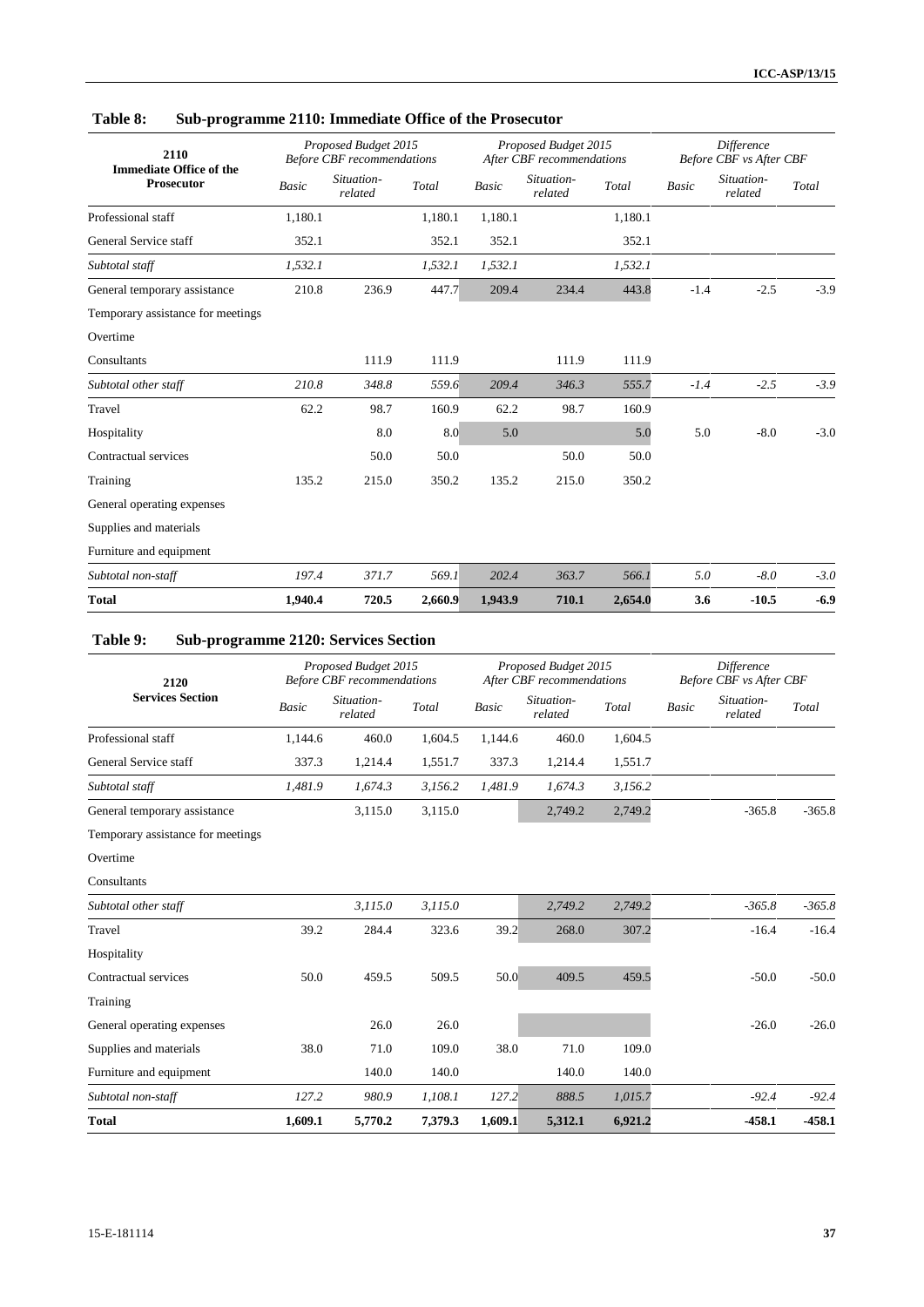### Table 8: Sub-programme 2110: Immediate Office of the Prosecutor

| 2110 Immediate Office of the Prosecutor | *Proposed Budget 2015 Before CBF recommendations* | | | *Proposed Budget 2015 After CBF recommendations* | | | *Difference Before CBF vs After CBF* | | |
|---|---|---|---|---|---|---|---|---|---|
| | *Basic* | *Situation-related* | *Total* | *Basic* | *Situation-related* | *Total* | *Basic* | *Situation-related* | *Total* |
| Professional staff | 1,180.1 | | 1,180.1 | 1,180.1 | | 1,180.1 | | | |
| General Service staff | 352.1 | | 352.1 | 352.1 | | 352.1 | | | |
| *Subtotal staff* | *1,532.1* | | *1,532.1* | *1,532.1* | | *1,532.1* | | | |
| General temporary assistance | 210.8 | 236.9 | 447.7 | 209.4 | 234.4 | 443.8 | -1.4 | -2.5 | -3.9 |
| Temporary assistance for meetings | | | | | | | | | |
| Overtime | | | | | | | | | |
| Consultants | | 111.9 | 111.9 | | 111.9 | 111.9 | | | |
| *Subtotal other staff* | *210.8* | *348.8* | *559.6* | *209.4* | *346.3* | *555.7* | *-1.4* | *-2.5* | *-3.9* |
| Travel | 62.2 | 98.7 | 160.9 | 62.2 | 98.7 | 160.9 | | | |
| Hospitality | | 8.0 | 8.0 | 5.0 | | 5.0 | 5.0 | -8.0 | -3.0 |
| Contractual services | | 50.0 | 50.0 | | 50.0 | 50.0 | | | |
| Training | 135.2 | 215.0 | 350.2 | 135.2 | 215.0 | 350.2 | | | |
| General operating expenses | | | | | | | | | |
| Supplies and materials | | | | | | | | | |
| Furniture and equipment | | | | | | | | | |
| *Subtotal non-staff* | *197.4* | *371.7* | *569.1* | *202.4* | *363.7* | *566.1* | *5.0* | *-8.0* | *-3.0* |
| **Total** | **1,940.4** | **720.5** | **2,660.9** | **1,943.9** | **710.1** | **2,654.0** | **3.6** | **-10.5** | **-6.9** |

### Table 9: Sub-programme 2120: Services Section

| 2120 Services Section | *Proposed Budget 2015 Before CBF recommendations* | | | *Proposed Budget 2015 After CBF recommendations* | | | *Difference Before CBF vs After CBF* | | |
|---|---|---|---|---|---|---|---|---|---|
| | *Basic* | *Situation-related* | *Total* | *Basic* | *Situation-related* | *Total* | *Basic* | *Situation-related* | *Total* |
| Professional staff | 1,144.6 | 460.0 | 1,604.5 | 1,144.6 | 460.0 | 1,604.5 | | | |
| General Service staff | 337.3 | 1,214.4 | 1,551.7 | 337.3 | 1,214.4 | 1,551.7 | | | |
| *Subtotal staff* | *1,481.9* | *1,674.3* | *3,156.2* | *1,481.9* | *1,674.3* | *3,156.2* | | | |
| General temporary assistance | | 3,115.0 | 3,115.0 | | 2,749.2 | 2,749.2 | | -365.8 | -365.8 |
| Temporary assistance for meetings | | | | | | | | | |
| Overtime | | | | | | | | | |
| Consultants | | | | | | | | | |
| *Subtotal other staff* | | *3,115.0* | *3,115.0* | | *2,749.2* | *2,749.2* | | *-365.8* | *-365.8* |
| Travel | 39.2 | 284.4 | 323.6 | 39.2 | 268.0 | 307.2 | | -16.4 | -16.4 |
| Hospitality | | | | | | | | | |
| Contractual services | 50.0 | 459.5 | 509.5 | 50.0 | 409.5 | 459.5 | | -50.0 | -50.0 |
| Training | | | | | | | | | |
| General operating expenses | | 26.0 | 26.0 | | | | | -26.0 | -26.0 |
| Supplies and materials | 38.0 | 71.0 | 109.0 | 38.0 | 71.0 | 109.0 | | | |
| Furniture and equipment | | 140.0 | 140.0 | | 140.0 | 140.0 | | | |
| *Subtotal non-staff* | *127.2* | *980.9* | *1,108.1* | *127.2* | *888.5* | *1,015.7* | | *-92.4* | *-92.4* |
| **Total** | **1,609.1** | **5,770.2** | **7,379.3** | **1,609.1** | **5,312.1** | **6,921.2** | | **-458.1** | **-458.1** |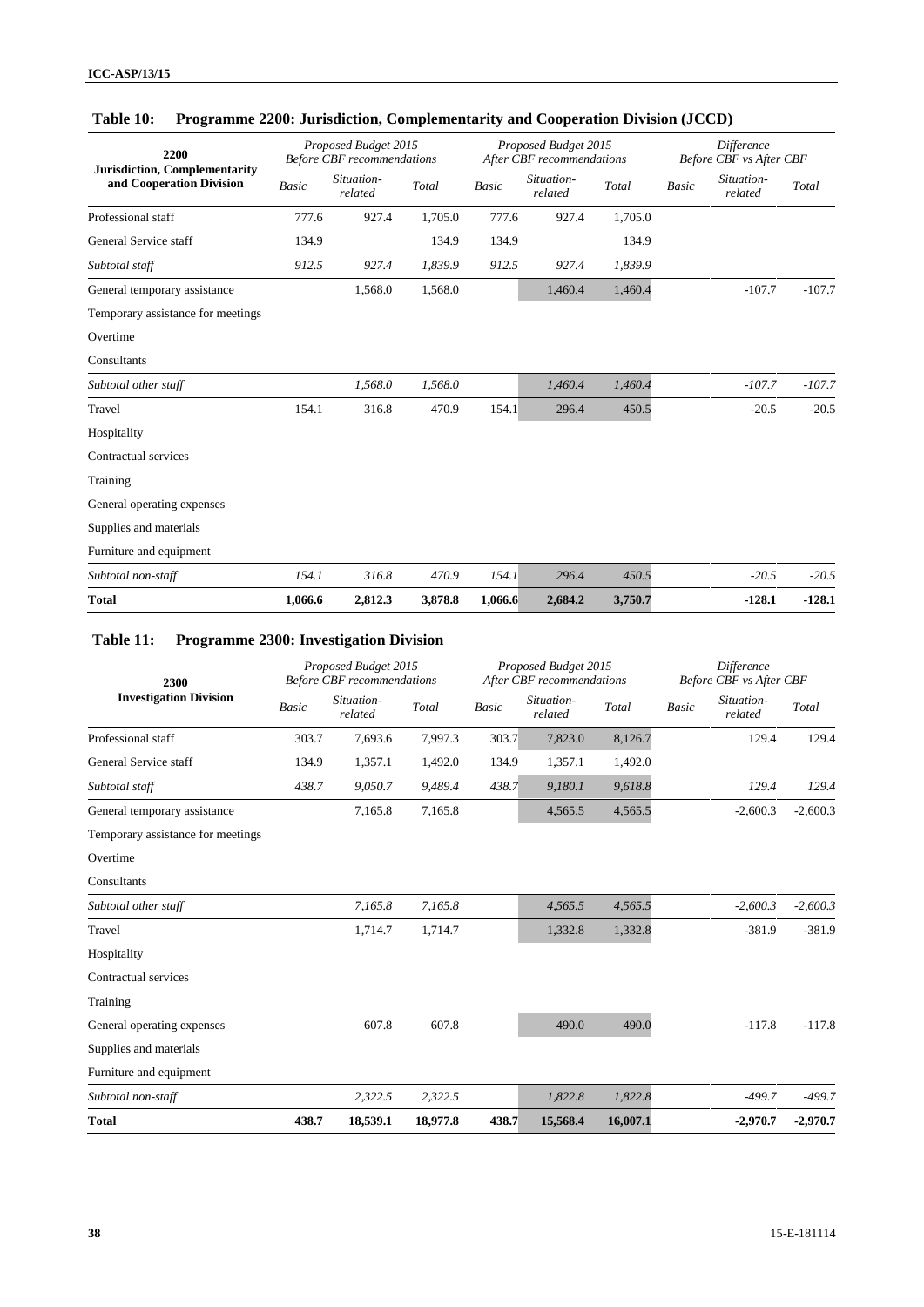## Table 10: Programme 2200: Jurisdiction, Complementarity and Cooperation Division (JCCD)

| 2200 Jurisdiction, Complementarity and Cooperation Division | Proposed Budget 2015 Before CBF recommendations | | | Proposed Budget 2015 After CBF recommendations | | | Difference Before CBF vs After CBF | | |
|---|---|---|---|---|---|---|---|---|---|
| | *Basic* | *Situation-related* | *Total* | *Basic* | *Situation-related* | *Total* | *Basic* | *Situation-related* | *Total* |
| Professional staff | 777.6 | 927.4 | 1,705.0 | 777.6 | 927.4 | 1,705.0 | | | |
| General Service staff | 134.9 | | 134.9 | 134.9 | | 134.9 | | | |
| *Subtotal staff* | *912.5* | *927.4* | *1,839.9* | *912.5* | *927.4* | *1,839.9* | | | |
| General temporary assistance | | 1,568.0 | 1,568.0 | | 1,460.4 | 1,460.4 | | -107.7 | -107.7 |
| Temporary assistance for meetings | | | | | | | | | |
| Overtime | | | | | | | | | |
| Consultants | | | | | | | | | |
| *Subtotal other staff* | | *1,568.0* | *1,568.0* | | *1,460.4* | *1,460.4* | | *-107.7* | *-107.7* |
| Travel | 154.1 | 316.8 | 470.9 | 154.1 | 296.4 | 450.5 | | -20.5 | -20.5 |
| Hospitality | | | | | | | | | |
| Contractual services | | | | | | | | | |
| Training | | | | | | | | | |
| General operating expenses | | | | | | | | | |
| Supplies and materials | | | | | | | | | |
| Furniture and equipment | | | | | | | | | |
| *Subtotal non-staff* | *154.1* | *316.8* | *470.9* | *154.1* | *296.4* | *450.5* | | *-20.5* | *-20.5* |
| **Total** | **1,066.6** | **2,812.3** | **3,878.8** | **1,066.6** | **2,684.2** | **3,750.7** | | **-128.1** | **-128.1** |

## Table 11: Programme 2300: Investigation Division

| 2300 Investigation Division | Proposed Budget 2015 Before CBF recommendations | | | Proposed Budget 2015 After CBF recommendations | | | Difference Before CBF vs After CBF | | |
|---|---|---|---|---|---|---|---|---|---|
| | *Basic* | *Situation-related* | *Total* | *Basic* | *Situation-related* | *Total* | *Basic* | *Situation-related* | *Total* |
| Professional staff | 303.7 | 7,693.6 | 7,997.3 | 303.7 | 7,823.0 | 8,126.7 | | 129.4 | 129.4 |
| General Service staff | 134.9 | 1,357.1 | 1,492.0 | 134.9 | 1,357.1 | 1,492.0 | | | |
| *Subtotal staff* | *438.7* | *9,050.7* | *9,489.4* | *438.7* | *9,180.1* | *9,618.8* | | *129.4* | *129.4* |
| General temporary assistance | | 7,165.8 | 7,165.8 | | 4,565.5 | 4,565.5 | | -2,600.3 | -2,600.3 |
| Temporary assistance for meetings | | | | | | | | | |
| Overtime | | | | | | | | | |
| Consultants | | | | | | | | | |
| *Subtotal other staff* | | *7,165.8* | *7,165.8* | | *4,565.5* | *4,565.5* | | *-2,600.3* | *-2,600.3* |
| Travel | | 1,714.7 | 1,714.7 | | 1,332.8 | 1,332.8 | | -381.9 | -381.9 |
| Hospitality | | | | | | | | | |
| Contractual services | | | | | | | | | |
| Training | | | | | | | | | |
| General operating expenses | | 607.8 | 607.8 | | 490.0 | 490.0 | | -117.8 | -117.8 |
| Supplies and materials | | | | | | | | | |
| Furniture and equipment | | | | | | | | | |
| *Subtotal non-staff* | | *2,322.5* | *2,322.5* | | *1,822.8* | *1,822.8* | | *-499.7* | *-499.7* |
| **Total** | **438.7** | **18,539.1** | **18,977.8** | **438.7** | **15,568.4** | **16,007.1** | | **-2,970.7** | **-2,970.7** |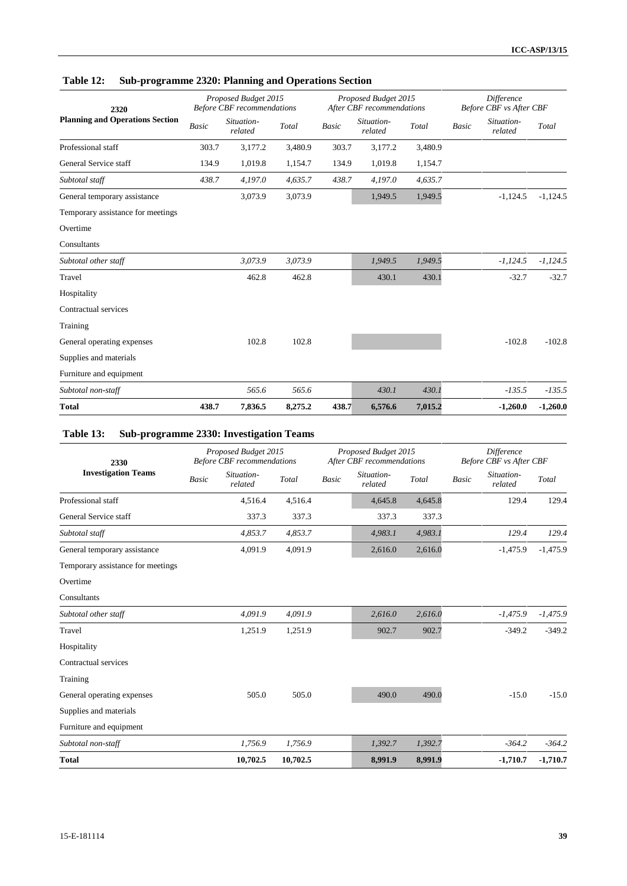## Table 12: Sub-programme 2320: Planning and Operations Section

| 2320 Planning and Operations Section | Proposed Budget 2015 Before CBF recommendations | | | Proposed Budget 2015 After CBF recommendations | | | Difference Before CBF vs After CBF | | |
|---|---|---|---|---|---|---|---|---|---|
| | *Basic* | *Situation-related* | *Total* | *Basic* | *Situation-related* | *Total* | *Basic* | *Situation-related* | *Total* |
| Professional staff | 303.7 | 3,177.2 | 3,480.9 | 303.7 | 3,177.2 | 3,480.9 | | | |
| General Service staff | 134.9 | 1,019.8 | 1,154.7 | 134.9 | 1,019.8 | 1,154.7 | | | |
| *Subtotal staff* | *438.7* | *4,197.0* | *4,635.7* | *438.7* | *4,197.0* | *4,635.7* | | | |
| General temporary assistance | | 3,073.9 | 3,073.9 | | 1,949.5 | 1,949.5 | | -1,124.5 | -1,124.5 |
| Temporary assistance for meetings | | | | | | | | | |
| Overtime | | | | | | | | | |
| Consultants | | | | | | | | | |
| *Subtotal other staff* | | *3,073.9* | *3,073.9* | | *1,949.5* | *1,949.5* | | *-1,124.5* | *-1,124.5* |
| Travel | | 462.8 | 462.8 | | 430.1 | 430.1 | | -32.7 | -32.7 |
| Hospitality | | | | | | | | | |
| Contractual services | | | | | | | | | |
| Training | | | | | | | | | |
| General operating expenses | | 102.8 | 102.8 | | | | | -102.8 | -102.8 |
| Supplies and materials | | | | | | | | | |
| Furniture and equipment | | | | | | | | | |
| *Subtotal non-staff* | | *565.6* | *565.6* | | *430.1* | *430.1* | | *-135.5* | *-135.5* |
| **Total** | **438.7** | **7,836.5** | **8,275.2** | **438.7** | **6,576.6** | **7,015.2** | | **-1,260.0** | **-1,260.0** |

## Table 13: Sub-programme 2330: Investigation Teams

| 2330 Investigation Teams | Proposed Budget 2015 Before CBF recommendations | | | Proposed Budget 2015 After CBF recommendations | | | Difference Before CBF vs After CBF | | |
|---|---|---|---|---|---|---|---|---|---|
| | *Basic* | *Situation-related* | *Total* | *Basic* | *Situation-related* | *Total* | *Basic* | *Situation-related* | *Total* |
| Professional staff | | 4,516.4 | 4,516.4 | | 4,645.8 | 4,645.8 | | 129.4 | 129.4 |
| General Service staff | | 337.3 | 337.3 | | 337.3 | 337.3 | | | |
| *Subtotal staff* | | *4,853.7* | *4,853.7* | | *4,983.1* | *4,983.1* | | *129.4* | *129.4* |
| General temporary assistance | | 4,091.9 | 4,091.9 | | 2,616.0 | 2,616.0 | | -1,475.9 | -1,475.9 |
| Temporary assistance for meetings | | | | | | | | | |
| Overtime | | | | | | | | | |
| Consultants | | | | | | | | | |
| *Subtotal other staff* | | *4,091.9* | *4,091.9* | | *2,616.0* | *2,616.0* | | *-1,475.9* | *-1,475.9* |
| Travel | | 1,251.9 | 1,251.9 | | 902.7 | 902.7 | | -349.2 | -349.2 |
| Hospitality | | | | | | | | | |
| Contractual services | | | | | | | | | |
| Training | | | | | | | | | |
| General operating expenses | | 505.0 | 505.0 | | 490.0 | 490.0 | | -15.0 | -15.0 |
| Supplies and materials | | | | | | | | | |
| Furniture and equipment | | | | | | | | | |
| *Subtotal non-staff* | | *1,756.9* | *1,756.9* | | *1,392.7* | *1,392.7* | | *-364.2* | *-364.2* |
| **Total** | | **10,702.5** | **10,702.5** | | **8,991.9** | **8,991.9** | | **-1,710.7** | **-1,710.7** |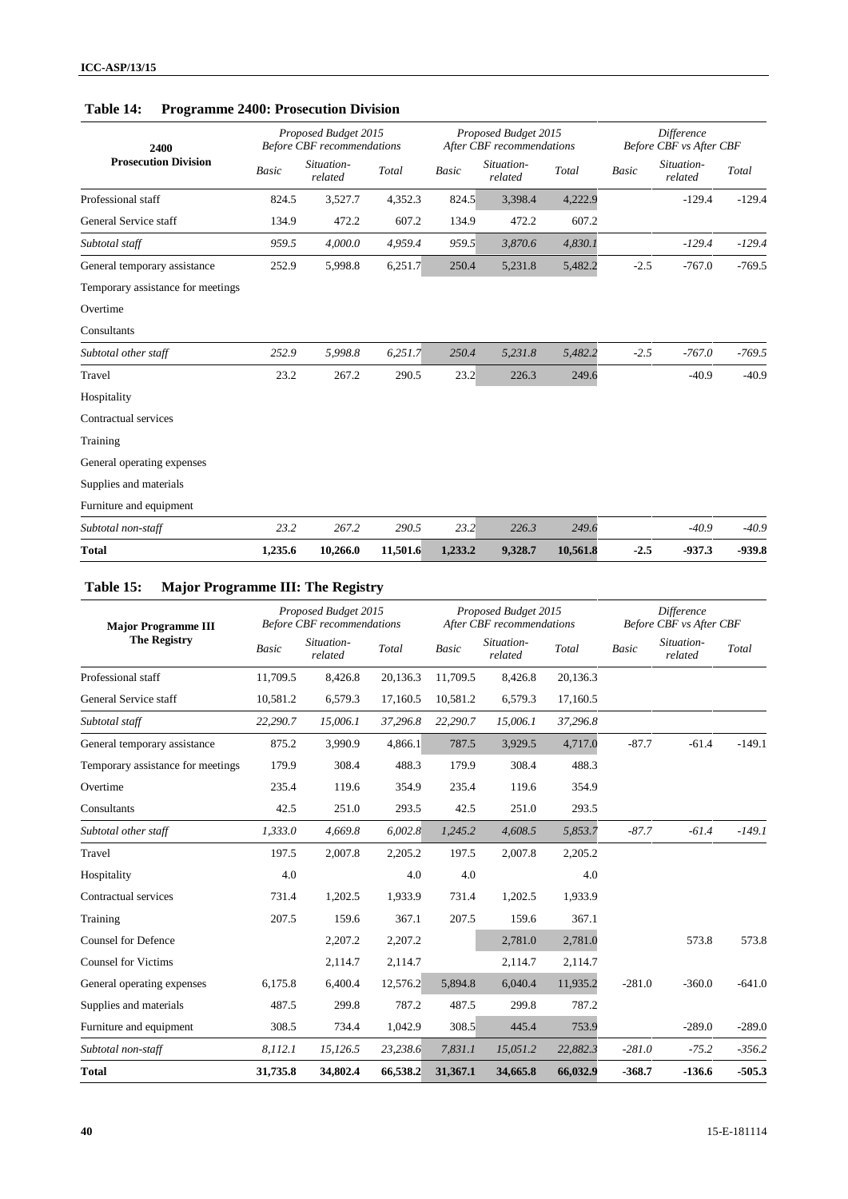## Table 14: Programme 2400: Prosecution Division

| 2400 Prosecution Division | Proposed Budget 2015 Before CBF recommendations | | | Proposed Budget 2015 After CBF recommendations | | | Difference Before CBF vs After CBF | | |
|---|---|---|---|---|---|---|---|---|---|
| | *Basic* | *Situation-related* | *Total* | *Basic* | *Situation-related* | *Total* | *Basic* | *Situation-related* | *Total* |
| Professional staff | 824.5 | 3,527.7 | 4,352.3 | 824.5 | 3,398.4 | 4,222.9 | | -129.4 | -129.4 |
| General Service staff | 134.9 | 472.2 | 607.2 | 134.9 | 472.2 | 607.2 | | | |
| *Subtotal staff* | *959.5* | *4,000.0* | *4,959.4* | *959.5* | *3,870.6* | *4,830.1* | | *-129.4* | *-129.4* |
| General temporary assistance | 252.9 | 5,998.8 | 6,251.7 | 250.4 | 5,231.8 | 5,482.2 | -2.5 | -767.0 | -769.5 |
| Temporary assistance for meetings | | | | | | | | | |
| Overtime | | | | | | | | | |
| Consultants | | | | | | | | | |
| *Subtotal other staff* | *252.9* | *5,998.8* | *6,251.7* | *250.4* | *5,231.8* | *5,482.2* | *-2.5* | *-767.0* | *-769.5* |
| Travel | 23.2 | 267.2 | 290.5 | 23.2 | 226.3 | 249.6 | | -40.9 | -40.9 |
| Hospitality | | | | | | | | | |
| Contractual services | | | | | | | | | |
| Training | | | | | | | | | |
| General operating expenses | | | | | | | | | |
| Supplies and materials | | | | | | | | | |
| Furniture and equipment | | | | | | | | | |
| *Subtotal non-staff* | *23.2* | *267.2* | *290.5* | *23.2* | *226.3* | *249.6* | | *-40.9* | *-40.9* |
| **Total** | **1,235.6** | **10,266.0** | **11,501.6** | **1,233.2** | **9,328.7** | **10,561.8** | **-2.5** | **-937.3** | **-939.8** |

## Table 15: Major Programme III: The Registry

| Major Programme III The Registry | Proposed Budget 2015 Before CBF recommendations | | | Proposed Budget 2015 After CBF recommendations | | | Difference Before CBF vs After CBF | | |
|---|---|---|---|---|---|---|---|---|---|
| | *Basic* | *Situation-related* | *Total* | *Basic* | *Situation-related* | *Total* | *Basic* | *Situation-related* | *Total* |
| Professional staff | 11,709.5 | 8,426.8 | 20,136.3 | 11,709.5 | 8,426.8 | 20,136.3 | | | |
| General Service staff | 10,581.2 | 6,579.3 | 17,160.5 | 10,581.2 | 6,579.3 | 17,160.5 | | | |
| *Subtotal staff* | *22,290.7* | *15,006.1* | *37,296.8* | *22,290.7* | *15,006.1* | *37,296.8* | | | |
| General temporary assistance | 875.2 | 3,990.9 | 4,866.1 | 787.5 | 3,929.5 | 4,717.0 | -87.7 | -61.4 | -149.1 |
| Temporary assistance for meetings | 179.9 | 308.4 | 488.3 | 179.9 | 308.4 | 488.3 | | | |
| Overtime | 235.4 | 119.6 | 354.9 | 235.4 | 119.6 | 354.9 | | | |
| Consultants | 42.5 | 251.0 | 293.5 | 42.5 | 251.0 | 293.5 | | | |
| *Subtotal other staff* | *1,333.0* | *4,669.8* | *6,002.8* | *1,245.2* | *4,608.5* | *5,853.7* | *-87.7* | *-61.4* | *-149.1* |
| Travel | 197.5 | 2,007.8 | 2,205.2 | 197.5 | 2,007.8 | 2,205.2 | | | |
| Hospitality | 4.0 | | 4.0 | 4.0 | | 4.0 | | | |
| Contractual services | 731.4 | 1,202.5 | 1,933.9 | 731.4 | 1,202.5 | 1,933.9 | | | |
| Training | 207.5 | 159.6 | 367.1 | 207.5 | 159.6 | 367.1 | | | |
| Counsel for Defence | | 2,207.2 | 2,207.2 | | 2,781.0 | 2,781.0 | | 573.8 | 573.8 |
| Counsel for Victims | | 2,114.7 | 2,114.7 | | 2,114.7 | 2,114.7 | | | |
| General operating expenses | 6,175.8 | 6,400.4 | 12,576.2 | 5,894.8 | 6,040.4 | 11,935.2 | -281.0 | -360.0 | -641.0 |
| Supplies and materials | 487.5 | 299.8 | 787.2 | 487.5 | 299.8 | 787.2 | | | |
| Furniture and equipment | 308.5 | 734.4 | 1,042.9 | 308.5 | 445.4 | 753.9 | | -289.0 | -289.0 |
| *Subtotal non-staff* | *8,112.1* | *15,126.5* | *23,238.6* | *7,831.1* | *15,051.2* | *22,882.3* | *-281.0* | *-75.2* | *-356.2* |
| **Total** | **31,735.8** | **34,802.4** | **66,538.2** | **31,367.1** | **34,665.8** | **66,032.9** | **-368.7** | **-136.6** | **-505.3** |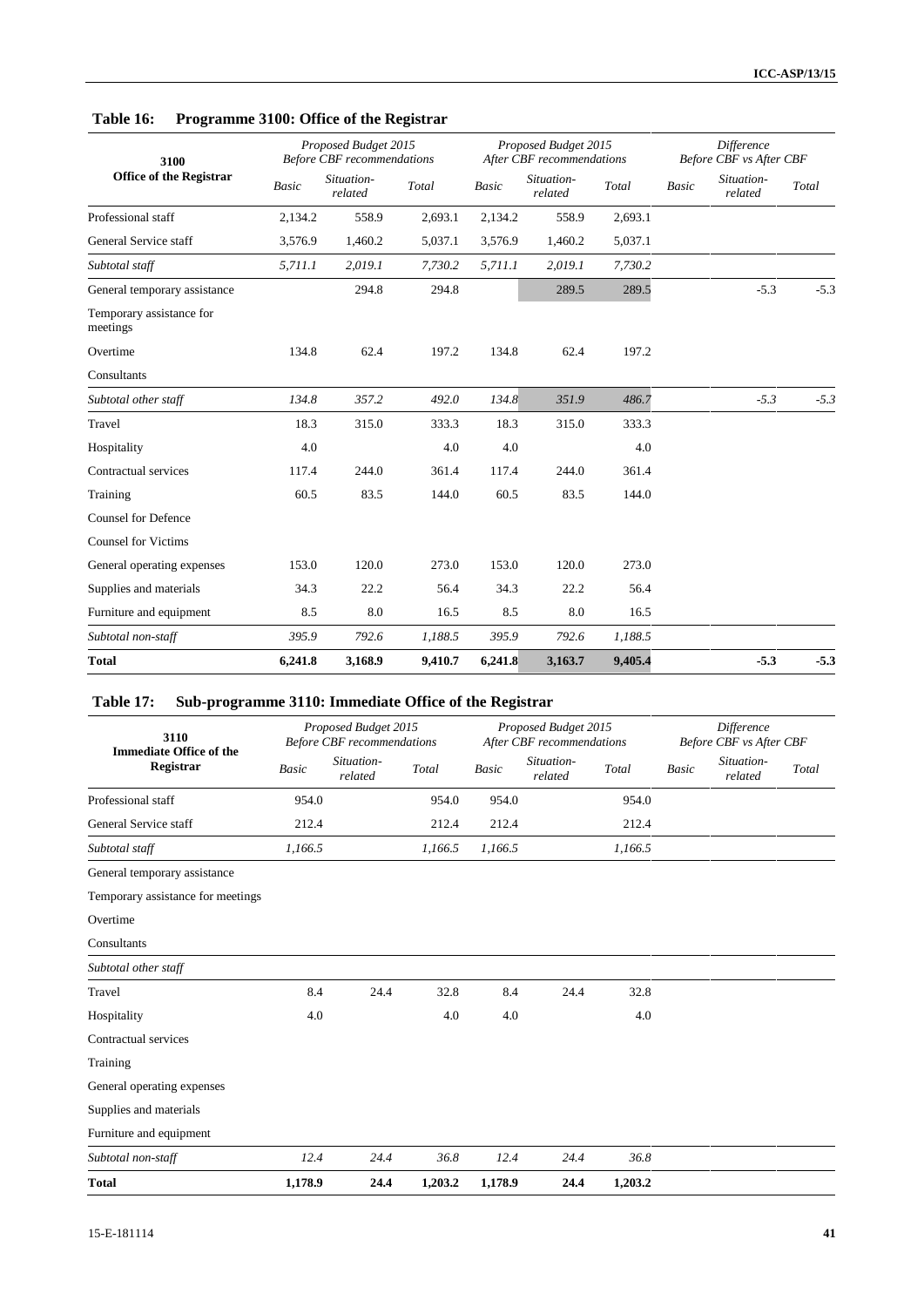**Table 16: Programme 3100: Office of the Registrar**

| 3100 Office of the Registrar | Proposed Budget 2015 Before CBF recommendations | | | Proposed Budget 2015 After CBF recommendations | | | Difference Before CBF vs After CBF | | |
|---|---|---|---|---|---|---|---|---|---|
| | *Basic* | *Situation-related* | *Total* | *Basic* | *Situation-related* | *Total* | *Basic* | *Situation-related* | *Total* |
| Professional staff | 2,134.2 | 558.9 | 2,693.1 | 2,134.2 | 558.9 | 2,693.1 | | | |
| General Service staff | 3,576.9 | 1,460.2 | 5,037.1 | 3,576.9 | 1,460.2 | 5,037.1 | | | |
| *Subtotal staff* | *5,711.1* | *2,019.1* | *7,730.2* | *5,711.1* | *2,019.1* | *7,730.2* | | | |
| General temporary assistance | | 294.8 | 294.8 | | 289.5 | 289.5 | | -5.3 | -5.3 |
| Temporary assistance for meetings | | | | | | | | | |
| Overtime | 134.8 | 62.4 | 197.2 | 134.8 | 62.4 | 197.2 | | | |
| Consultants | | | | | | | | | |
| *Subtotal other staff* | *134.8* | *357.2* | *492.0* | *134.8* | *351.9* | *486.7* | | *-5.3* | *-5.3* |
| Travel | 18.3 | 315.0 | 333.3 | 18.3 | 315.0 | 333.3 | | | |
| Hospitality | 4.0 | | 4.0 | 4.0 | | 4.0 | | | |
| Contractual services | 117.4 | 244.0 | 361.4 | 117.4 | 244.0 | 361.4 | | | |
| Training | 60.5 | 83.5 | 144.0 | 60.5 | 83.5 | 144.0 | | | |
| Counsel for Defence | | | | | | | | | |
| Counsel for Victims | | | | | | | | | |
| General operating expenses | 153.0 | 120.0 | 273.0 | 153.0 | 120.0 | 273.0 | | | |
| Supplies and materials | 34.3 | 22.2 | 56.4 | 34.3 | 22.2 | 56.4 | | | |
| Furniture and equipment | 8.5 | 8.0 | 16.5 | 8.5 | 8.0 | 16.5 | | | |
| *Subtotal non-staff* | *395.9* | *792.6* | *1,188.5* | *395.9* | *792.6* | *1,188.5* | | | |
| **Total** | **6,241.8** | **3,168.9** | **9,410.7** | **6,241.8** | **3,163.7** | **9,405.4** | | **-5.3** | **-5.3** |

**Table 17: Sub-programme 3110: Immediate Office of the Registrar**

| 3110 Immediate Office of the Registrar | Proposed Budget 2015 Before CBF recommendations | | | Proposed Budget 2015 After CBF recommendations | | | Difference Before CBF vs After CBF | | |
|---|---|---|---|---|---|---|---|---|---|
| | *Basic* | *Situation-related* | *Total* | *Basic* | *Situation-related* | *Total* | *Basic* | *Situation-related* | *Total* |
| Professional staff | 954.0 | | 954.0 | 954.0 | | 954.0 | | | |
| General Service staff | 212.4 | | 212.4 | 212.4 | | 212.4 | | | |
| *Subtotal staff* | *1,166.5* | | *1,166.5* | *1,166.5* | | *1,166.5* | | | |
| General temporary assistance | | | | | | | | | |
| Temporary assistance for meetings | | | | | | | | | |
| Overtime | | | | | | | | | |
| Consultants | | | | | | | | | |
| *Subtotal other staff* | | | | | | | | | |
| Travel | 8.4 | 24.4 | 32.8 | 8.4 | 24.4 | 32.8 | | | |
| Hospitality | 4.0 | | 4.0 | 4.0 | | 4.0 | | | |
| Contractual services | | | | | | | | | |
| Training | | | | | | | | | |
| General operating expenses | | | | | | | | | |
| Supplies and materials | | | | | | | | | |
| Furniture and equipment | | | | | | | | | |
| *Subtotal non-staff* | *12.4* | *24.4* | *36.8* | *12.4* | *24.4* | *36.8* | | | |
| **Total** | **1,178.9** | **24.4** | **1,203.2** | **1,178.9** | **24.4** | **1,203.2** | | | |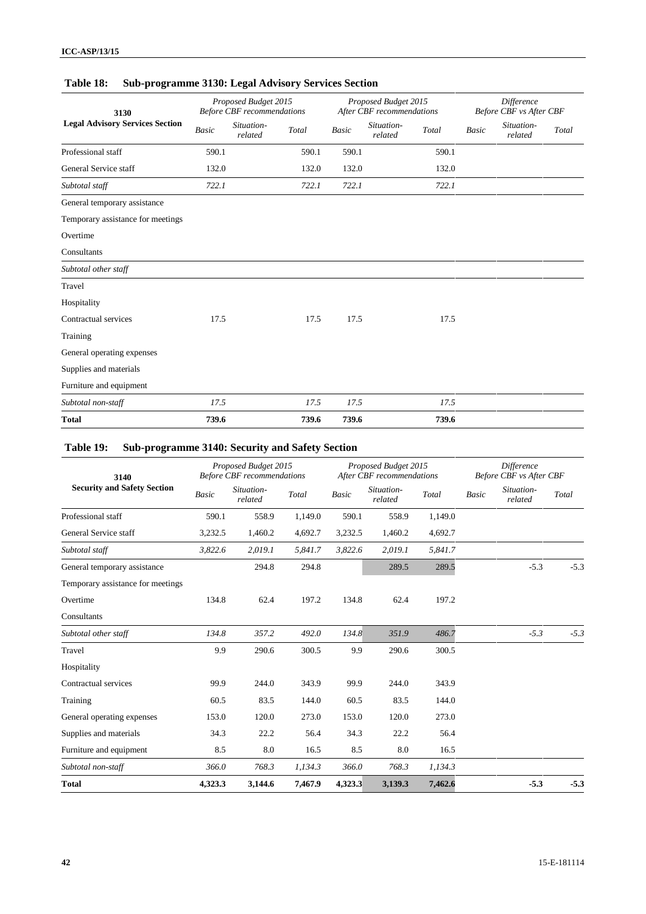**Table 18: Sub-programme 3130: Legal Advisory Services Section**

| 3130 Legal Advisory Services Section | Proposed Budget 2015 Before CBF recommendations | | | Proposed Budget 2015 After CBF recommendations | | | Difference Before CBF vs After CBF | | |
|---|---|---|---|---|---|---|---|---|---|
| | *Basic* | *Situation-related* | *Total* | *Basic* | *Situation-related* | *Total* | *Basic* | *Situation-related* | *Total* |
| Professional staff | 590.1 | | 590.1 | 590.1 | | 590.1 | | | |
| General Service staff | 132.0 | | 132.0 | 132.0 | | 132.0 | | | |
| *Subtotal staff* | *722.1* | | *722.1* | *722.1* | | *722.1* | | | |
| General temporary assistance | | | | | | | | | |
| Temporary assistance for meetings | | | | | | | | | |
| Overtime | | | | | | | | | |
| Consultants | | | | | | | | | |
| *Subtotal other staff* | | | | | | | | | |
| Travel | | | | | | | | | |
| Hospitality | | | | | | | | | |
| Contractual services | 17.5 | | 17.5 | 17.5 | | 17.5 | | | |
| Training | | | | | | | | | |
| General operating expenses | | | | | | | | | |
| Supplies and materials | | | | | | | | | |
| Furniture and equipment | | | | | | | | | |
| *Subtotal non-staff* | *17.5* | | *17.5* | *17.5* | | *17.5* | | | |
| **Total** | **739.6** | | **739.6** | **739.6** | | **739.6** | | | |

**Table 19: Sub-programme 3140: Security and Safety Section**

| 3140 Security and Safety Section | Proposed Budget 2015 Before CBF recommendations | | | Proposed Budget 2015 After CBF recommendations | | | Difference Before CBF vs After CBF | | |
|---|---|---|---|---|---|---|---|---|---|
| | *Basic* | *Situation-related* | *Total* | *Basic* | *Situation-related* | *Total* | *Basic* | *Situation-related* | *Total* |
| Professional staff | 590.1 | 558.9 | 1,149.0 | 590.1 | 558.9 | 1,149.0 | | | |
| General Service staff | 3,232.5 | 1,460.2 | 4,692.7 | 3,232.5 | 1,460.2 | 4,692.7 | | | |
| *Subtotal staff* | *3,822.6* | *2,019.1* | *5,841.7* | *3,822.6* | *2,019.1* | *5,841.7* | | | |
| General temporary assistance | | 294.8 | 294.8 | | 289.5 | 289.5 | | -5.3 | -5.3 |
| Temporary assistance for meetings | | | | | | | | | |
| Overtime | 134.8 | 62.4 | 197.2 | 134.8 | 62.4 | 197.2 | | | |
| Consultants | | | | | | | | | |
| *Subtotal other staff* | *134.8* | *357.2* | *492.0* | *134.8* | *351.9* | *486.7* | | *-5.3* | *-5.3* |
| Travel | 9.9 | 290.6 | 300.5 | 9.9 | 290.6 | 300.5 | | | |
| Hospitality | | | | | | | | | |
| Contractual services | 99.9 | 244.0 | 343.9 | 99.9 | 244.0 | 343.9 | | | |
| Training | 60.5 | 83.5 | 144.0 | 60.5 | 83.5 | 144.0 | | | |
| General operating expenses | 153.0 | 120.0 | 273.0 | 153.0 | 120.0 | 273.0 | | | |
| Supplies and materials | 34.3 | 22.2 | 56.4 | 34.3 | 22.2 | 56.4 | | | |
| Furniture and equipment | 8.5 | 8.0 | 16.5 | 8.5 | 8.0 | 16.5 | | | |
| *Subtotal non-staff* | *366.0* | *768.3* | *1,134.3* | *366.0* | *768.3* | *1,134.3* | | | |
| **Total** | **4,323.3** | **3,144.6** | **7,467.9** | **4,323.3** | **3,139.3** | **7,462.6** | | **-5.3** | **-5.3** |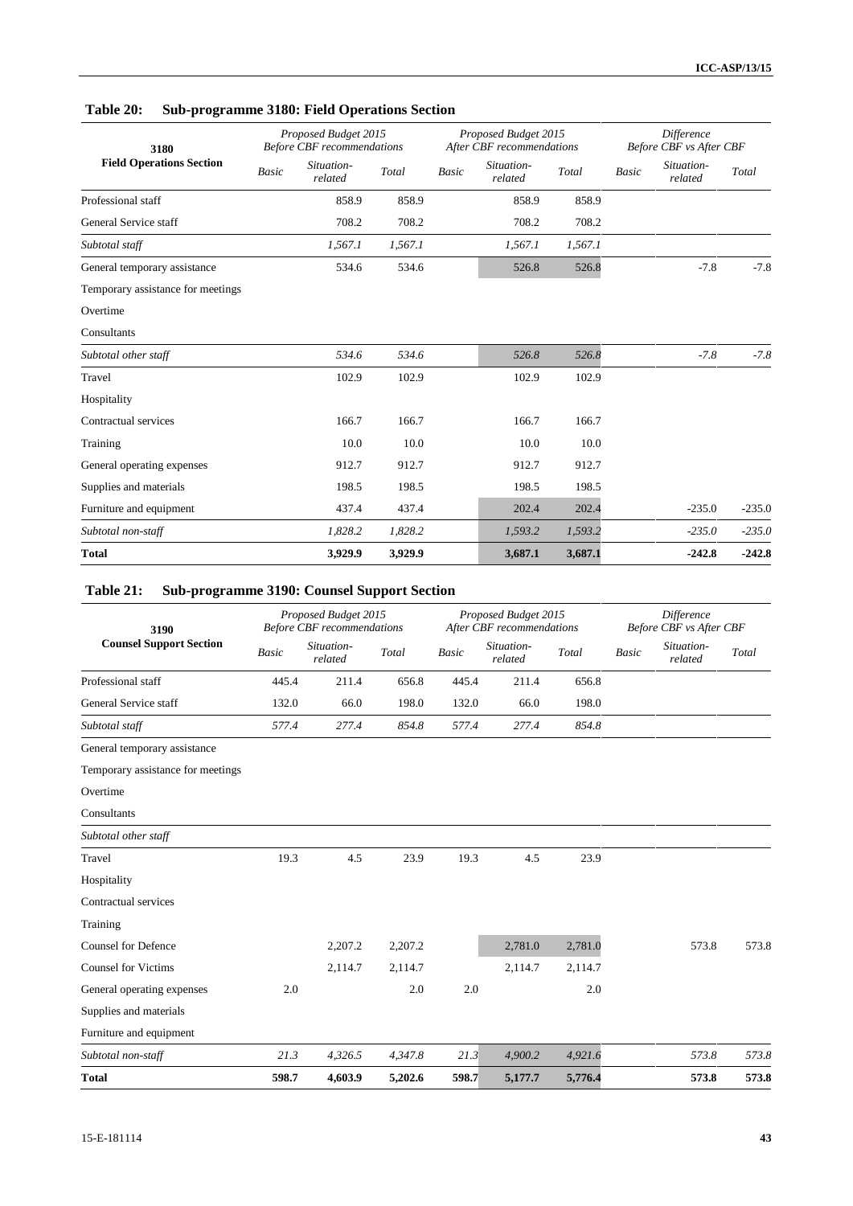### Table 20: Sub-programme 3180: Field Operations Section

| 3180 Field Operations Section | Proposed Budget 2015 Before CBF recommendations | | | Proposed Budget 2015 After CBF recommendations | | | Difference Before CBF vs After CBF | | |
|---|---|---|---|---|---|---|---|---|---|
| | *Basic* | *Situation-related* | *Total* | *Basic* | *Situation-related* | *Total* | *Basic* | *Situation-related* | *Total* |
| Professional staff | | 858.9 | 858.9 | | 858.9 | 858.9 | | | |
| General Service staff | | 708.2 | 708.2 | | 708.2 | 708.2 | | | |
| *Subtotal staff* | | *1,567.1* | *1,567.1* | | *1,567.1* | *1,567.1* | | | |
| General temporary assistance | | 534.6 | 534.6 | | 526.8 | 526.8 | | -7.8 | -7.8 |
| Temporary assistance for meetings | | | | | | | | | |
| Overtime | | | | | | | | | |
| Consultants | | | | | | | | | |
| *Subtotal other staff* | | *534.6* | *534.6* | | *526.8* | *526.8* | | *-7.8* | *-7.8* |
| Travel | | 102.9 | 102.9 | | 102.9 | 102.9 | | | |
| Hospitality | | | | | | | | | |
| Contractual services | | 166.7 | 166.7 | | 166.7 | 166.7 | | | |
| Training | | 10.0 | 10.0 | | 10.0 | 10.0 | | | |
| General operating expenses | | 912.7 | 912.7 | | 912.7 | 912.7 | | | |
| Supplies and materials | | 198.5 | 198.5 | | 198.5 | 198.5 | | | |
| Furniture and equipment | | 437.4 | 437.4 | | 202.4 | 202.4 | | -235.0 | -235.0 |
| *Subtotal non-staff* | | *1,828.2* | *1,828.2* | | *1,593.2* | *1,593.2* | | *-235.0* | *-235.0* |
| **Total** | | **3,929.9** | **3,929.9** | | **3,687.1** | **3,687.1** | | **-242.8** | **-242.8** |

### Table 21: Sub-programme 3190: Counsel Support Section

| 3190 Counsel Support Section | Proposed Budget 2015 Before CBF recommendations | | | Proposed Budget 2015 After CBF recommendations | | | Difference Before CBF vs After CBF | | |
|---|---|---|---|---|---|---|---|---|---|
| | *Basic* | *Situation-related* | *Total* | *Basic* | *Situation-related* | *Total* | *Basic* | *Situation-related* | *Total* |
| Professional staff | 445.4 | 211.4 | 656.8 | 445.4 | 211.4 | 656.8 | | | |
| General Service staff | 132.0 | 66.0 | 198.0 | 132.0 | 66.0 | 198.0 | | | |
| *Subtotal staff* | *577.4* | *277.4* | *854.8* | *577.4* | *277.4* | *854.8* | | | |
| General temporary assistance | | | | | | | | | |
| Temporary assistance for meetings | | | | | | | | | |
| Overtime | | | | | | | | | |
| Consultants | | | | | | | | | |
| *Subtotal other staff* | | | | | | | | | |
| Travel | 19.3 | 4.5 | 23.9 | 19.3 | 4.5 | 23.9 | | | |
| Hospitality | | | | | | | | | |
| Contractual services | | | | | | | | | |
| Training | | | | | | | | | |
| Counsel for Defence | | 2,207.2 | 2,207.2 | | 2,781.0 | 2,781.0 | | 573.8 | 573.8 |
| Counsel for Victims | | 2,114.7 | 2,114.7 | | 2,114.7 | 2,114.7 | | | |
| General operating expenses | 2.0 | | 2.0 | 2.0 | | 2.0 | | | |
| Supplies and materials | | | | | | | | | |
| Furniture and equipment | | | | | | | | | |
| *Subtotal non-staff* | *21.3* | *4,326.5* | *4,347.8* | *21.3* | *4,900.2* | *4,921.6* | | *573.8* | *573.8* |
| **Total** | **598.7** | **4,603.9** | **5,202.6** | **598.7** | **5,177.7** | **5,776.4** | | **573.8** | **573.8** |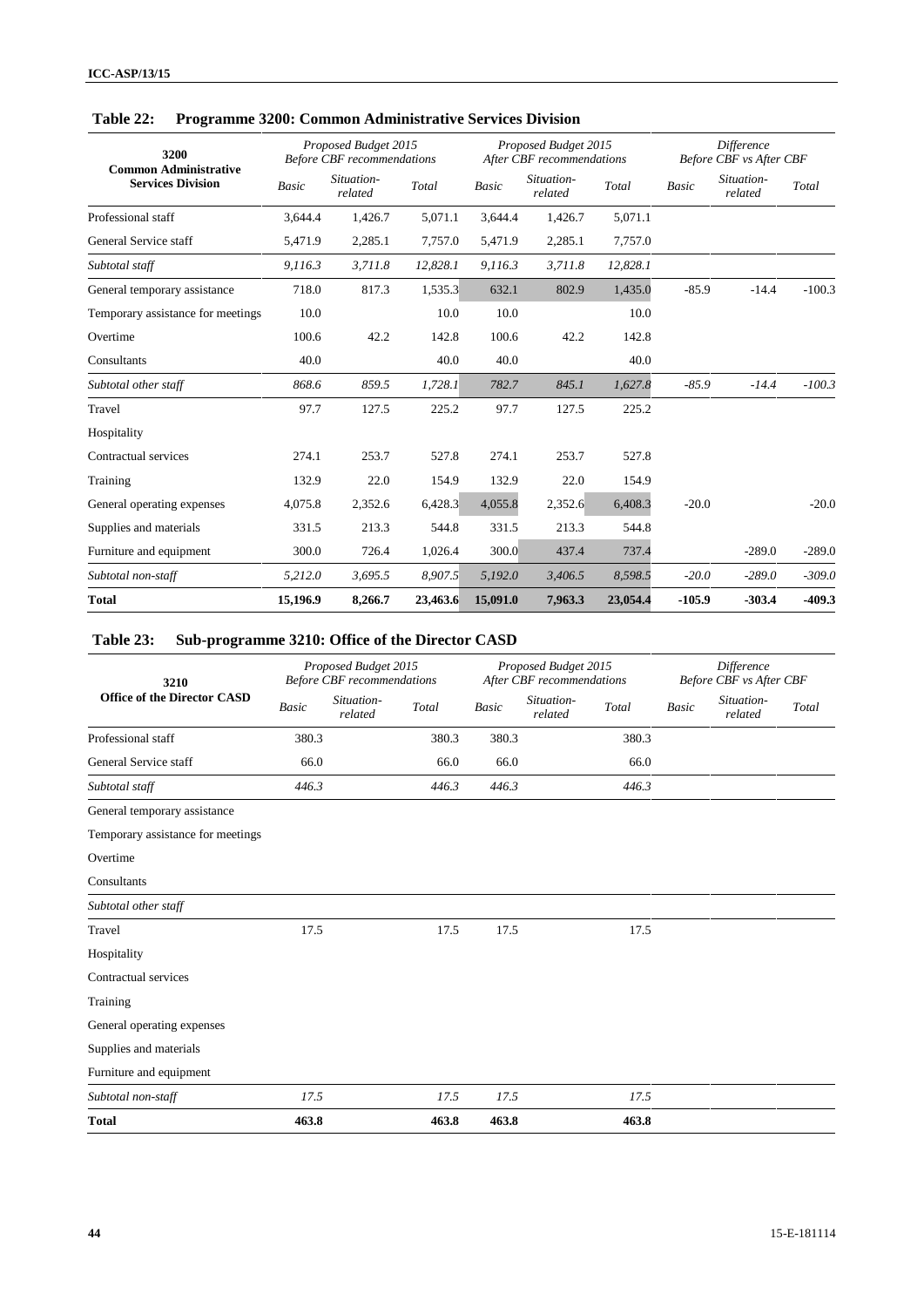### Table 22: Programme 3200: Common Administrative Services Division

| 3200 Common Administrative Services Division | Proposed Budget 2015 Before CBF recommendations | | | Proposed Budget 2015 After CBF recommendations | | | Difference Before CBF vs After CBF | | |
|---|---|---|---|---|---|---|---|---|---|
| | Basic | Situation-related | Total | Basic | Situation-related | Total | Basic | Situation-related | Total |
| Professional staff | 3,644.4 | 1,426.7 | 5,071.1 | 3,644.4 | 1,426.7 | 5,071.1 | | | |
| General Service staff | 5,471.9 | 2,285.1 | 7,757.0 | 5,471.9 | 2,285.1 | 7,757.0 | | | |
| *Subtotal staff* | *9,116.3* | *3,711.8* | *12,828.1* | *9,116.3* | *3,711.8* | *12,828.1* | | | |
| General temporary assistance | 718.0 | 817.3 | 1,535.3 | 632.1 | 802.9 | 1,435.0 | -85.9 | -14.4 | -100.3 |
| Temporary assistance for meetings | 10.0 | | 10.0 | 10.0 | | 10.0 | | | |
| Overtime | 100.6 | 42.2 | 142.8 | 100.6 | 42.2 | 142.8 | | | |
| Consultants | 40.0 | | 40.0 | 40.0 | | 40.0 | | | |
| *Subtotal other staff* | *868.6* | *859.5* | *1,728.1* | *782.7* | *845.1* | *1,627.8* | *-85.9* | *-14.4* | *-100.3* |
| Travel | 97.7 | 127.5 | 225.2 | 97.7 | 127.5 | 225.2 | | | |
| Hospitality | | | | | | | | | |
| Contractual services | 274.1 | 253.7 | 527.8 | 274.1 | 253.7 | 527.8 | | | |
| Training | 132.9 | 22.0 | 154.9 | 132.9 | 22.0 | 154.9 | | | |
| General operating expenses | 4,075.8 | 2,352.6 | 6,428.3 | 4,055.8 | 2,352.6 | 6,408.3 | -20.0 | | -20.0 |
| Supplies and materials | 331.5 | 213.3 | 544.8 | 331.5 | 213.3 | 544.8 | | | |
| Furniture and equipment | 300.0 | 726.4 | 1,026.4 | 300.0 | 437.4 | 737.4 | | -289.0 | -289.0 |
| *Subtotal non-staff* | *5,212.0* | *3,695.5* | *8,907.5* | *5,192.0* | *3,406.5* | *8,598.5* | *-20.0* | *-289.0* | *-309.0* |
| **Total** | **15,196.9** | **8,266.7** | **23,463.6** | **15,091.0** | **7,963.3** | **23,054.4** | **-105.9** | **-303.4** | **-409.3** |

### Table 23: Sub-programme 3210: Office of the Director CASD

| 3210 Office of the Director CASD | Proposed Budget 2015 Before CBF recommendations | | | Proposed Budget 2015 After CBF recommendations | | | Difference Before CBF vs After CBF | | |
|---|---|---|---|---|---|---|---|---|---|
| | Basic | Situation-related | Total | Basic | Situation-related | Total | Basic | Situation-related | Total |
| Professional staff | 380.3 | | 380.3 | 380.3 | | 380.3 | | | |
| General Service staff | 66.0 | | 66.0 | 66.0 | | 66.0 | | | |
| *Subtotal staff* | *446.3* | | *446.3* | *446.3* | | *446.3* | | | |
| General temporary assistance | | | | | | | | | |
| Temporary assistance for meetings | | | | | | | | | |
| Overtime | | | | | | | | | |
| Consultants | | | | | | | | | |
| *Subtotal other staff* | | | | | | | | | |
| Travel | 17.5 | | 17.5 | 17.5 | | 17.5 | | | |
| Hospitality | | | | | | | | | |
| Contractual services | | | | | | | | | |
| Training | | | | | | | | | |
| General operating expenses | | | | | | | | | |
| Supplies and materials | | | | | | | | | |
| Furniture and equipment | | | | | | | | | |
| *Subtotal non-staff* | *17.5* | | *17.5* | *17.5* | | *17.5* | | | |
| **Total** | **463.8** | | **463.8** | **463.8** | | **463.8** | | | |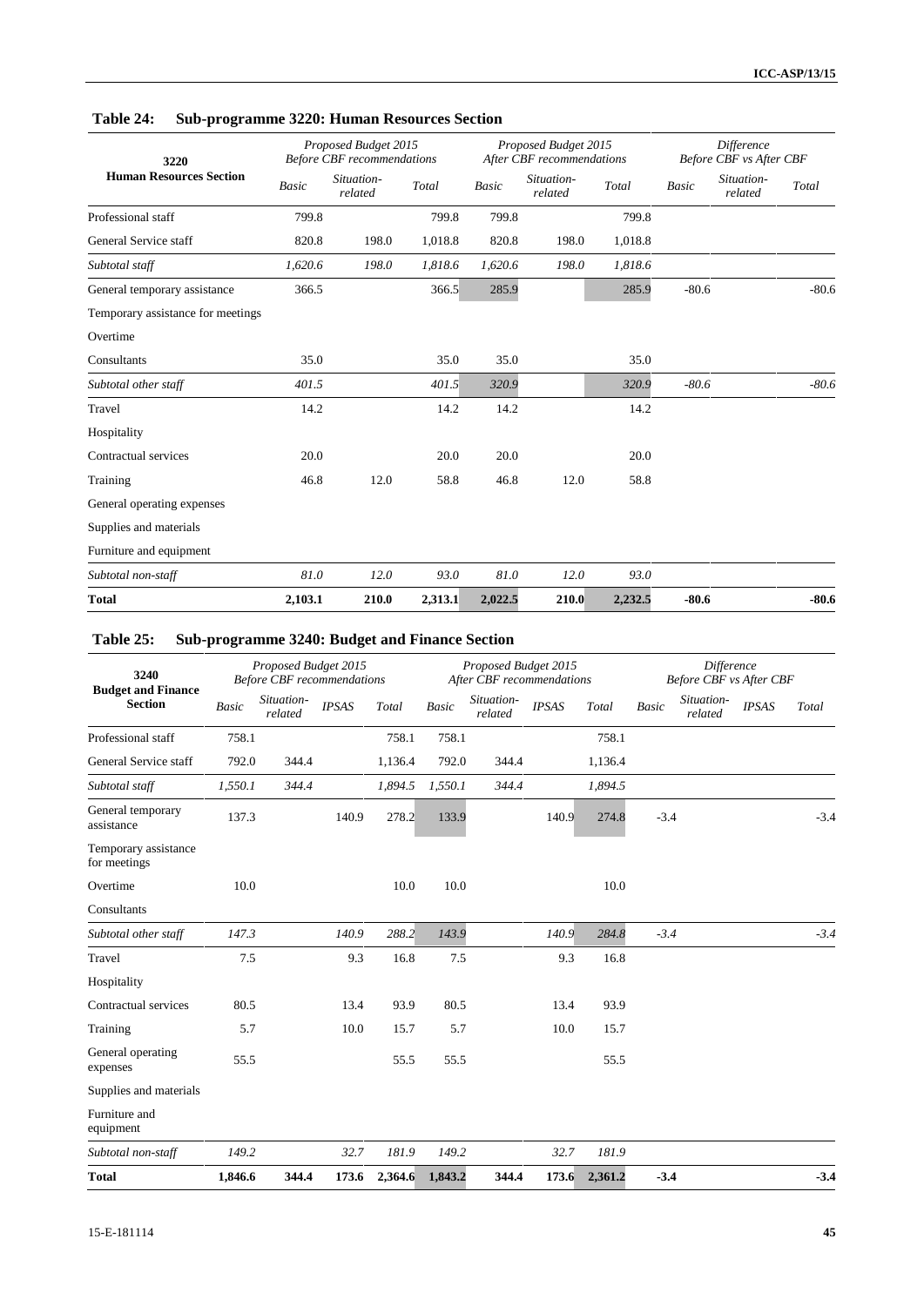### Table 24: Sub-programme 3220: Human Resources Section

| 3220 Human Resources Section | Proposed Budget 2015 Before CBF recommendations | | | Proposed Budget 2015 After CBF recommendations | | | Difference Before CBF vs After CBF | | |
|---|---|---|---|---|---|---|---|---|---|
| | *Basic* | *Situation-related* | *Total* | *Basic* | *Situation-related* | *Total* | *Basic* | *Situation-related* | *Total* |
| Professional staff | 799.8 | | 799.8 | 799.8 | | 799.8 | | | |
| General Service staff | 820.8 | 198.0 | 1,018.8 | 820.8 | 198.0 | 1,018.8 | | | |
| *Subtotal staff* | *1,620.6* | *198.0* | *1,818.6* | *1,620.6* | *198.0* | *1,818.6* | | | |
| General temporary assistance | 366.5 | | 366.5 | 285.9 | | 285.9 | -80.6 | | -80.6 |
| Temporary assistance for meetings | | | | | | | | | |
| Overtime | | | | | | | | | |
| Consultants | 35.0 | | 35.0 | 35.0 | | 35.0 | | | |
| *Subtotal other staff* | *401.5* | | *401.5* | *320.9* | | *320.9* | *-80.6* | | *-80.6* |
| Travel | 14.2 | | 14.2 | 14.2 | | 14.2 | | | |
| Hospitality | | | | | | | | | |
| Contractual services | 20.0 | | 20.0 | 20.0 | | 20.0 | | | |
| Training | 46.8 | 12.0 | 58.8 | 46.8 | 12.0 | 58.8 | | | |
| General operating expenses | | | | | | | | | |
| Supplies and materials | | | | | | | | | |
| Furniture and equipment | | | | | | | | | |
| *Subtotal non-staff* | *81.0* | *12.0* | *93.0* | *81.0* | *12.0* | *93.0* | | | |
| **Total** | **2,103.1** | **210.0** | **2,313.1** | **2,022.5** | **210.0** | **2,232.5** | **-80.6** | | **-80.6** |

### Table 25: Sub-programme 3240: Budget and Finance Section

| 3240 Budget and Finance Section | Proposed Budget 2015 Before CBF recommendations | | | | Proposed Budget 2015 After CBF recommendations | | | | Difference Before CBF vs After CBF | | | |
|---|---|---|---|---|---|---|---|---|---|---|---|---|
| | *Basic* | *Situation-related* | *IPSAS* | *Total* | *Basic* | *Situation-related* | *IPSAS* | *Total* | *Basic* | *Situation-related* | *IPSAS* | *Total* |
| Professional staff | 758.1 | | | 758.1 | 758.1 | | | 758.1 | | | | |
| General Service staff | 792.0 | 344.4 | | 1,136.4 | 792.0 | 344.4 | | 1,136.4 | | | | |
| *Subtotal staff* | *1,550.1* | *344.4* | | *1,894.5* | *1,550.1* | *344.4* | | *1,894.5* | | | | |
| General temporary assistance | 137.3 | | 140.9 | 278.2 | 133.9 | | 140.9 | 274.8 | -3.4 | | | -3.4 |
| Temporary assistance for meetings | | | | | | | | | | | | |
| Overtime | 10.0 | | | 10.0 | 10.0 | | | 10.0 | | | | |
| Consultants | | | | | | | | | | | | |
| *Subtotal other staff* | *147.3* | | *140.9* | *288.2* | *143.9* | | *140.9* | *284.8* | *-3.4* | | | *-3.4* |
| Travel | 7.5 | | 9.3 | 16.8 | 7.5 | | 9.3 | 16.8 | | | | |
| Hospitality | | | | | | | | | | | | |
| Contractual services | 80.5 | | 13.4 | 93.9 | 80.5 | | 13.4 | 93.9 | | | | |
| Training | 5.7 | | 10.0 | 15.7 | 5.7 | | 10.0 | 15.7 | | | | |
| General operating expenses | 55.5 | | | 55.5 | 55.5 | | | 55.5 | | | | |
| Supplies and materials | | | | | | | | | | | | |
| Furniture and equipment | | | | | | | | | | | | |
| *Subtotal non-staff* | *149.2* | | *32.7* | *181.9* | *149.2* | | *32.7* | *181.9* | | | | |
| **Total** | **1,846.6** | **344.4** | **173.6** | **2,364.6** | **1,843.2** | **344.4** | **173.6** | **2,361.2** | **-3.4** | | | **-3.4** |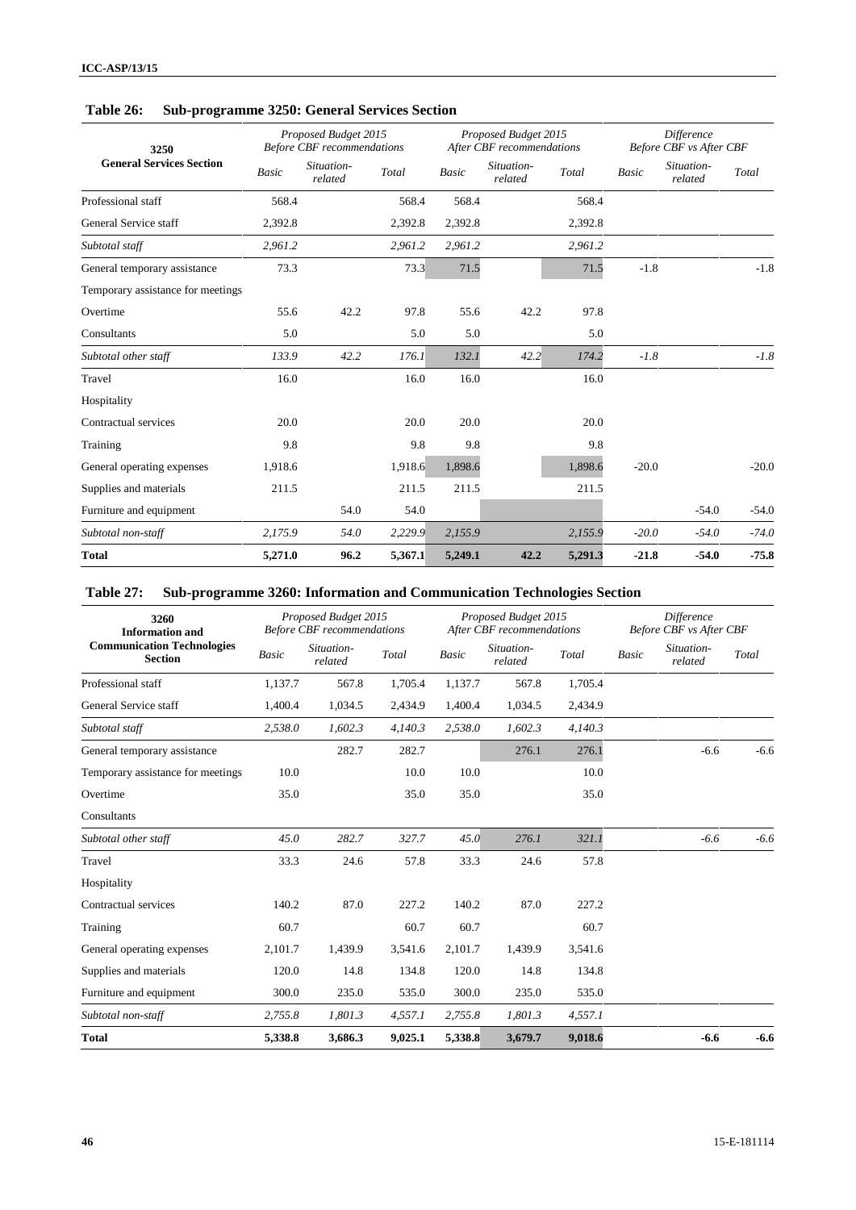### Table 26: Sub-programme 3250: General Services Section

| 3250 General Services Section | Proposed Budget 2015 Before CBF recommendations | | | Proposed Budget 2015 After CBF recommendations | | | Difference Before CBF vs After CBF | | |
|---|---|---|---|---|---|---|---|---|---|
| | Basic | Situation-related | Total | Basic | Situation-related | Total | Basic | Situation-related | Total |
| Professional staff | 568.4 | | 568.4 | 568.4 | | 568.4 | | | |
| General Service staff | 2,392.8 | | 2,392.8 | 2,392.8 | | 2,392.8 | | | |
| *Subtotal staff* | *2,961.2* | | *2,961.2* | *2,961.2* | | *2,961.2* | | | |
| General temporary assistance | 73.3 | | 73.3 | 71.5 | | 71.5 | -1.8 | | -1.8 |
| Temporary assistance for meetings | | | | | | | | | |
| Overtime | 55.6 | 42.2 | 97.8 | 55.6 | 42.2 | 97.8 | | | |
| Consultants | 5.0 | | 5.0 | 5.0 | | 5.0 | | | |
| *Subtotal other staff* | *133.9* | *42.2* | *176.1* | *132.1* | *42.2* | *174.2* | *-1.8* | | *-1.8* |
| Travel | 16.0 | | 16.0 | 16.0 | | 16.0 | | | |
| Hospitality | | | | | | | | | |
| Contractual services | 20.0 | | 20.0 | 20.0 | | 20.0 | | | |
| Training | 9.8 | | 9.8 | 9.8 | | 9.8 | | | |
| General operating expenses | 1,918.6 | | 1,918.6 | 1,898.6 | | 1,898.6 | -20.0 | | -20.0 |
| Supplies and materials | 211.5 | | 211.5 | 211.5 | | 211.5 | | | |
| Furniture and equipment | | 54.0 | 54.0 | | | | | -54.0 | -54.0 |
| *Subtotal non-staff* | *2,175.9* | *54.0* | *2,229.9* | *2,155.9* | | *2,155.9* | *-20.0* | *-54.0* | *-74.0* |
| **Total** | **5,271.0** | **96.2** | **5,367.1** | **5,249.1** | **42.2** | **5,291.3** | **-21.8** | **-54.0** | **-75.8** |

### Table 27: Sub-programme 3260: Information and Communication Technologies Section

| 3260 Information and Communication Technologies Section | Proposed Budget 2015 Before CBF recommendations | | | Proposed Budget 2015 After CBF recommendations | | | Difference Before CBF vs After CBF | | |
|---|---|---|---|---|---|---|---|---|---|
| | Basic | Situation-related | Total | Basic | Situation-related | Total | Basic | Situation-related | Total |
| Professional staff | 1,137.7 | 567.8 | 1,705.4 | 1,137.7 | 567.8 | 1,705.4 | | | |
| General Service staff | 1,400.4 | 1,034.5 | 2,434.9 | 1,400.4 | 1,034.5 | 2,434.9 | | | |
| *Subtotal staff* | *2,538.0* | *1,602.3* | *4,140.3* | *2,538.0* | *1,602.3* | *4,140.3* | | | |
| General temporary assistance | | 282.7 | 282.7 | | 276.1 | 276.1 | | -6.6 | -6.6 |
| Temporary assistance for meetings | 10.0 | | 10.0 | 10.0 | | 10.0 | | | |
| Overtime | 35.0 | | 35.0 | 35.0 | | 35.0 | | | |
| Consultants | | | | | | | | | |
| *Subtotal other staff* | *45.0* | *282.7* | *327.7* | *45.0* | *276.1* | *321.1* | | *-6.6* | *-6.6* |
| Travel | 33.3 | 24.6 | 57.8 | 33.3 | 24.6 | 57.8 | | | |
| Hospitality | | | | | | | | | |
| Contractual services | 140.2 | 87.0 | 227.2 | 140.2 | 87.0 | 227.2 | | | |
| Training | 60.7 | | 60.7 | 60.7 | | 60.7 | | | |
| General operating expenses | 2,101.7 | 1,439.9 | 3,541.6 | 2,101.7 | 1,439.9 | 3,541.6 | | | |
| Supplies and materials | 120.0 | 14.8 | 134.8 | 120.0 | 14.8 | 134.8 | | | |
| Furniture and equipment | 300.0 | 235.0 | 535.0 | 300.0 | 235.0 | 535.0 | | | |
| *Subtotal non-staff* | *2,755.8* | *1,801.3* | *4,557.1* | *2,755.8* | *1,801.3* | *4,557.1* | | | |
| **Total** | **5,338.8** | **3,686.3** | **9,025.1** | **5,338.8** | **3,679.7** | **9,018.6** | | **-6.6** | **-6.6** |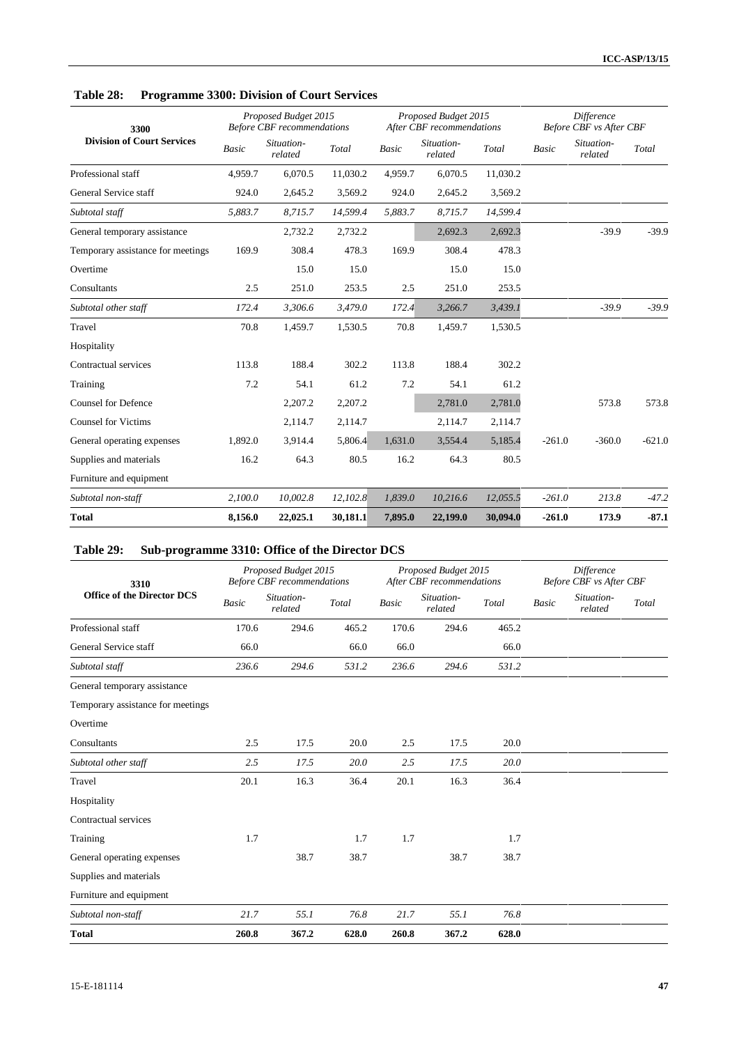## Table 28: Programme 3300: Division of Court Services

| 3300 Division of Court Services | Proposed Budget 2015 Before CBF recommendations | | | Proposed Budget 2015 After CBF recommendations | | | Difference Before CBF vs After CBF | | |
|---|---|---|---|---|---|---|---|---|---|
| | *Basic* | *Situation-related* | *Total* | *Basic* | *Situation-related* | *Total* | *Basic* | *Situation-related* | *Total* |
| Professional staff | 4,959.7 | 6,070.5 | 11,030.2 | 4,959.7 | 6,070.5 | 11,030.2 | | | |
| General Service staff | 924.0 | 2,645.2 | 3,569.2 | 924.0 | 2,645.2 | 3,569.2 | | | |
| *Subtotal staff* | *5,883.7* | *8,715.7* | *14,599.4* | *5,883.7* | *8,715.7* | *14,599.4* | | | |
| General temporary assistance | | 2,732.2 | 2,732.2 | | 2,692.3 | 2,692.3 | | -39.9 | -39.9 |
| Temporary assistance for meetings | 169.9 | 308.4 | 478.3 | 169.9 | 308.4 | 478.3 | | | |
| Overtime | | 15.0 | 15.0 | | 15.0 | 15.0 | | | |
| Consultants | 2.5 | 251.0 | 253.5 | 2.5 | 251.0 | 253.5 | | | |
| *Subtotal other staff* | *172.4* | *3,306.6* | *3,479.0* | *172.4* | *3,266.7* | *3,439.1* | | *-39.9* | *-39.9* |
| Travel | 70.8 | 1,459.7 | 1,530.5 | 70.8 | 1,459.7 | 1,530.5 | | | |
| Hospitality | | | | | | | | | |
| Contractual services | 113.8 | 188.4 | 302.2 | 113.8 | 188.4 | 302.2 | | | |
| Training | 7.2 | 54.1 | 61.2 | 7.2 | 54.1 | 61.2 | | | |
| Counsel for Defence | | 2,207.2 | 2,207.2 | | 2,781.0 | 2,781.0 | | 573.8 | 573.8 |
| Counsel for Victims | | 2,114.7 | 2,114.7 | | 2,114.7 | 2,114.7 | | | |
| General operating expenses | 1,892.0 | 3,914.4 | 5,806.4 | 1,631.0 | 3,554.4 | 5,185.4 | -261.0 | -360.0 | -621.0 |
| Supplies and materials | 16.2 | 64.3 | 80.5 | 16.2 | 64.3 | 80.5 | | | |
| Furniture and equipment | | | | | | | | | |
| *Subtotal non-staff* | *2,100.0* | *10,002.8* | *12,102.8* | *1,839.0* | *10,216.6* | *12,055.5* | *-261.0* | *213.8* | *-47.2* |
| **Total** | **8,156.0** | **22,025.1** | **30,181.1** | **7,895.0** | **22,199.0** | **30,094.0** | **-261.0** | **173.9** | **-87.1** |

## Table 29: Sub-programme 3310: Office of the Director DCS

| 3310 Office of the Director DCS | Proposed Budget 2015 Before CBF recommendations | | | Proposed Budget 2015 After CBF recommendations | | | Difference Before CBF vs After CBF | | |
|---|---|---|---|---|---|---|---|---|---|
| | *Basic* | *Situation-related* | *Total* | *Basic* | *Situation-related* | *Total* | *Basic* | *Situation-related* | *Total* |
| Professional staff | 170.6 | 294.6 | 465.2 | 170.6 | 294.6 | 465.2 | | | |
| General Service staff | 66.0 | | 66.0 | 66.0 | | 66.0 | | | |
| *Subtotal staff* | *236.6* | *294.6* | *531.2* | *236.6* | *294.6* | *531.2* | | | |
| General temporary assistance | | | | | | | | | |
| Temporary assistance for meetings | | | | | | | | | |
| Overtime | | | | | | | | | |
| Consultants | 2.5 | 17.5 | 20.0 | 2.5 | 17.5 | 20.0 | | | |
| *Subtotal other staff* | *2.5* | *17.5* | *20.0* | *2.5* | *17.5* | *20.0* | | | |
| Travel | 20.1 | 16.3 | 36.4 | 20.1 | 16.3 | 36.4 | | | |
| Hospitality | | | | | | | | | |
| Contractual services | | | | | | | | | |
| Training | 1.7 | | 1.7 | 1.7 | | 1.7 | | | |
| General operating expenses | | 38.7 | 38.7 | | 38.7 | 38.7 | | | |
| Supplies and materials | | | | | | | | | |
| Furniture and equipment | | | | | | | | | |
| *Subtotal non-staff* | *21.7* | *55.1* | *76.8* | *21.7* | *55.1* | *76.8* | | | |
| **Total** | **260.8** | **367.2** | **628.0** | **260.8** | **367.2** | **628.0** | | | |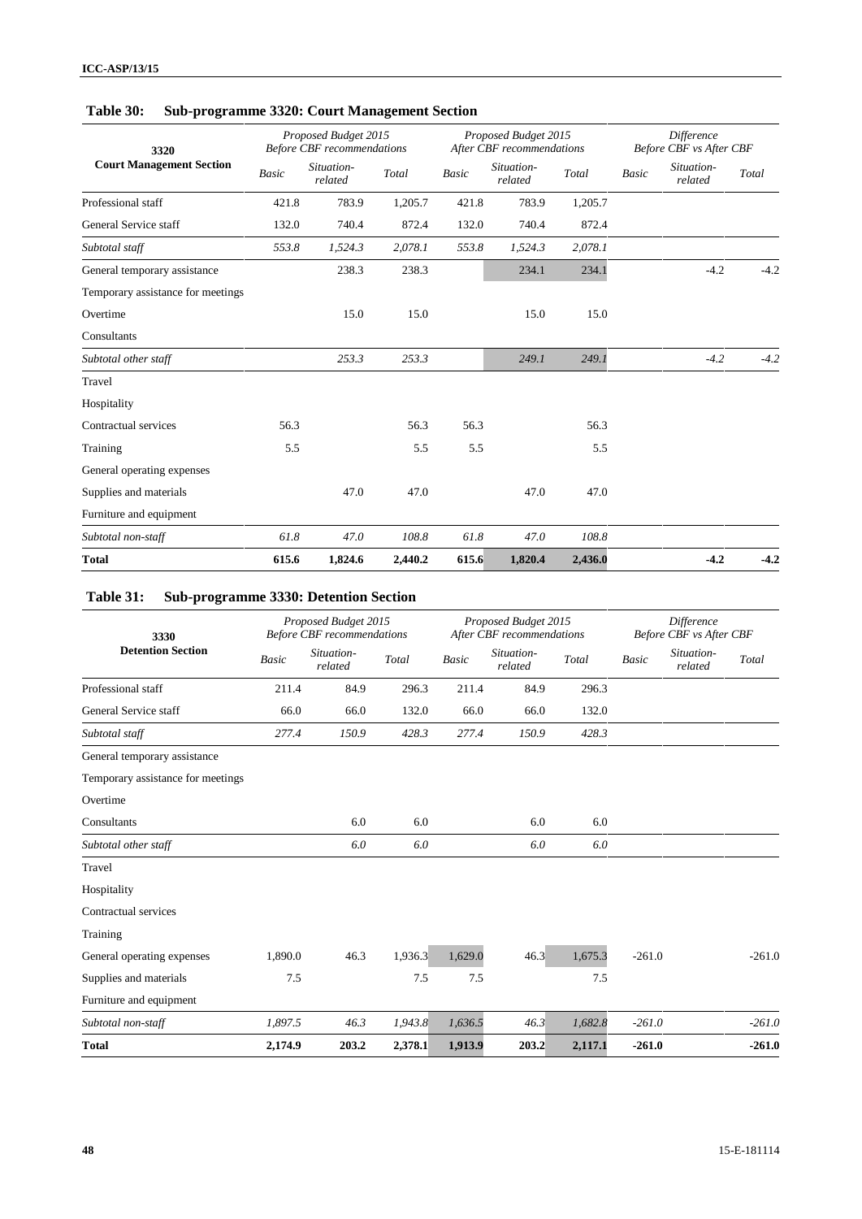## Table 30: Sub-programme 3320: Court Management Section

| 3320 Court Management Section | *Proposed Budget 2015 Before CBF recommendations* | | | *Proposed Budget 2015 After CBF recommendations* | | | *Difference Before CBF vs After CBF* | | |
|---|---|---|---|---|---|---|---|---|---|
| | *Basic* | *Situation-related* | *Total* | *Basic* | *Situation-related* | *Total* | *Basic* | *Situation-related* | *Total* |
| Professional staff | 421.8 | 783.9 | 1,205.7 | 421.8 | 783.9 | 1,205.7 | | | |
| General Service staff | 132.0 | 740.4 | 872.4 | 132.0 | 740.4 | 872.4 | | | |
| *Subtotal staff* | *553.8* | *1,524.3* | *2,078.1* | *553.8* | *1,524.3* | *2,078.1* | | | |
| General temporary assistance | | 238.3 | 238.3 | | 234.1 | 234.1 | | -4.2 | -4.2 |
| Temporary assistance for meetings | | | | | | | | | |
| Overtime | | 15.0 | 15.0 | | 15.0 | 15.0 | | | |
| Consultants | | | | | | | | | |
| *Subtotal other staff* | | *253.3* | *253.3* | | *249.1* | *249.1* | | *-4.2* | *-4.2* |
| Travel | | | | | | | | | |
| Hospitality | | | | | | | | | |
| Contractual services | 56.3 | | 56.3 | 56.3 | | 56.3 | | | |
| Training | 5.5 | | 5.5 | 5.5 | | 5.5 | | | |
| General operating expenses | | | | | | | | | |
| Supplies and materials | | 47.0 | 47.0 | | 47.0 | 47.0 | | | |
| Furniture and equipment | | | | | | | | | |
| *Subtotal non-staff* | *61.8* | *47.0* | *108.8* | *61.8* | *47.0* | *108.8* | | | |
| **Total** | **615.6** | **1,824.6** | **2,440.2** | **615.6** | **1,820.4** | **2,436.0** | | **-4.2** | **-4.2** |

## Table 31: Sub-programme 3330: Detention Section

| 3330 Detention Section | *Proposed Budget 2015 Before CBF recommendations* | | | *Proposed Budget 2015 After CBF recommendations* | | | *Difference Before CBF vs After CBF* | | |
|---|---|---|---|---|---|---|---|---|---|
| | *Basic* | *Situation-related* | *Total* | *Basic* | *Situation-related* | *Total* | *Basic* | *Situation-related* | *Total* |
| Professional staff | 211.4 | 84.9 | 296.3 | 211.4 | 84.9 | 296.3 | | | |
| General Service staff | 66.0 | 66.0 | 132.0 | 66.0 | 66.0 | 132.0 | | | |
| *Subtotal staff* | *277.4* | *150.9* | *428.3* | *277.4* | *150.9* | *428.3* | | | |
| General temporary assistance | | | | | | | | | |
| Temporary assistance for meetings | | | | | | | | | |
| Overtime | | | | | | | | | |
| Consultants | | 6.0 | 6.0 | | 6.0 | 6.0 | | | |
| *Subtotal other staff* | | *6.0* | *6.0* | | *6.0* | *6.0* | | | |
| Travel | | | | | | | | | |
| Hospitality | | | | | | | | | |
| Contractual services | | | | | | | | | |
| Training | | | | | | | | | |
| General operating expenses | 1,890.0 | 46.3 | 1,936.3 | 1,629.0 | 46.3 | 1,675.3 | -261.0 | | -261.0 |
| Supplies and materials | 7.5 | | 7.5 | 7.5 | | 7.5 | | | |
| Furniture and equipment | | | | | | | | | |
| *Subtotal non-staff* | *1,897.5* | *46.3* | *1,943.8* | *1,636.5* | *46.3* | *1,682.8* | *-261.0* | | *-261.0* |
| **Total** | **2,174.9** | **203.2** | **2,378.1** | **1,913.9** | **203.2** | **2,117.1** | **-261.0** | | **-261.0** |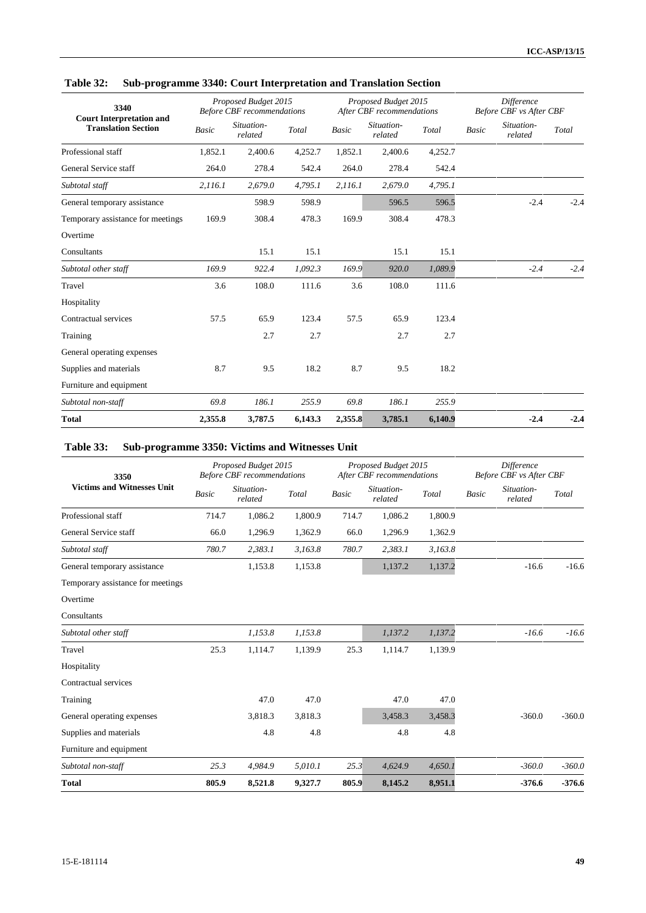## Table 32: Sub-programme 3340: Court Interpretation and Translation Section

| 3340 Court Interpretation and Translation Section | Proposed Budget 2015 Before CBF recommendations | | | Proposed Budget 2015 After CBF recommendations | | | Difference Before CBF vs After CBF | | |
|---|---|---|---|---|---|---|---|---|---|
| | Basic | Situation-related | Total | Basic | Situation-related | Total | Basic | Situation-related | Total |
| Professional staff | 1,852.1 | 2,400.6 | 4,252.7 | 1,852.1 | 2,400.6 | 4,252.7 | | | |
| General Service staff | 264.0 | 278.4 | 542.4 | 264.0 | 278.4 | 542.4 | | | |
| *Subtotal staff* | *2,116.1* | *2,679.0* | *4,795.1* | *2,116.1* | *2,679.0* | *4,795.1* | | | |
| General temporary assistance | | 598.9 | 598.9 | | 596.5 | 596.5 | | -2.4 | -2.4 |
| Temporary assistance for meetings | 169.9 | 308.4 | 478.3 | 169.9 | 308.4 | 478.3 | | | |
| Overtime | | | | | | | | | |
| Consultants | | 15.1 | 15.1 | | 15.1 | 15.1 | | | |
| *Subtotal other staff* | *169.9* | *922.4* | *1,092.3* | *169.9* | *920.0* | *1,089.9* | | *-2.4* | *-2.4* |
| Travel | 3.6 | 108.0 | 111.6 | 3.6 | 108.0 | 111.6 | | | |
| Hospitality | | | | | | | | | |
| Contractual services | 57.5 | 65.9 | 123.4 | 57.5 | 65.9 | 123.4 | | | |
| Training | | 2.7 | 2.7 | | 2.7 | 2.7 | | | |
| General operating expenses | | | | | | | | | |
| Supplies and materials | 8.7 | 9.5 | 18.2 | 8.7 | 9.5 | 18.2 | | | |
| Furniture and equipment | | | | | | | | | |
| *Subtotal non-staff* | *69.8* | *186.1* | *255.9* | *69.8* | *186.1* | *255.9* | | | |
| **Total** | **2,355.8** | **3,787.5** | **6,143.3** | **2,355.8** | **3,785.1** | **6,140.9** | | **-2.4** | **-2.4** |

## Table 33: Sub-programme 3350: Victims and Witnesses Unit

| 3350 Victims and Witnesses Unit | Proposed Budget 2015 Before CBF recommendations | | | Proposed Budget 2015 After CBF recommendations | | | Difference Before CBF vs After CBF | | |
|---|---|---|---|---|---|---|---|---|---|
| | Basic | Situation-related | Total | Basic | Situation-related | Total | Basic | Situation-related | Total |
| Professional staff | 714.7 | 1,086.2 | 1,800.9 | 714.7 | 1,086.2 | 1,800.9 | | | |
| General Service staff | 66.0 | 1,296.9 | 1,362.9 | 66.0 | 1,296.9 | 1,362.9 | | | |
| *Subtotal staff* | *780.7* | *2,383.1* | *3,163.8* | *780.7* | *2,383.1* | *3,163.8* | | | |
| General temporary assistance | | 1,153.8 | 1,153.8 | | 1,137.2 | 1,137.2 | | -16.6 | -16.6 |
| Temporary assistance for meetings | | | | | | | | | |
| Overtime | | | | | | | | | |
| Consultants | | | | | | | | | |
| *Subtotal other staff* | | *1,153.8* | *1,153.8* | | *1,137.2* | *1,137.2* | | *-16.6* | *-16.6* |
| Travel | 25.3 | 1,114.7 | 1,139.9 | 25.3 | 1,114.7 | 1,139.9 | | | |
| Hospitality | | | | | | | | | |
| Contractual services | | | | | | | | | |
| Training | | 47.0 | 47.0 | | 47.0 | 47.0 | | | |
| General operating expenses | | 3,818.3 | 3,818.3 | | 3,458.3 | 3,458.3 | | -360.0 | -360.0 |
| Supplies and materials | | 4.8 | 4.8 | | 4.8 | 4.8 | | | |
| Furniture and equipment | | | | | | | | | |
| *Subtotal non-staff* | *25.3* | *4,984.9* | *5,010.1* | *25.3* | *4,624.9* | *4,650.1* | | *-360.0* | *-360.0* |
| **Total** | **805.9** | **8,521.8** | **9,327.7** | **805.9** | **8,145.2** | **8,951.1** | | **-376.6** | **-376.6** |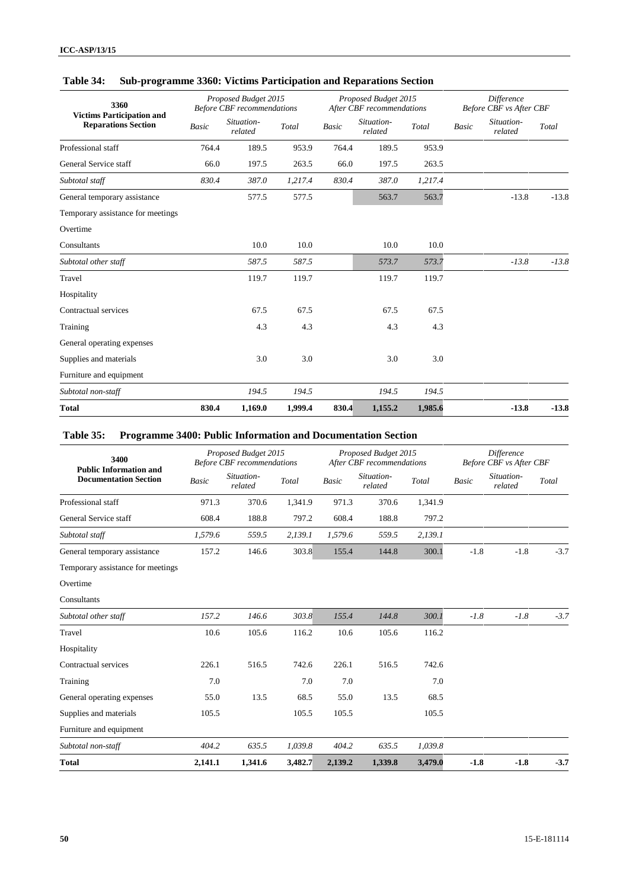### Table 34: Sub-programme 3360: Victims Participation and Reparations Section

| 3360 Victims Participation and Reparations Section | *Proposed Budget 2015 Before CBF recommendations* | | | *Proposed Budget 2015 After CBF recommendations* | | | *Difference Before CBF vs After CBF* | | |
|---|---|---|---|---|---|---|---|---|---|
| | *Basic* | *Situation-related* | *Total* | *Basic* | *Situation-related* | *Total* | *Basic* | *Situation-related* | *Total* |
| Professional staff | 764.4 | 189.5 | 953.9 | 764.4 | 189.5 | 953.9 | | | |
| General Service staff | 66.0 | 197.5 | 263.5 | 66.0 | 197.5 | 263.5 | | | |
| *Subtotal staff* | *830.4* | *387.0* | *1,217.4* | *830.4* | *387.0* | *1,217.4* | | | |
| General temporary assistance | | 577.5 | 577.5 | | 563.7 | 563.7 | | -13.8 | -13.8 |
| Temporary assistance for meetings | | | | | | | | | |
| Overtime | | | | | | | | | |
| Consultants | | 10.0 | 10.0 | | 10.0 | 10.0 | | | |
| *Subtotal other staff* | | *587.5* | *587.5* | | *573.7* | *573.7* | | *-13.8* | *-13.8* |
| Travel | | 119.7 | 119.7 | | 119.7 | 119.7 | | | |
| Hospitality | | | | | | | | | |
| Contractual services | | 67.5 | 67.5 | | 67.5 | 67.5 | | | |
| Training | | 4.3 | 4.3 | | 4.3 | 4.3 | | | |
| General operating expenses | | | | | | | | | |
| Supplies and materials | | 3.0 | 3.0 | | 3.0 | 3.0 | | | |
| Furniture and equipment | | | | | | | | | |
| *Subtotal non-staff* | | *194.5* | *194.5* | | *194.5* | *194.5* | | | |
| **Total** | **830.4** | **1,169.0** | **1,999.4** | **830.4** | **1,155.2** | **1,985.6** | | **-13.8** | **-13.8** |

### Table 35: Programme 3400: Public Information and Documentation Section

| 3400 Public Information and Documentation Section | *Proposed Budget 2015 Before CBF recommendations* | | | *Proposed Budget 2015 After CBF recommendations* | | | *Difference Before CBF vs After CBF* | | |
|---|---|---|---|---|---|---|---|---|---|
| | *Basic* | *Situation-related* | *Total* | *Basic* | *Situation-related* | *Total* | *Basic* | *Situation-related* | *Total* |
| Professional staff | 971.3 | 370.6 | 1,341.9 | 971.3 | 370.6 | 1,341.9 | | | |
| General Service staff | 608.4 | 188.8 | 797.2 | 608.4 | 188.8 | 797.2 | | | |
| *Subtotal staff* | *1,579.6* | *559.5* | *2,139.1* | *1,579.6* | *559.5* | *2,139.1* | | | |
| General temporary assistance | 157.2 | 146.6 | 303.8 | 155.4 | 144.8 | 300.1 | -1.8 | -1.8 | -3.7 |
| Temporary assistance for meetings | | | | | | | | | |
| Overtime | | | | | | | | | |
| Consultants | | | | | | | | | |
| *Subtotal other staff* | *157.2* | *146.6* | *303.8* | *155.4* | *144.8* | *300.1* | *-1.8* | *-1.8* | *-3.7* |
| Travel | 10.6 | 105.6 | 116.2 | 10.6 | 105.6 | 116.2 | | | |
| Hospitality | | | | | | | | | |
| Contractual services | 226.1 | 516.5 | 742.6 | 226.1 | 516.5 | 742.6 | | | |
| Training | 7.0 | | 7.0 | 7.0 | | 7.0 | | | |
| General operating expenses | 55.0 | 13.5 | 68.5 | 55.0 | 13.5 | 68.5 | | | |
| Supplies and materials | 105.5 | | 105.5 | 105.5 | | 105.5 | | | |
| Furniture and equipment | | | | | | | | | |
| *Subtotal non-staff* | *404.2* | *635.5* | *1,039.8* | *404.2* | *635.5* | *1,039.8* | | | |
| **Total** | **2,141.1** | **1,341.6** | **3,482.7** | **2,139.2** | **1,339.8** | **3,479.0** | **-1.8** | **-1.8** | **-3.7** |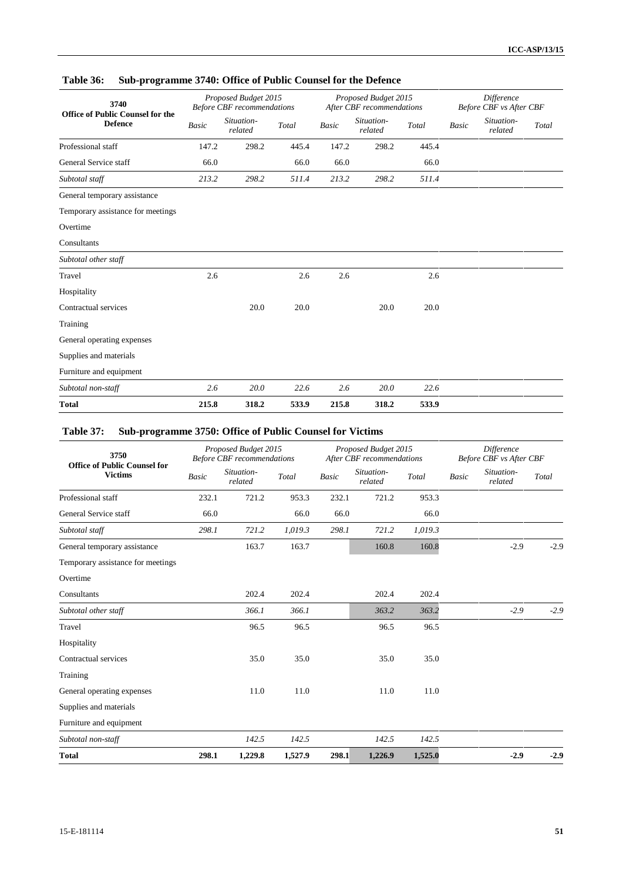## Table 36: Sub-programme 3740: Office of Public Counsel for the Defence

| 3740 Office of Public Counsel for the Defence | Proposed Budget 2015 Before CBF recommendations | | | Proposed Budget 2015 After CBF recommendations | | | Difference Before CBF vs After CBF | | |
|---|---|---|---|---|---|---|---|---|---|
| | *Basic* | *Situation-related* | *Total* | *Basic* | *Situation-related* | *Total* | *Basic* | *Situation-related* | *Total* |
| Professional staff | 147.2 | 298.2 | 445.4 | 147.2 | 298.2 | 445.4 | | | |
| General Service staff | 66.0 | | 66.0 | 66.0 | | 66.0 | | | |
| *Subtotal staff* | *213.2* | *298.2* | *511.4* | *213.2* | *298.2* | *511.4* | | | |
| General temporary assistance | | | | | | | | | |
| Temporary assistance for meetings | | | | | | | | | |
| Overtime | | | | | | | | | |
| Consultants | | | | | | | | | |
| *Subtotal other staff* | | | | | | | | | |
| Travel | 2.6 | | 2.6 | 2.6 | | 2.6 | | | |
| Hospitality | | | | | | | | | |
| Contractual services | | 20.0 | 20.0 | | 20.0 | 20.0 | | | |
| Training | | | | | | | | | |
| General operating expenses | | | | | | | | | |
| Supplies and materials | | | | | | | | | |
| Furniture and equipment | | | | | | | | | |
| *Subtotal non-staff* | *2.6* | *20.0* | *22.6* | *2.6* | *20.0* | *22.6* | | | |
| **Total** | **215.8** | **318.2** | **533.9** | **215.8** | **318.2** | **533.9** | | | |

## Table 37: Sub-programme 3750: Office of Public Counsel for Victims

| 3750 Office of Public Counsel for Victims | Proposed Budget 2015 Before CBF recommendations | | | Proposed Budget 2015 After CBF recommendations | | | Difference Before CBF vs After CBF | | |
|---|---|---|---|---|---|---|---|---|---|
| | *Basic* | *Situation-related* | *Total* | *Basic* | *Situation-related* | *Total* | *Basic* | *Situation-related* | *Total* |
| Professional staff | 232.1 | 721.2 | 953.3 | 232.1 | 721.2 | 953.3 | | | |
| General Service staff | 66.0 | | 66.0 | 66.0 | | 66.0 | | | |
| *Subtotal staff* | *298.1* | *721.2* | *1,019.3* | *298.1* | *721.2* | *1,019.3* | | | |
| General temporary assistance | | 163.7 | 163.7 | | 160.8 | 160.8 | | -2.9 | -2.9 |
| Temporary assistance for meetings | | | | | | | | | |
| Overtime | | | | | | | | | |
| Consultants | | 202.4 | 202.4 | | 202.4 | 202.4 | | | |
| *Subtotal other staff* | | *366.1* | *366.1* | | *363.2* | *363.2* | | *-2.9* | *-2.9* |
| Travel | | 96.5 | 96.5 | | 96.5 | 96.5 | | | |
| Hospitality | | | | | | | | | |
| Contractual services | | 35.0 | 35.0 | | 35.0 | 35.0 | | | |
| Training | | | | | | | | | |
| General operating expenses | | 11.0 | 11.0 | | 11.0 | 11.0 | | | |
| Supplies and materials | | | | | | | | | |
| Furniture and equipment | | | | | | | | | |
| *Subtotal non-staff* | | *142.5* | *142.5* | | *142.5* | *142.5* | | | |
| **Total** | **298.1** | **1,229.8** | **1,527.9** | **298.1** | **1,226.9** | **1,525.0** | | **-2.9** | **-2.9** |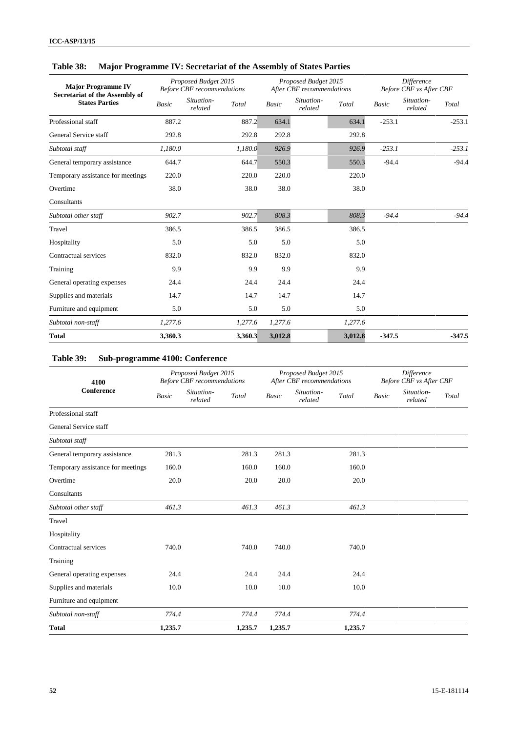## Table 38: Major Programme IV: Secretariat of the Assembly of States Parties

| Major Programme IV Secretariat of the Assembly of States Parties | Proposed Budget 2015 Before CBF recommendations | | | Proposed Budget 2015 After CBF recommendations | | | Difference Before CBF vs After CBF | | |
|---|---|---|---|---|---|---|---|---|---|
| | *Basic* | *Situation-related* | *Total* | *Basic* | *Situation-related* | *Total* | *Basic* | *Situation-related* | *Total* |
| Professional staff | 887.2 | | 887.2 | 634.1 | | 634.1 | -253.1 | | -253.1 |
| General Service staff | 292.8 | | 292.8 | 292.8 | | 292.8 | | | |
| *Subtotal staff* | *1,180.0* | | *1,180.0* | *926.9* | | *926.9* | *-253.1* | | *-253.1* |
| General temporary assistance | 644.7 | | 644.7 | 550.3 | | 550.3 | -94.4 | | -94.4 |
| Temporary assistance for meetings | 220.0 | | 220.0 | 220.0 | | 220.0 | | | |
| Overtime | 38.0 | | 38.0 | 38.0 | | 38.0 | | | |
| Consultants | | | | | | | | | |
| *Subtotal other staff* | *902.7* | | *902.7* | *808.3* | | *808.3* | *-94.4* | | *-94.4* |
| Travel | 386.5 | | 386.5 | 386.5 | | 386.5 | | | |
| Hospitality | 5.0 | | 5.0 | 5.0 | | 5.0 | | | |
| Contractual services | 832.0 | | 832.0 | 832.0 | | 832.0 | | | |
| Training | 9.9 | | 9.9 | 9.9 | | 9.9 | | | |
| General operating expenses | 24.4 | | 24.4 | 24.4 | | 24.4 | | | |
| Supplies and materials | 14.7 | | 14.7 | 14.7 | | 14.7 | | | |
| Furniture and equipment | 5.0 | | 5.0 | 5.0 | | 5.0 | | | |
| *Subtotal non-staff* | *1,277.6* | | *1,277.6* | *1,277.6* | | *1,277.6* | | | |
| **Total** | **3,360.3** | | **3,360.3** | **3,012.8** | | **3,012.8** | **-347.5** | | **-347.5** |

## Table 39: Sub-programme 4100: Conference

| 4100 Conference | Proposed Budget 2015 Before CBF recommendations | | | Proposed Budget 2015 After CBF recommendations | | | Difference Before CBF vs After CBF | | |
|---|---|---|---|---|---|---|---|---|---|
| | *Basic* | *Situation-related* | *Total* | *Basic* | *Situation-related* | *Total* | *Basic* | *Situation-related* | *Total* |
| Professional staff | | | | | | | | | |
| General Service staff | | | | | | | | | |
| *Subtotal staff* | | | | | | | | | |
| General temporary assistance | 281.3 | | 281.3 | 281.3 | | 281.3 | | | |
| Temporary assistance for meetings | 160.0 | | 160.0 | 160.0 | | 160.0 | | | |
| Overtime | 20.0 | | 20.0 | 20.0 | | 20.0 | | | |
| Consultants | | | | | | | | | |
| *Subtotal other staff* | *461.3* | | *461.3* | *461.3* | | *461.3* | | | |
| Travel | | | | | | | | | |
| Hospitality | | | | | | | | | |
| Contractual services | 740.0 | | 740.0 | 740.0 | | 740.0 | | | |
| Training | | | | | | | | | |
| General operating expenses | 24.4 | | 24.4 | 24.4 | | 24.4 | | | |
| Supplies and materials | 10.0 | | 10.0 | 10.0 | | 10.0 | | | |
| Furniture and equipment | | | | | | | | | |
| *Subtotal non-staff* | *774.4* | | *774.4* | *774.4* | | *774.4* | | | |
| **Total** | **1,235.7** | | **1,235.7** | **1,235.7** | | **1,235.7** | | | |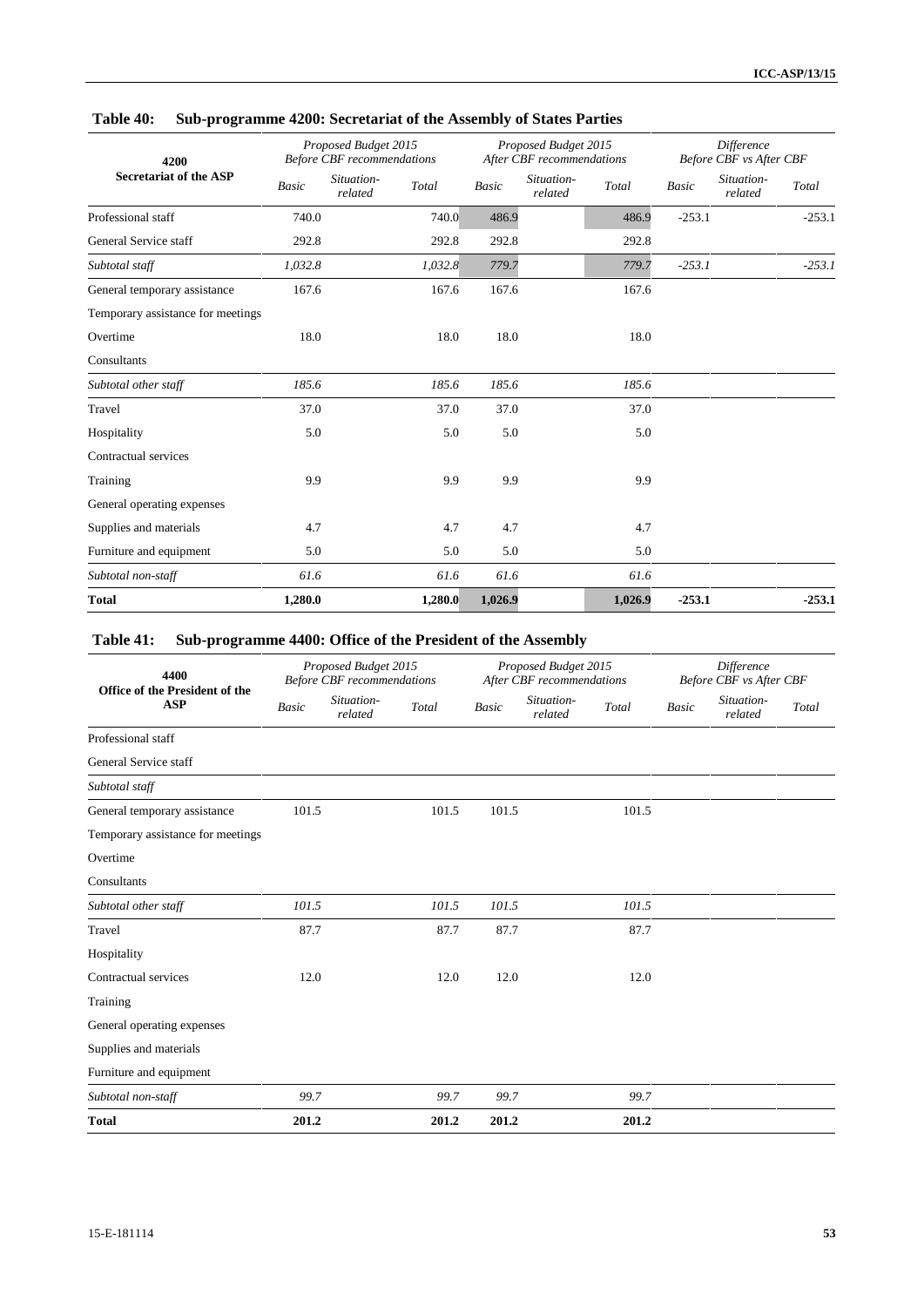### Table 40: Sub-programme 4200: Secretariat of the Assembly of States Parties

| 4200 Secretariat of the ASP | *Proposed Budget 2015 Before CBF recommendations* | | | *Proposed Budget 2015 After CBF recommendations* | | | *Difference Before CBF vs After CBF* | | |
|---|---|---|---|---|---|---|---|---|---|
| | *Basic* | *Situation-related* | *Total* | *Basic* | *Situation-related* | *Total* | *Basic* | *Situation-related* | *Total* |
| Professional staff | 740.0 | | 740.0 | 486.9 | | 486.9 | -253.1 | | -253.1 |
| General Service staff | 292.8 | | 292.8 | 292.8 | | 292.8 | | | |
| *Subtotal staff* | *1,032.8* | | *1,032.8* | *779.7* | | *779.7* | *-253.1* | | *-253.1* |
| General temporary assistance | 167.6 | | 167.6 | 167.6 | | 167.6 | | | |
| Temporary assistance for meetings | | | | | | | | | |
| Overtime | 18.0 | | 18.0 | 18.0 | | 18.0 | | | |
| Consultants | | | | | | | | | |
| *Subtotal other staff* | *185.6* | | *185.6* | *185.6* | | *185.6* | | | |
| Travel | 37.0 | | 37.0 | 37.0 | | 37.0 | | | |
| Hospitality | 5.0 | | 5.0 | 5.0 | | 5.0 | | | |
| Contractual services | | | | | | | | | |
| Training | 9.9 | | 9.9 | 9.9 | | 9.9 | | | |
| General operating expenses | | | | | | | | | |
| Supplies and materials | 4.7 | | 4.7 | 4.7 | | 4.7 | | | |
| Furniture and equipment | 5.0 | | 5.0 | 5.0 | | 5.0 | | | |
| *Subtotal non-staff* | *61.6* | | *61.6* | *61.6* | | *61.6* | | | |
| **Total** | **1,280.0** | | **1,280.0** | **1,026.9** | | **1,026.9** | **-253.1** | | **-253.1** |

### Table 41: Sub-programme 4400: Office of the President of the Assembly

| 4400 Office of the President of the ASP | *Proposed Budget 2015 Before CBF recommendations* | | | *Proposed Budget 2015 After CBF recommendations* | | | *Difference Before CBF vs After CBF* | | |
|---|---|---|---|---|---|---|---|---|---|
| | *Basic* | *Situation-related* | *Total* | *Basic* | *Situation-related* | *Total* | *Basic* | *Situation-related* | *Total* |
| Professional staff | | | | | | | | | |
| General Service staff | | | | | | | | | |
| *Subtotal staff* | | | | | | | | | |
| General temporary assistance | 101.5 | | 101.5 | 101.5 | | 101.5 | | | |
| Temporary assistance for meetings | | | | | | | | | |
| Overtime | | | | | | | | | |
| Consultants | | | | | | | | | |
| *Subtotal other staff* | *101.5* | | *101.5* | *101.5* | | *101.5* | | | |
| Travel | 87.7 | | 87.7 | 87.7 | | 87.7 | | | |
| Hospitality | | | | | | | | | |
| Contractual services | 12.0 | | 12.0 | 12.0 | | 12.0 | | | |
| Training | | | | | | | | | |
| General operating expenses | | | | | | | | | |
| Supplies and materials | | | | | | | | | |
| Furniture and equipment | | | | | | | | | |
| *Subtotal non-staff* | *99.7* | | *99.7* | *99.7* | | *99.7* | | | |
| **Total** | **201.2** | | **201.2** | **201.2** | | **201.2** | | | |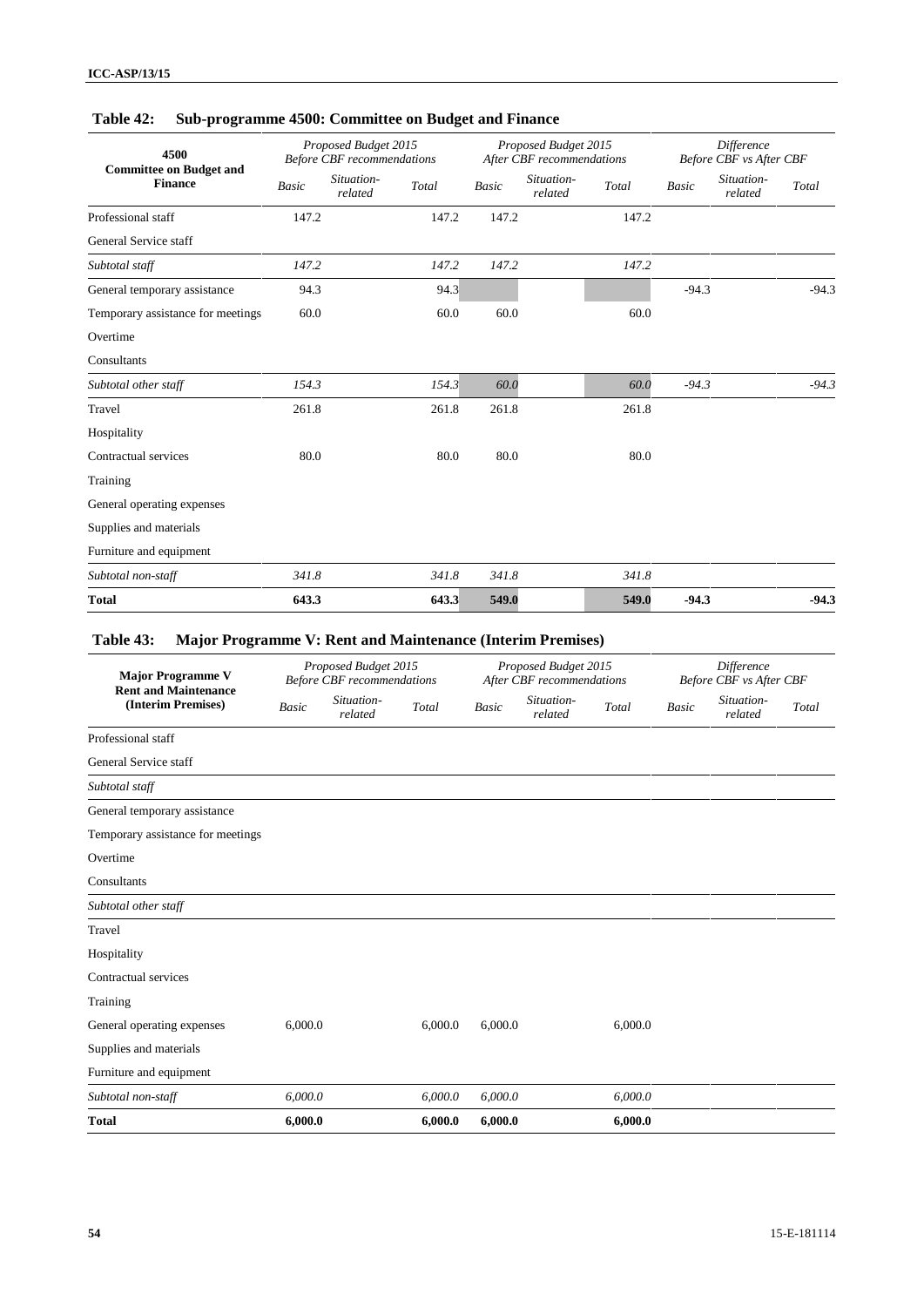**Table 42: Sub-programme 4500: Committee on Budget and Finance**

| 4500 Committee on Budget and Finance | Proposed Budget 2015 Before CBF recommendations | | | Proposed Budget 2015 After CBF recommendations | | | Difference Before CBF vs After CBF | | |
|---|---|---|---|---|---|---|---|---|---|
| | *Basic* | *Situation-related* | *Total* | *Basic* | *Situation-related* | *Total* | *Basic* | *Situation-related* | *Total* |
| Professional staff | 147.2 | | 147.2 | 147.2 | | 147.2 | | | |
| General Service staff | | | | | | | | | |
| *Subtotal staff* | *147.2* | | *147.2* | *147.2* | | *147.2* | | | |
| General temporary assistance | 94.3 | | 94.3 | | | | -94.3 | | -94.3 |
| Temporary assistance for meetings | 60.0 | | 60.0 | 60.0 | | 60.0 | | | |
| Overtime | | | | | | | | | |
| Consultants | | | | | | | | | |
| *Subtotal other staff* | *154.3* | | *154.3* | *60.0* | | *60.0* | *-94.3* | | *-94.3* |
| Travel | 261.8 | | 261.8 | 261.8 | | 261.8 | | | |
| Hospitality | | | | | | | | | |
| Contractual services | 80.0 | | 80.0 | 80.0 | | 80.0 | | | |
| Training | | | | | | | | | |
| General operating expenses | | | | | | | | | |
| Supplies and materials | | | | | | | | | |
| Furniture and equipment | | | | | | | | | |
| *Subtotal non-staff* | *341.8* | | *341.8* | *341.8* | | *341.8* | | | |
| **Total** | **643.3** | | **643.3** | **549.0** | | **549.0** | **-94.3** | | **-94.3** |

**Table 43: Major Programme V: Rent and Maintenance (Interim Premises)**

| Major Programme V Rent and Maintenance (Interim Premises) | Proposed Budget 2015 Before CBF recommendations | | | Proposed Budget 2015 After CBF recommendations | | | Difference Before CBF vs After CBF | | |
|---|---|---|---|---|---|---|---|---|---|
| | *Basic* | *Situation-related* | *Total* | *Basic* | *Situation-related* | *Total* | *Basic* | *Situation-related* | *Total* |
| Professional staff | | | | | | | | | |
| General Service staff | | | | | | | | | |
| *Subtotal staff* | | | | | | | | | |
| General temporary assistance | | | | | | | | | |
| Temporary assistance for meetings | | | | | | | | | |
| Overtime | | | | | | | | | |
| Consultants | | | | | | | | | |
| *Subtotal other staff* | | | | | | | | | |
| Travel | | | | | | | | | |
| Hospitality | | | | | | | | | |
| Contractual services | | | | | | | | | |
| Training | | | | | | | | | |
| General operating expenses | 6,000.0 | | 6,000.0 | 6,000.0 | | 6,000.0 | | | |
| Supplies and materials | | | | | | | | | |
| Furniture and equipment | | | | | | | | | |
| *Subtotal non-staff* | *6,000.0* | | *6,000.0* | *6,000.0* | | *6,000.0* | | | |
| **Total** | **6,000.0** | | **6,000.0** | **6,000.0** | | **6,000.0** | | | |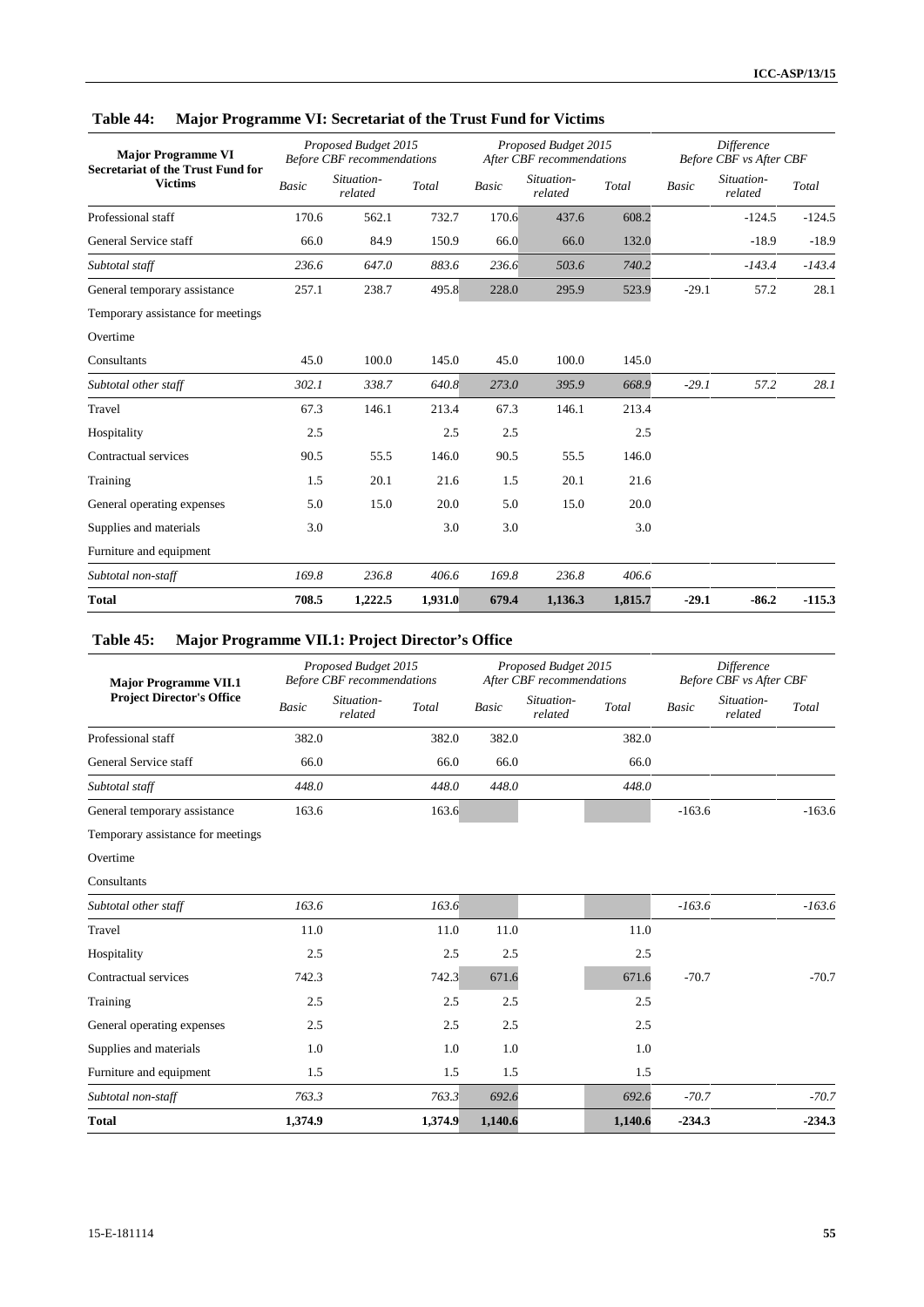**Table 44: Major Programme VI: Secretariat of the Trust Fund for Victims**

| Major Programme VI Secretariat of the Trust Fund for Victims | *Proposed Budget 2015 Before CBF recommendations* | | | *Proposed Budget 2015 After CBF recommendations* | | | *Difference Before CBF vs After CBF* | | |
|---|---|---|---|---|---|---|---|---|---|
| | *Basic* | *Situation-related* | *Total* | *Basic* | *Situation-related* | *Total* | *Basic* | *Situation-related* | *Total* |
| Professional staff | 170.6 | 562.1 | 732.7 | 170.6 | 437.6 | 608.2 | | -124.5 | -124.5 |
| General Service staff | 66.0 | 84.9 | 150.9 | 66.0 | 66.0 | 132.0 | | -18.9 | -18.9 |
| *Subtotal staff* | *236.6* | *647.0* | *883.6* | *236.6* | *503.6* | *740.2* | | *-143.4* | *-143.4* |
| General temporary assistance | 257.1 | 238.7 | 495.8 | 228.0 | 295.9 | 523.9 | -29.1 | 57.2 | 28.1 |
| Temporary assistance for meetings | | | | | | | | | |
| Overtime | | | | | | | | | |
| Consultants | 45.0 | 100.0 | 145.0 | 45.0 | 100.0 | 145.0 | | | |
| *Subtotal other staff* | *302.1* | *338.7* | *640.8* | *273.0* | *395.9* | *668.9* | *-29.1* | *57.2* | *28.1* |
| Travel | 67.3 | 146.1 | 213.4 | 67.3 | 146.1 | 213.4 | | | |
| Hospitality | 2.5 | | 2.5 | 2.5 | | 2.5 | | | |
| Contractual services | 90.5 | 55.5 | 146.0 | 90.5 | 55.5 | 146.0 | | | |
| Training | 1.5 | 20.1 | 21.6 | 1.5 | 20.1 | 21.6 | | | |
| General operating expenses | 5.0 | 15.0 | 20.0 | 5.0 | 15.0 | 20.0 | | | |
| Supplies and materials | 3.0 | | 3.0 | 3.0 | | 3.0 | | | |
| Furniture and equipment | | | | | | | | | |
| *Subtotal non-staff* | *169.8* | *236.8* | *406.6* | *169.8* | *236.8* | *406.6* | | | |
| **Total** | **708.5** | **1,222.5** | **1,931.0** | **679.4** | **1,136.3** | **1,815.7** | **-29.1** | **-86.2** | **-115.3** |

**Table 45: Major Programme VII.1: Project Director's Office**

| Major Programme VII.1 Project Director's Office | *Proposed Budget 2015 Before CBF recommendations* | | | *Proposed Budget 2015 After CBF recommendations* | | | *Difference Before CBF vs After CBF* | | |
|---|---|---|---|---|---|---|---|---|---|
| | *Basic* | *Situation-related* | *Total* | *Basic* | *Situation-related* | *Total* | *Basic* | *Situation-related* | *Total* |
| Professional staff | 382.0 | | 382.0 | 382.0 | | 382.0 | | | |
| General Service staff | 66.0 | | 66.0 | 66.0 | | 66.0 | | | |
| *Subtotal staff* | *448.0* | | *448.0* | *448.0* | | *448.0* | | | |
| General temporary assistance | 163.6 | | 163.6 | | | | -163.6 | | -163.6 |
| Temporary assistance for meetings | | | | | | | | | |
| Overtime | | | | | | | | | |
| Consultants | | | | | | | | | |
| *Subtotal other staff* | *163.6* | | *163.6* | | | | *-163.6* | | *-163.6* |
| Travel | 11.0 | | 11.0 | 11.0 | | 11.0 | | | |
| Hospitality | 2.5 | | 2.5 | 2.5 | | 2.5 | | | |
| Contractual services | 742.3 | | 742.3 | 671.6 | | 671.6 | -70.7 | | -70.7 |
| Training | 2.5 | | 2.5 | 2.5 | | 2.5 | | | |
| General operating expenses | 2.5 | | 2.5 | 2.5 | | 2.5 | | | |
| Supplies and materials | 1.0 | | 1.0 | 1.0 | | 1.0 | | | |
| Furniture and equipment | 1.5 | | 1.5 | 1.5 | | 1.5 | | | |
| *Subtotal non-staff* | *763.3* | | *763.3* | *692.6* | | *692.6* | *-70.7* | | *-70.7* |
| **Total** | **1,374.9** | | **1,374.9** | **1,140.6** | | **1,140.6** | **-234.3** | | **-234.3** |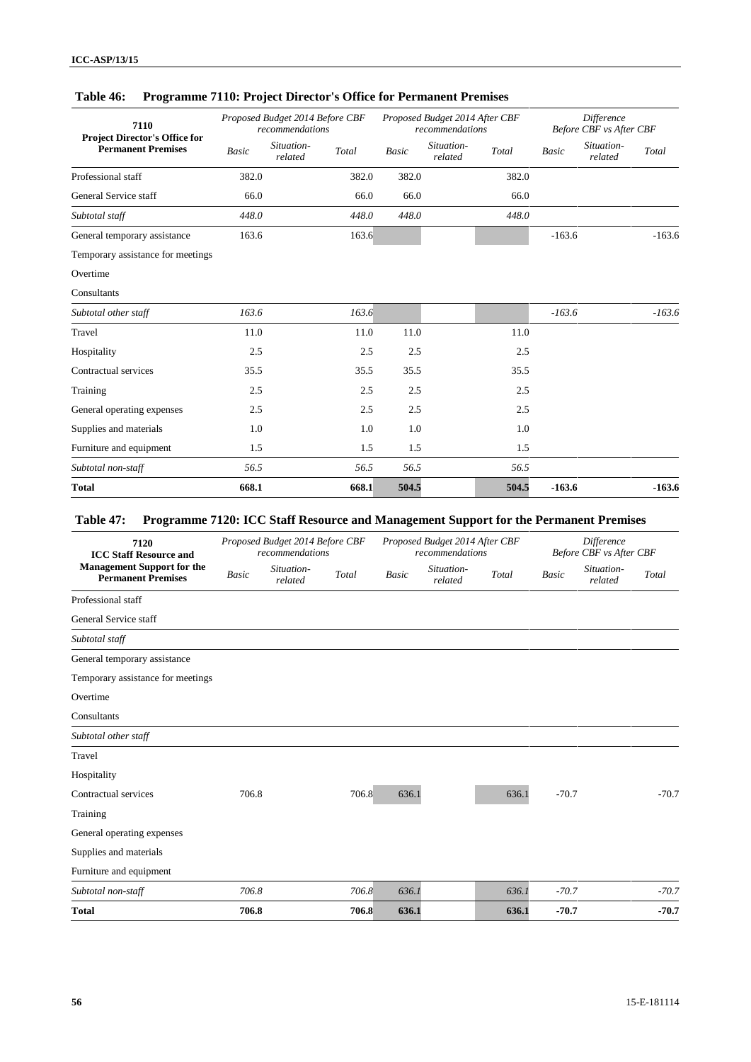**Table 46: Programme 7110: Project Director's Office for Permanent Premises**

| 7110 Project Director's Office for Permanent Premises | *Proposed Budget 2014 Before CBF recommendations* | | | *Proposed Budget 2014 After CBF recommendations* | | | *Difference Before CBF vs After CBF* | | |
|---|---|---|---|---|---|---|---|---|---|
| | *Basic* | *Situation-related* | *Total* | *Basic* | *Situation-related* | *Total* | *Basic* | *Situation-related* | *Total* |
| Professional staff | 382.0 | | 382.0 | 382.0 | | 382.0 | | | |
| General Service staff | 66.0 | | 66.0 | 66.0 | | 66.0 | | | |
| *Subtotal staff* | *448.0* | | *448.0* | *448.0* | | *448.0* | | | |
| General temporary assistance | 163.6 | | 163.6 | | | | -163.6 | | -163.6 |
| Temporary assistance for meetings | | | | | | | | | |
| Overtime | | | | | | | | | |
| Consultants | | | | | | | | | |
| *Subtotal other staff* | *163.6* | | *163.6* | | | | *-163.6* | | *-163.6* |
| Travel | 11.0 | | 11.0 | 11.0 | | 11.0 | | | |
| Hospitality | 2.5 | | 2.5 | 2.5 | | 2.5 | | | |
| Contractual services | 35.5 | | 35.5 | 35.5 | | 35.5 | | | |
| Training | 2.5 | | 2.5 | 2.5 | | 2.5 | | | |
| General operating expenses | 2.5 | | 2.5 | 2.5 | | 2.5 | | | |
| Supplies and materials | 1.0 | | 1.0 | 1.0 | | 1.0 | | | |
| Furniture and equipment | 1.5 | | 1.5 | 1.5 | | 1.5 | | | |
| *Subtotal non-staff* | *56.5* | | *56.5* | *56.5* | | *56.5* | | | |
| **Total** | **668.1** | | **668.1** | **504.5** | | **504.5** | **-163.6** | | **-163.6** |

**Table 47: Programme 7120: ICC Staff Resource and Management Support for the Permanent Premises**

| 7120 ICC Staff Resource and Management Support for the Permanent Premises | *Proposed Budget 2014 Before CBF recommendations* | | | *Proposed Budget 2014 After CBF recommendations* | | | *Difference Before CBF vs After CBF* | | |
|---|---|---|---|---|---|---|---|---|---|
| | *Basic* | *Situation-related* | *Total* | *Basic* | *Situation-related* | *Total* | *Basic* | *Situation-related* | *Total* |
| Professional staff | | | | | | | | | |
| General Service staff | | | | | | | | | |
| *Subtotal staff* | | | | | | | | | |
| General temporary assistance | | | | | | | | | |
| Temporary assistance for meetings | | | | | | | | | |
| Overtime | | | | | | | | | |
| Consultants | | | | | | | | | |
| *Subtotal other staff* | | | | | | | | | |
| Travel | | | | | | | | | |
| Hospitality | | | | | | | | | |
| Contractual services | 706.8 | | 706.8 | 636.1 | | 636.1 | -70.7 | | -70.7 |
| Training | | | | | | | | | |
| General operating expenses | | | | | | | | | |
| Supplies and materials | | | | | | | | | |
| Furniture and equipment | | | | | | | | | |
| *Subtotal non-staff* | *706.8* | | *706.8* | *636.1* | | *636.1* | *-70.7* | | *-70.7* |
| **Total** | **706.8** | | **706.8** | **636.1** | | **636.1** | **-70.7** | | **-70.7** |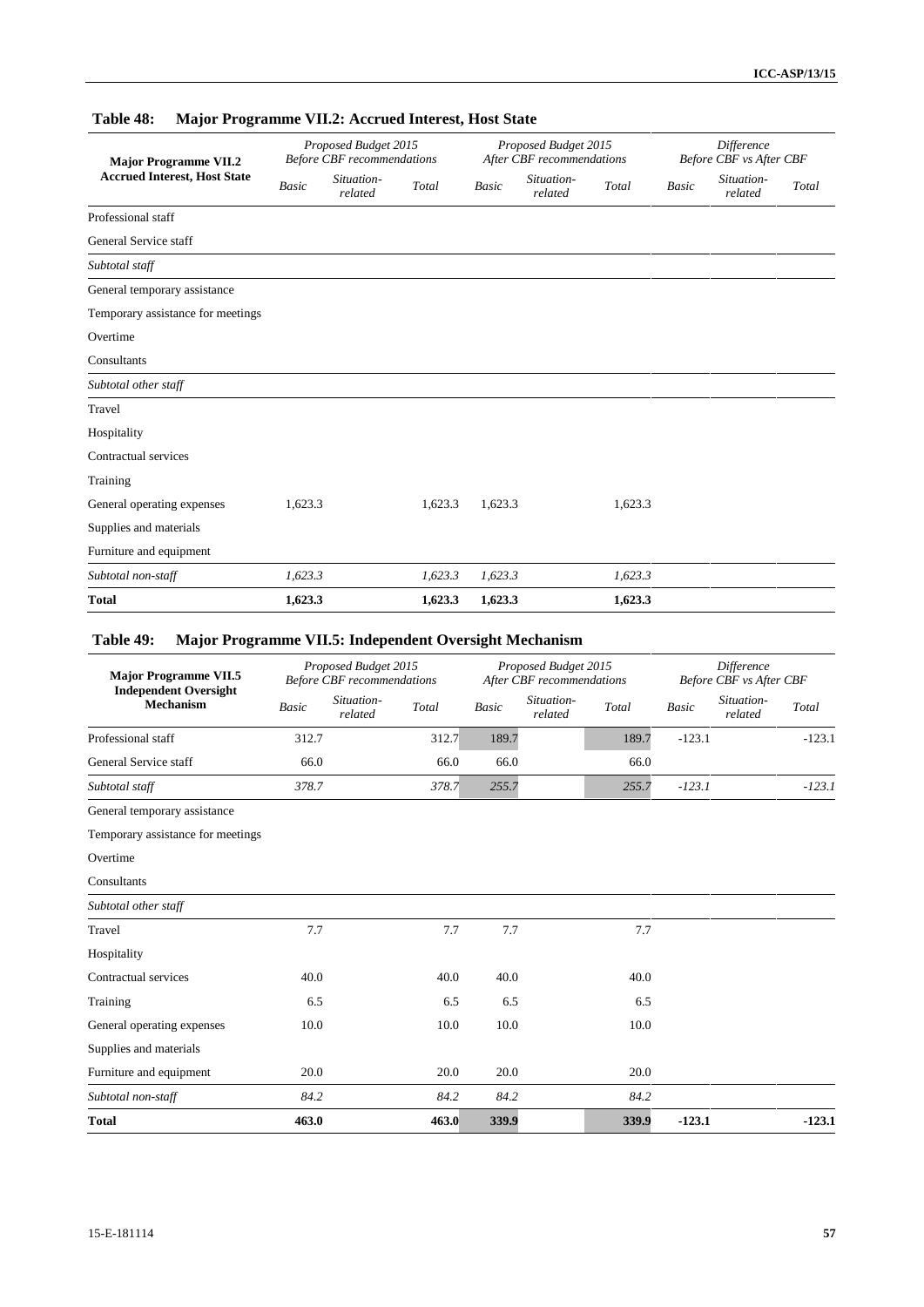**Table 48: Major Programme VII.2: Accrued Interest, Host State**

| Major Programme VII.2 Accrued Interest, Host State | *Proposed Budget 2015 Before CBF recommendations* | | | *Proposed Budget 2015 After CBF recommendations* | | | *Difference Before CBF vs After CBF* | | |
|---|---|---|---|---|---|---|---|---|---|
| | *Basic* | *Situation-related* | *Total* | *Basic* | *Situation-related* | *Total* | *Basic* | *Situation-related* | *Total* |
| Professional staff | | | | | | | | | |
| General Service staff | | | | | | | | | |
| *Subtotal staff* | | | | | | | | | |
| General temporary assistance | | | | | | | | | |
| Temporary assistance for meetings | | | | | | | | | |
| Overtime | | | | | | | | | |
| Consultants | | | | | | | | | |
| *Subtotal other staff* | | | | | | | | | |
| Travel | | | | | | | | | |
| Hospitality | | | | | | | | | |
| Contractual services | | | | | | | | | |
| Training | | | | | | | | | |
| General operating expenses | 1,623.3 | | 1,623.3 | 1,623.3 | | 1,623.3 | | | |
| Supplies and materials | | | | | | | | | |
| Furniture and equipment | | | | | | | | | |
| *Subtotal non-staff* | *1,623.3* | | *1,623.3* | *1,623.3* | | *1,623.3* | | | |
| **Total** | **1,623.3** | | **1,623.3** | **1,623.3** | | **1,623.3** | | | |

**Table 49: Major Programme VII.5: Independent Oversight Mechanism**

| Major Programme VII.5 Independent Oversight Mechanism | *Proposed Budget 2015 Before CBF recommendations* | | | *Proposed Budget 2015 After CBF recommendations* | | | *Difference Before CBF vs After CBF* | | |
|---|---|---|---|---|---|---|---|---|---|
| | *Basic* | *Situation-related* | *Total* | *Basic* | *Situation-related* | *Total* | *Basic* | *Situation-related* | *Total* |
| Professional staff | 312.7 | | 312.7 | 189.7 | | 189.7 | -123.1 | | -123.1 |
| General Service staff | 66.0 | | 66.0 | 66.0 | | 66.0 | | | |
| *Subtotal staff* | *378.7* | | *378.7* | *255.7* | | *255.7* | *-123.1* | | *-123.1* |
| General temporary assistance | | | | | | | | | |
| Temporary assistance for meetings | | | | | | | | | |
| Overtime | | | | | | | | | |
| Consultants | | | | | | | | | |
| *Subtotal other staff* | | | | | | | | | |
| Travel | 7.7 | | 7.7 | 7.7 | | 7.7 | | | |
| Hospitality | | | | | | | | | |
| Contractual services | 40.0 | | 40.0 | 40.0 | | 40.0 | | | |
| Training | 6.5 | | 6.5 | 6.5 | | 6.5 | | | |
| General operating expenses | 10.0 | | 10.0 | 10.0 | | 10.0 | | | |
| Supplies and materials | | | | | | | | | |
| Furniture and equipment | 20.0 | | 20.0 | 20.0 | | 20.0 | | | |
| *Subtotal non-staff* | *84.2* | | *84.2* | *84.2* | | *84.2* | | | |
| **Total** | **463.0** | | **463.0** | **339.9** | | **339.9** | **-123.1** | | **-123.1** |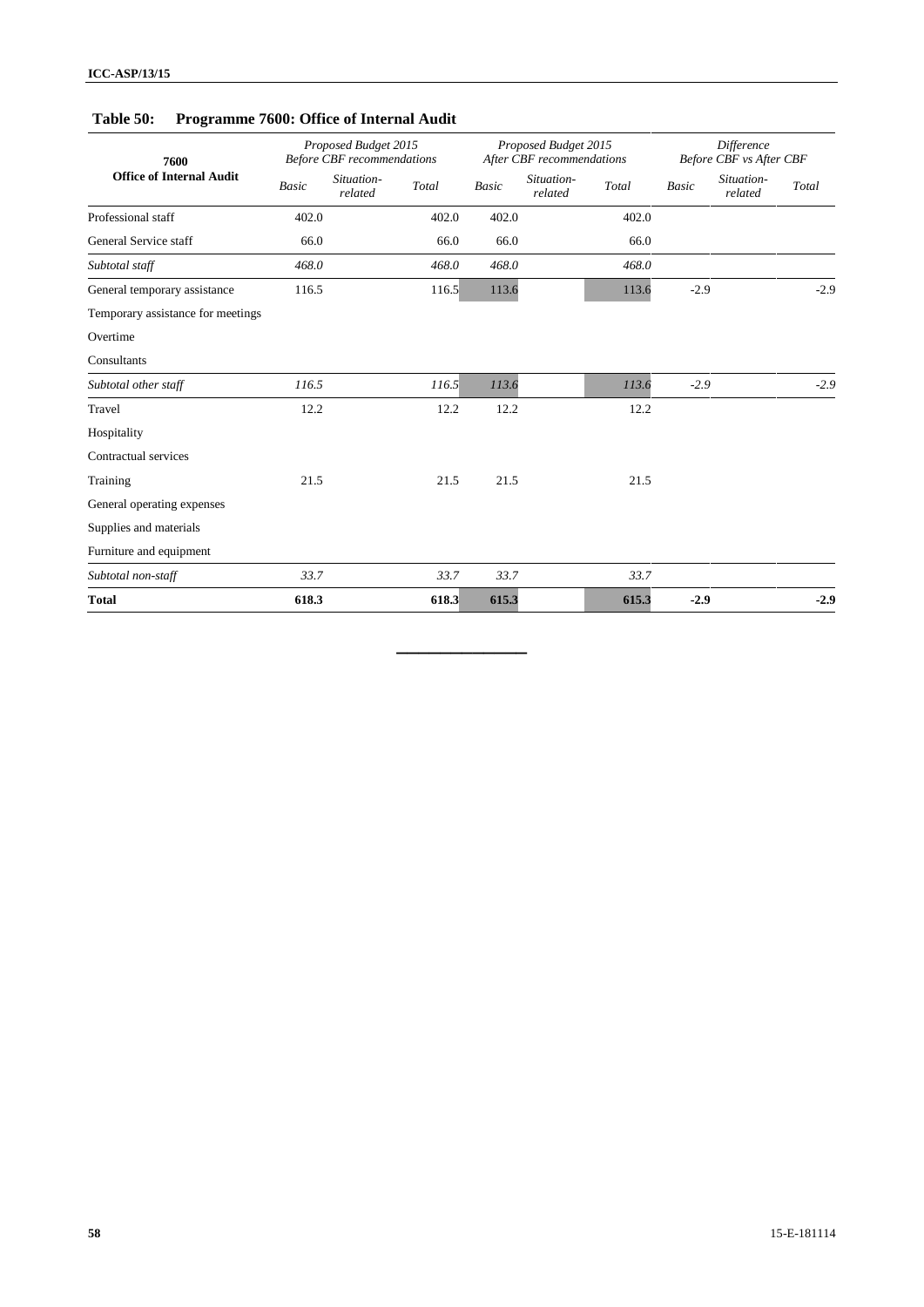## Table 50: Programme 7600: Office of Internal Audit

| 7600 Office of Internal Audit | Proposed Budget 2015 Before CBF recommendations | | | Proposed Budget 2015 After CBF recommendations | | | Difference Before CBF vs After CBF | | |
|---|---|---|---|---|---|---|---|---|---|
| | *Basic* | *Situation-related* | *Total* | *Basic* | *Situation-related* | *Total* | *Basic* | *Situation-related* | *Total* |
| Professional staff | 402.0 | | 402.0 | 402.0 | | 402.0 | | | |
| General Service staff | 66.0 | | 66.0 | 66.0 | | 66.0 | | | |
| *Subtotal staff* | *468.0* | | *468.0* | *468.0* | | *468.0* | | | |
| General temporary assistance | 116.5 | | 116.5 | 113.6 | | 113.6 | -2.9 | | -2.9 |
| Temporary assistance for meetings | | | | | | | | | |
| Overtime | | | | | | | | | |
| Consultants | | | | | | | | | |
| *Subtotal other staff* | *116.5* | | *116.5* | *113.6* | | *113.6* | *-2.9* | | *-2.9* |
| Travel | 12.2 | | 12.2 | 12.2 | | 12.2 | | | |
| Hospitality | | | | | | | | | |
| Contractual services | | | | | | | | | |
| Training | 21.5 | | 21.5 | 21.5 | | 21.5 | | | |
| General operating expenses | | | | | | | | | |
| Supplies and materials | | | | | | | | | |
| Furniture and equipment | | | | | | | | | |
| *Subtotal non-staff* | *33.7* | | *33.7* | *33.7* | | *33.7* | | | |
| **Total** | **618.3** | | **618.3** | **615.3** | | **615.3** | **-2.9** | | **-2.9** |